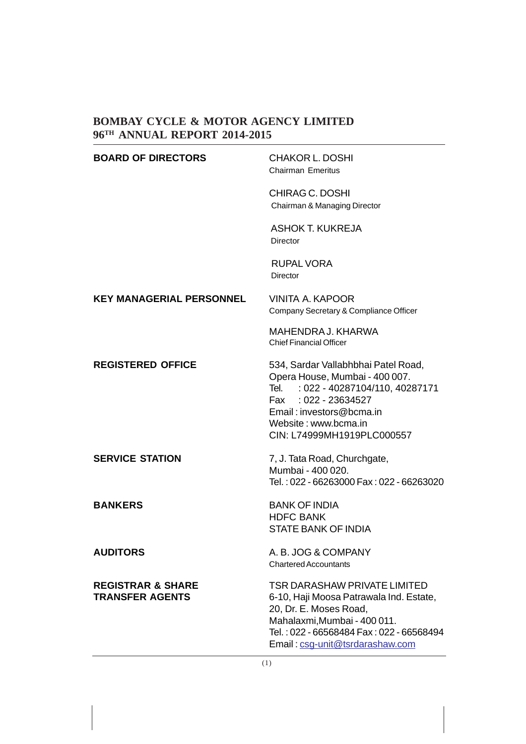# BOMBAY CYCLE & MOTOR AGENCY LIMITED
## 96TH ANNUAL REPORT 2014-2015

| | |
|---|---|
| **BOARD OF DIRECTORS** | CHAKOR L. DOSHI<br>Chairman Emeritus |
| | CHIRAG C. DOSHI<br>Chairman & Managing Director |
| | ASHOK T. KUKREJA<br>Director |
| | RUPAL VORA<br>Director |
| **KEY MANAGERIAL PERSONNEL** | VINITA A. KAPOOR<br>Company Secretary & Compliance Officer |
| | MAHENDRA J. KHARWA<br>Chief Financial Officer |
| **REGISTERED OFFICE** | 534, Sardar Vallabhbhai Patel Road,<br>Opera House, Mumbai - 400 007.<br>Tel. : 022 - 40287104/110, 40287171<br>Fax : 022 - 23634527<br>Email : investors@bcma.in<br>Website : www.bcma.in<br>CIN: L74999MH1919PLC000557 |
| **SERVICE STATION** | 7, J. Tata Road, Churchgate,<br>Mumbai - 400 020.<br>Tel. : 022 - 66263000 Fax : 022 - 66263020 |
| **BANKERS** | BANK OF INDIA<br>HDFC BANK<br>STATE BANK OF INDIA |
| **AUDITORS** | A. B. JOG & COMPANY<br>Chartered Accountants |
| **REGISTRAR & SHARE TRANSFER AGENTS** | TSR DARASHAW PRIVATE LIMITED<br>6-10, Haji Moosa Patrawala Ind. Estate,<br>20, Dr. E. Moses Road,<br>Mahalaxmi,Mumbai - 400 011.<br>Tel. : 022 - 66568484 Fax : 022 - 66568494<br>Email : csg-unit@tsrdarashaw.com |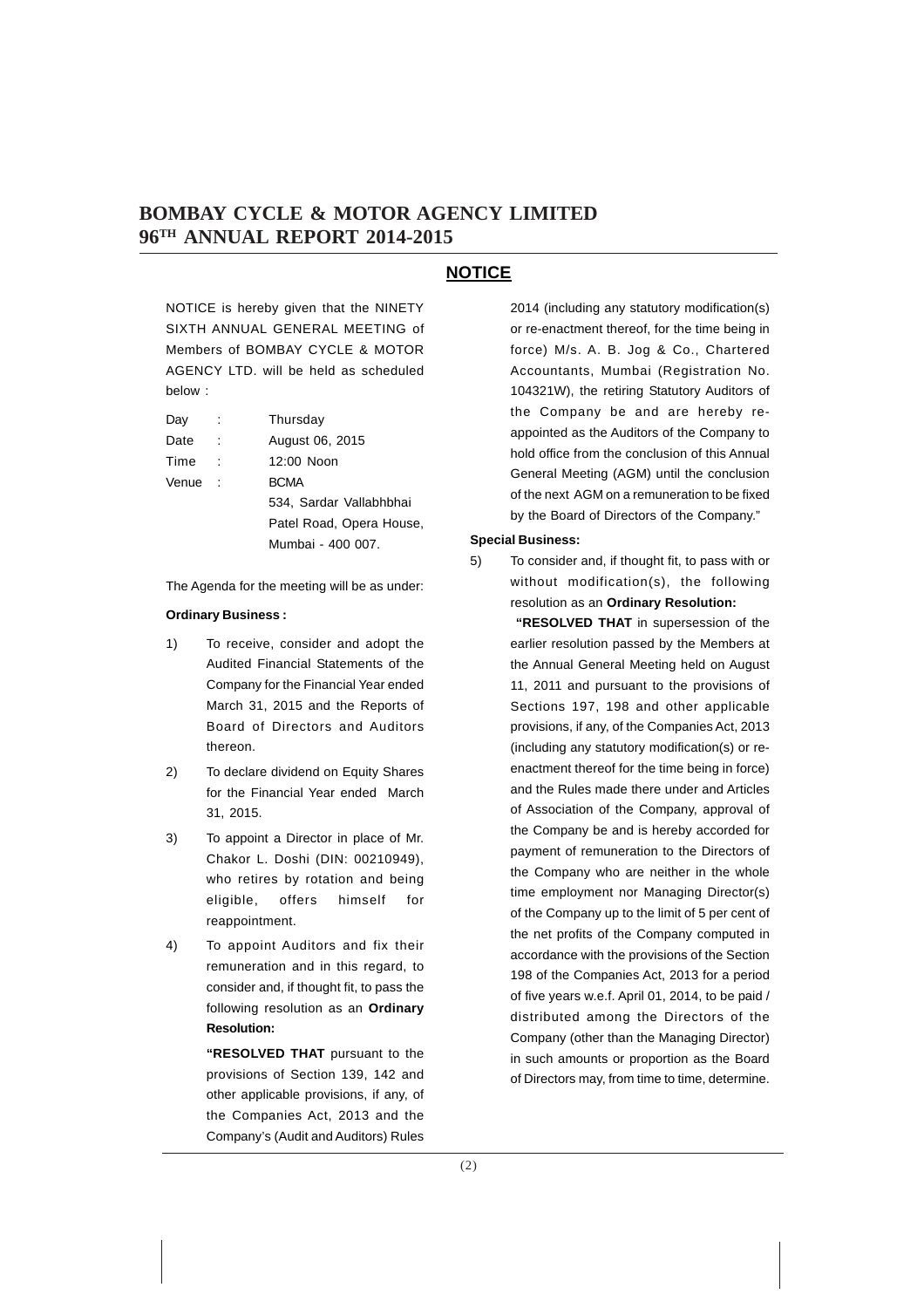## NOTICE

NOTICE is hereby given that the NINETY SIXTH ANNUAL GENERAL MEETING of Members of BOMBAY CYCLE & MOTOR AGENCY LTD. will be held as scheduled below :

| | | |
|---|---|---|
| Day | : | Thursday |
| Date | : | August 06, 2015 |
| Time | : | 12:00 Noon |
| Venue | : | BCMA 534, Sardar Vallabhbhai Patel Road, Opera House, Mumbai - 400 007. |

The Agenda for the meeting will be as under:

**Ordinary Business :**

1) To receive, consider and adopt the Audited Financial Statements of the Company for the Financial Year ended March 31, 2015 and the Reports of Board of Directors and Auditors thereon.

2) To declare dividend on Equity Shares for the Financial Year ended March 31, 2015.

3) To appoint a Director in place of Mr. Chakor L. Doshi (DIN: 00210949), who retires by rotation and being eligible, offers himself for reappointment.

4) To appoint Auditors and fix their remuneration and in this regard, to consider and, if thought fit, to pass the following resolution as an **Ordinary Resolution:**

   **"RESOLVED THAT** pursuant to the provisions of Section 139, 142 and other applicable provisions, if any, of the Companies Act, 2013 and the Company's (Audit and Auditors) Rules 2014 (including any statutory modification(s) or re-enactment thereof, for the time being in force) M/s. A. B. Jog & Co., Chartered Accountants, Mumbai (Registration No. 104321W), the retiring Statutory Auditors of the Company be and are hereby re-appointed as the Auditors of the Company to hold office from the conclusion of this Annual General Meeting (AGM) until the conclusion of the next AGM on a remuneration to be fixed by the Board of Directors of the Company."

**Special Business:**

5) To consider and, if thought fit, to pass with or without modification(s), the following resolution as an **Ordinary Resolution:**

   **"RESOLVED THAT** in supersession of the earlier resolution passed by the Members at the Annual General Meeting held on August 11, 2011 and pursuant to the provisions of Sections 197, 198 and other applicable provisions, if any, of the Companies Act, 2013 (including any statutory modification(s) or re-enactment thereof for the time being in force) and the Rules made there under and Articles of Association of the Company, approval of the Company be and is hereby accorded for payment of remuneration to the Directors of the Company who are neither in the whole time employment nor Managing Director(s) of the Company up to the limit of 5 per cent of the net profits of the Company computed in accordance with the provisions of the Section 198 of the Companies Act, 2013 for a period of five years w.e.f. April 01, 2014, to be paid / distributed among the Directors of the Company (other than the Managing Director) in such amounts or proportion as the Board of Directors may, from time to time, determine.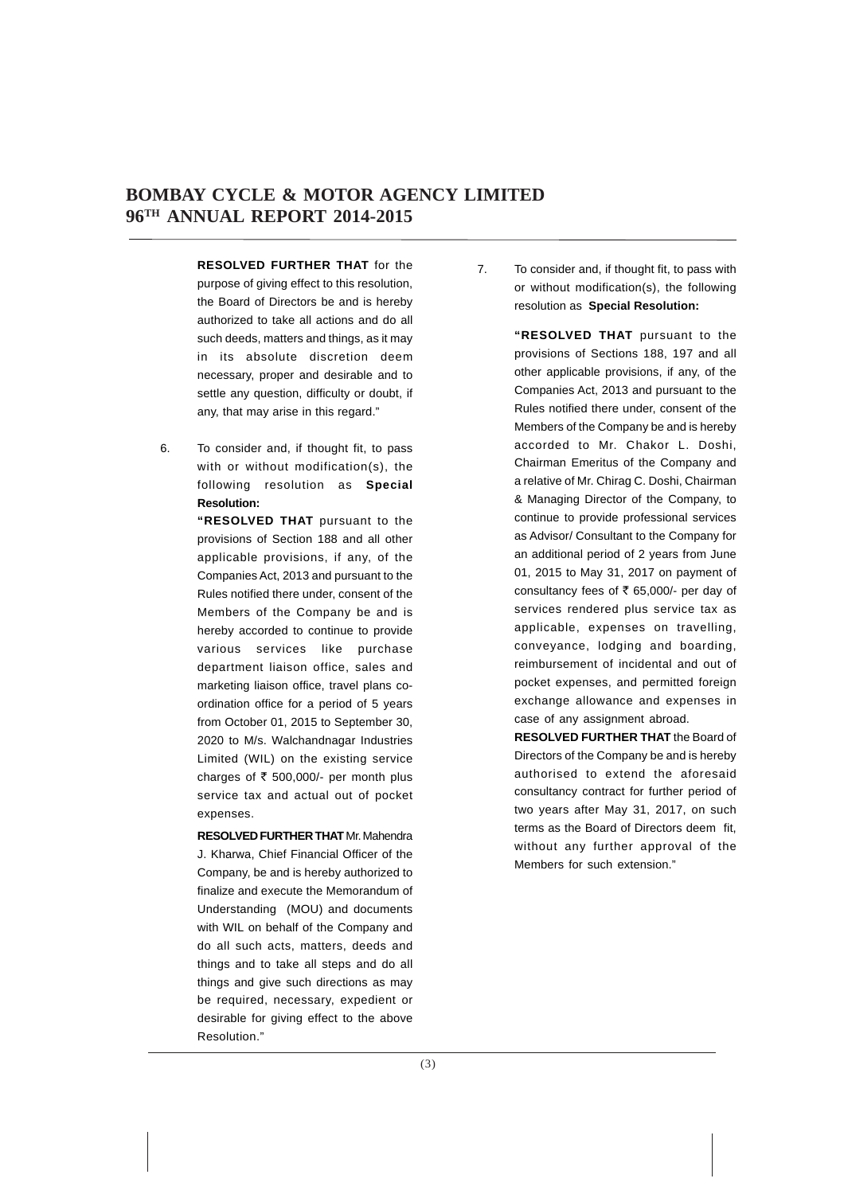**RESOLVED FURTHER THAT** for the purpose of giving effect to this resolution, the Board of Directors be and is hereby authorized to take all actions and do all such deeds, matters and things, as it may in its absolute discretion deem necessary, proper and desirable and to settle any question, difficulty or doubt, if any, that may arise in this regard."

6. To consider and, if thought fit, to pass with or without modification(s), the following resolution as **Special Resolution:**

   **"RESOLVED THAT** pursuant to the provisions of Section 188 and all other applicable provisions, if any, of the Companies Act, 2013 and pursuant to the Rules notified there under, consent of the Members of the Company be and is hereby accorded to continue to provide various services like purchase department liaison office, sales and marketing liaison office, travel plans co-ordination office for a period of 5 years from October 01, 2015 to September 30, 2020 to M/s. Walchandnagar Industries Limited (WIL) on the existing service charges of ₹ 500,000/- per month plus service tax and actual out of pocket expenses.

   **RESOLVED FURTHER THAT** Mr. Mahendra J. Kharwa, Chief Financial Officer of the Company, be and is hereby authorized to finalize and execute the Memorandum of Understanding (MOU) and documents with WIL on behalf of the Company and do all such acts, matters, deeds and things and to take all steps and do all things and give such directions as may be required, necessary, expedient or desirable for giving effect to the above Resolution."

7. To consider and, if thought fit, to pass with or without modification(s), the following resolution as **Special Resolution:**

   **"RESOLVED THAT** pursuant to the provisions of Sections 188, 197 and all other applicable provisions, if any, of the Companies Act, 2013 and pursuant to the Rules notified there under, consent of the Members of the Company be and is hereby accorded to Mr. Chakor L. Doshi, Chairman Emeritus of the Company and a relative of Mr. Chirag C. Doshi, Chairman & Managing Director of the Company, to continue to provide professional services as Advisor/ Consultant to the Company for an additional period of 2 years from June 01, 2015 to May 31, 2017 on payment of consultancy fees of ₹ 65,000/- per day of services rendered plus service tax as applicable, expenses on travelling, conveyance, lodging and boarding, reimbursement of incidental and out of pocket expenses, and permitted foreign exchange allowance and expenses in case of any assignment abroad.

   **RESOLVED FURTHER THAT** the Board of Directors of the Company be and is hereby authorised to extend the aforesaid consultancy contract for further period of two years after May 31, 2017, on such terms as the Board of Directors deem fit, without any further approval of the Members for such extension."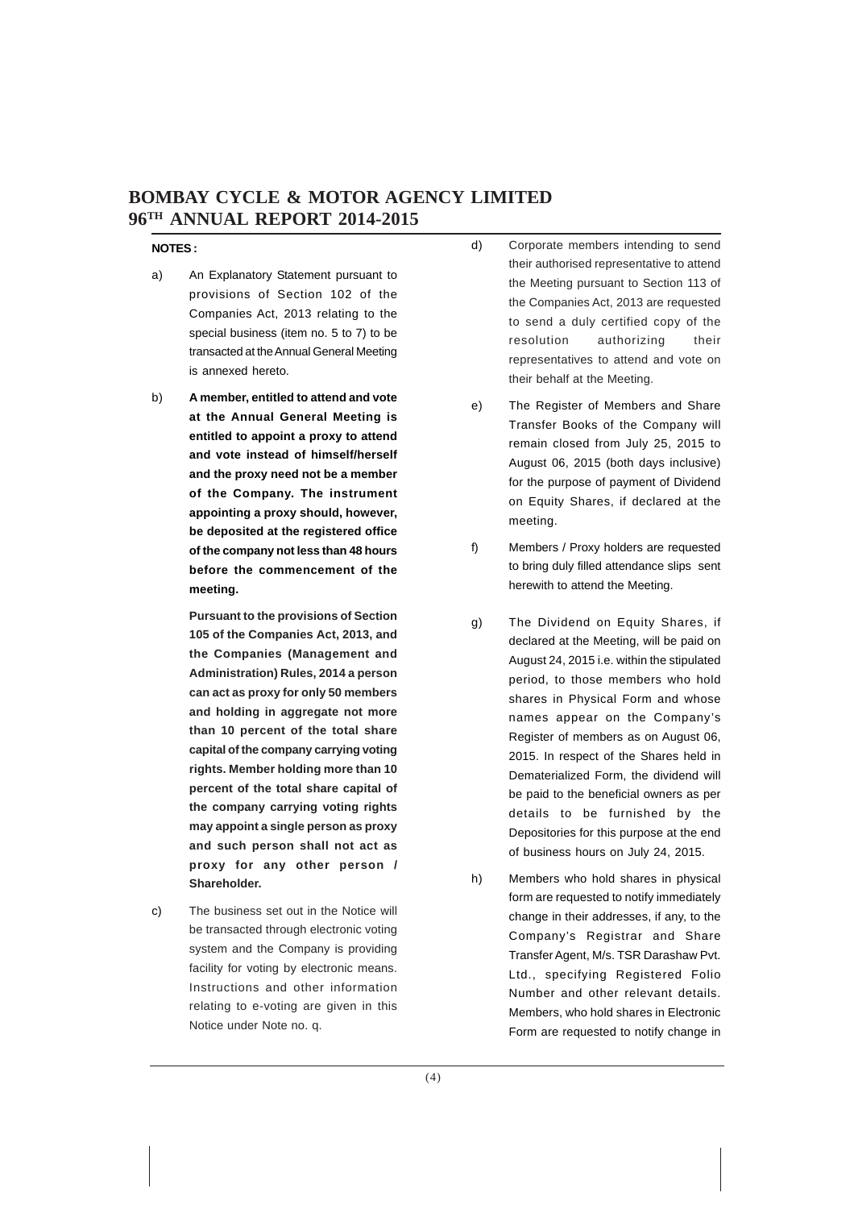**NOTES :**

a) An Explanatory Statement pursuant to provisions of Section 102 of the Companies Act, 2013 relating to the special business (item no. 5 to 7) to be transacted at the Annual General Meeting is annexed hereto.

b) **A member, entitled to attend and vote at the Annual General Meeting is entitled to appoint a proxy to attend and vote instead of himself/herself and the proxy need not be a member of the Company. The instrument appointing a proxy should, however, be deposited at the registered office of the company not less than 48 hours before the commencement of the meeting.**

**Pursuant to the provisions of Section 105 of the Companies Act, 2013, and the Companies (Management and Administration) Rules, 2014 a person can act as proxy for only 50 members and holding in aggregate not more than 10 percent of the total share capital of the company carrying voting rights. Member holding more than 10 percent of the total share capital of the company carrying voting rights may appoint a single person as proxy and such person shall not act as proxy for any other person / Shareholder.**

c) The business set out in the Notice will be transacted through electronic voting system and the Company is providing facility for voting by electronic means. Instructions and other information relating to e-voting are given in this Notice under Note no. q.

d) Corporate members intending to send their authorised representative to attend the Meeting pursuant to Section 113 of the Companies Act, 2013 are requested to send a duly certified copy of the resolution authorizing their representatives to attend and vote on their behalf at the Meeting.

e) The Register of Members and Share Transfer Books of the Company will remain closed from July 25, 2015 to August 06, 2015 (both days inclusive) for the purpose of payment of Dividend on Equity Shares, if declared at the meeting.

f) Members / Proxy holders are requested to bring duly filled attendance slips sent herewith to attend the Meeting.

g) The Dividend on Equity Shares, if declared at the Meeting, will be paid on August 24, 2015 i.e. within the stipulated period, to those members who hold shares in Physical Form and whose names appear on the Company's Register of members as on August 06, 2015. In respect of the Shares held in Dematerialized Form, the dividend will be paid to the beneficial owners as per details to be furnished by the Depositories for this purpose at the end of business hours on July 24, 2015.

h) Members who hold shares in physical form are requested to notify immediately change in their addresses, if any, to the Company's Registrar and Share Transfer Agent, M/s. TSR Darashaw Pvt. Ltd., specifying Registered Folio Number and other relevant details. Members, who hold shares in Electronic Form are requested to notify change in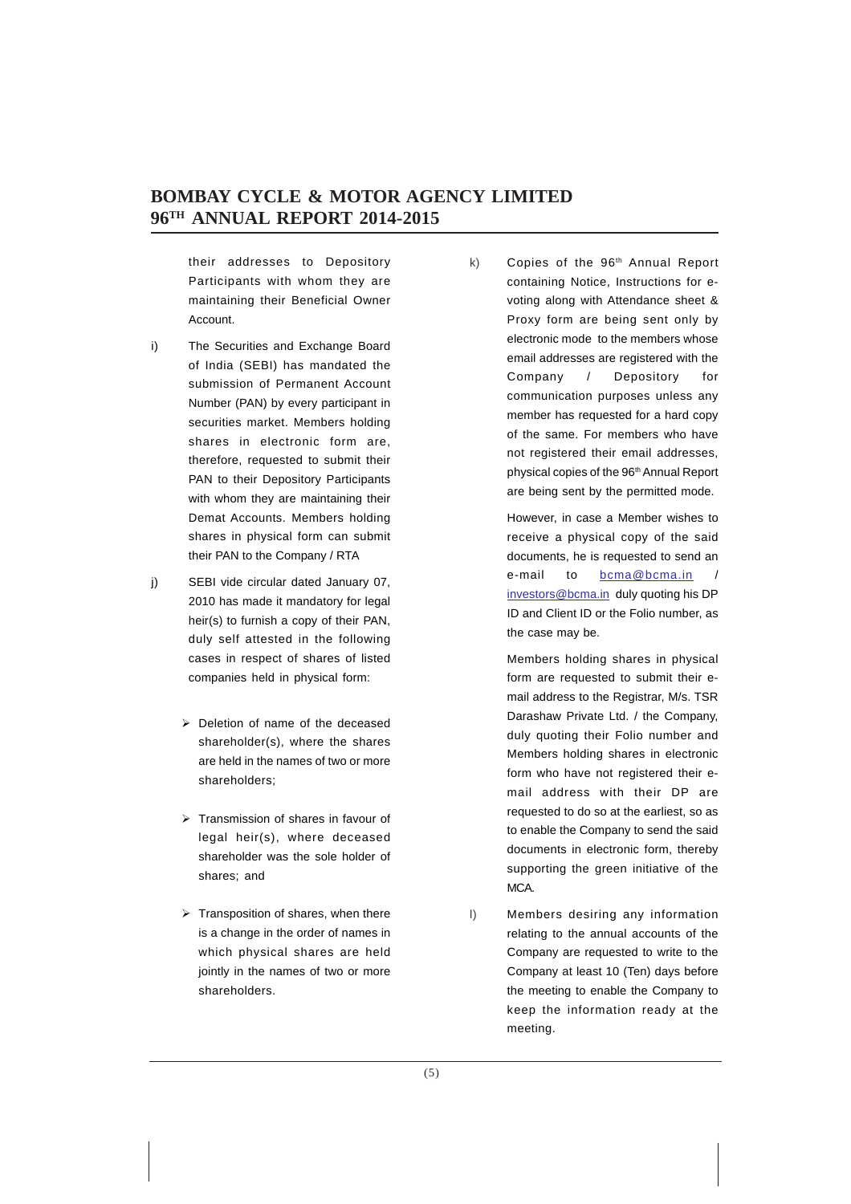their addresses to Depository Participants with whom they are maintaining their Beneficial Owner Account.

i) The Securities and Exchange Board of India (SEBI) has mandated the submission of Permanent Account Number (PAN) by every participant in securities market. Members holding shares in electronic form are, therefore, requested to submit their PAN to their Depository Participants with whom they are maintaining their Demat Accounts. Members holding shares in physical form can submit their PAN to the Company / RTA

j) SEBI vide circular dated January 07, 2010 has made it mandatory for legal heir(s) to furnish a copy of their PAN, duly self attested in the following cases in respect of shares of listed companies held in physical form:

- Deletion of name of the deceased shareholder(s), where the shares are held in the names of two or more shareholders;
- Transmission of shares in favour of legal heir(s), where deceased shareholder was the sole holder of shares; and
- Transposition of shares, when there is a change in the order of names in which physical shares are held jointly in the names of two or more shareholders.

k) Copies of the 96th Annual Report containing Notice, Instructions for e-voting along with Attendance sheet & Proxy form are being sent only by electronic mode to the members whose email addresses are registered with the Company / Depository for communication purposes unless any member has requested for a hard copy of the same. For members who have not registered their email addresses, physical copies of the 96th Annual Report are being sent by the permitted mode.

However, in case a Member wishes to receive a physical copy of the said documents, he is requested to send an e-mail to bcma@bcma.in / investors@bcma.in duly quoting his DP ID and Client ID or the Folio number, as the case may be.

Members holding shares in physical form are requested to submit their e-mail address to the Registrar, M/s. TSR Darashaw Private Ltd. / the Company, duly quoting their Folio number and Members holding shares in electronic form who have not registered their e-mail address with their DP are requested to do so at the earliest, so as to enable the Company to send the said documents in electronic form, thereby supporting the green initiative of the MCA.

l) Members desiring any information relating to the annual accounts of the Company are requested to write to the Company at least 10 (Ten) days before the meeting to enable the Company to keep the information ready at the meeting.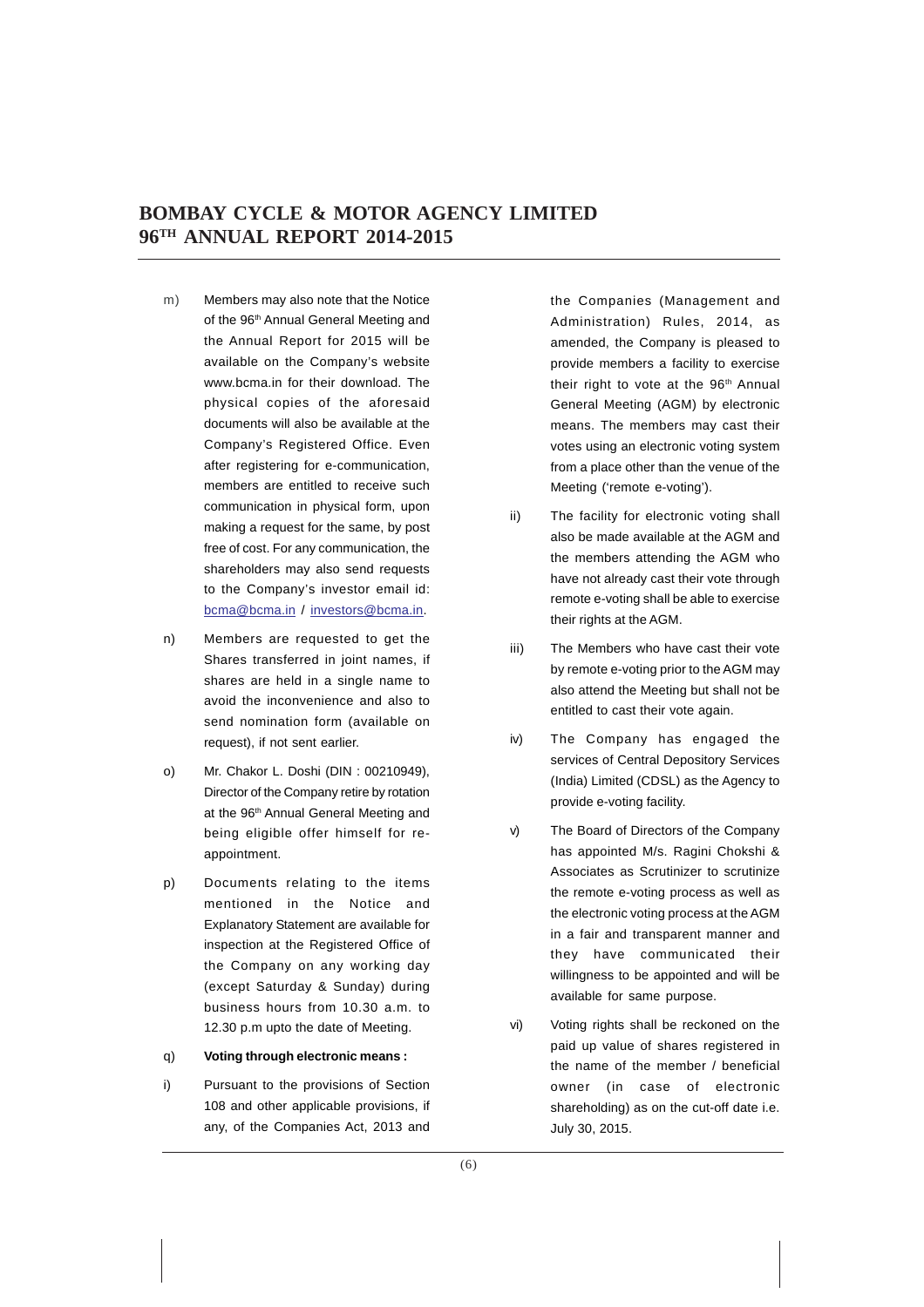m) Members may also note that the Notice of the 96th Annual General Meeting and the Annual Report for 2015 will be available on the Company's website www.bcma.in for their download. The physical copies of the aforesaid documents will also be available at the Company's Registered Office. Even after registering for e-communication, members are entitled to receive such communication in physical form, upon making a request for the same, by post free of cost. For any communication, the shareholders may also send requests to the Company's investor email id: bcma@bcma.in / investors@bcma.in.

n) Members are requested to get the Shares transferred in joint names, if shares are held in a single name to avoid the inconvenience and also to send nomination form (available on request), if not sent earlier.

o) Mr. Chakor L. Doshi (DIN : 00210949), Director of the Company retire by rotation at the 96th Annual General Meeting and being eligible offer himself for re-appointment.

p) Documents relating to the items mentioned in the Notice and Explanatory Statement are available for inspection at the Registered Office of the Company on any working day (except Saturday & Sunday) during business hours from 10.30 a.m. to 12.30 p.m upto the date of Meeting.

q) **Voting through electronic means :**

i) Pursuant to the provisions of Section 108 and other applicable provisions, if any, of the Companies Act, 2013 and the Companies (Management and Administration) Rules, 2014, as amended, the Company is pleased to provide members a facility to exercise their right to vote at the 96th Annual General Meeting (AGM) by electronic means. The members may cast their votes using an electronic voting system from a place other than the venue of the Meeting ('remote e-voting').

ii) The facility for electronic voting shall also be made available at the AGM and the members attending the AGM who have not already cast their vote through remote e-voting shall be able to exercise their rights at the AGM.

iii) The Members who have cast their vote by remote e-voting prior to the AGM may also attend the Meeting but shall not be entitled to cast their vote again.

iv) The Company has engaged the services of Central Depository Services (India) Limited (CDSL) as the Agency to provide e-voting facility.

v) The Board of Directors of the Company has appointed M/s. Ragini Chokshi & Associates as Scrutinizer to scrutinize the remote e-voting process as well as the electronic voting process at the AGM in a fair and transparent manner and they have communicated their willingness to be appointed and will be available for same purpose.

vi) Voting rights shall be reckoned on the paid up value of shares registered in the name of the member / beneficial owner (in case of electronic shareholding) as on the cut-off date i.e. July 30, 2015.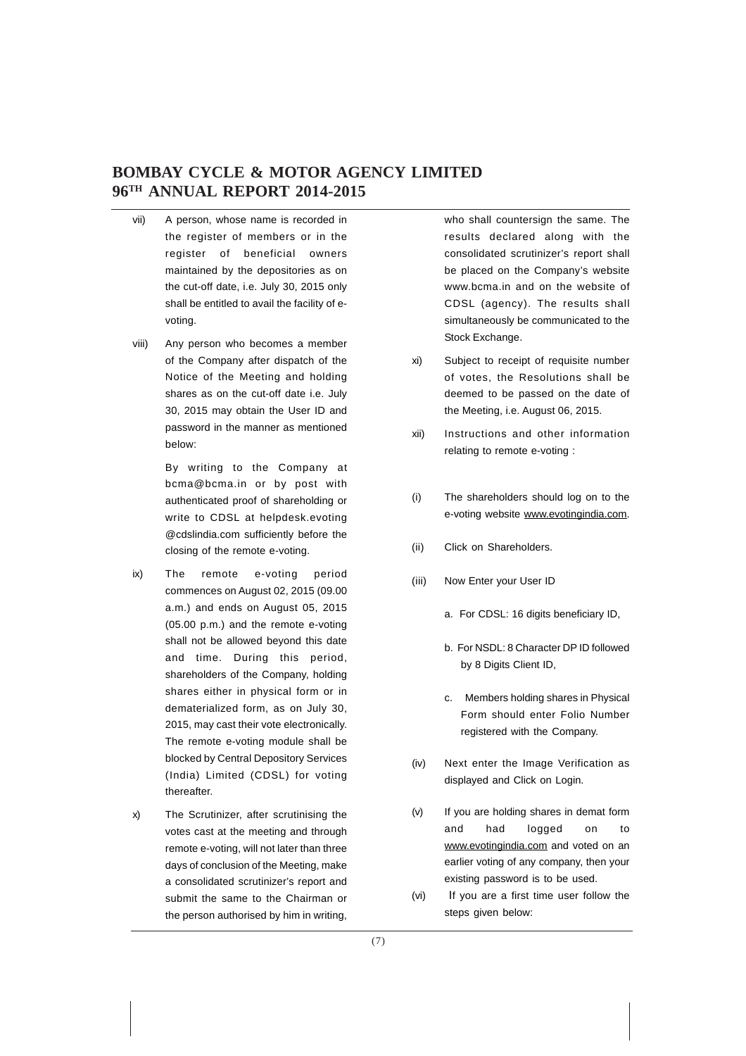vii) A person, whose name is recorded in the register of members or in the register of beneficial owners maintained by the depositories as on the cut-off date, i.e. July 30, 2015 only shall be entitled to avail the facility of e-voting.

viii) Any person who becomes a member of the Company after dispatch of the Notice of the Meeting and holding shares as on the cut-off date i.e. July 30, 2015 may obtain the User ID and password in the manner as mentioned below:

By writing to the Company at bcma@bcma.in or by post with authenticated proof of shareholding or write to CDSL at helpdesk.evoting @cdslindia.com sufficiently before the closing of the remote e-voting.

ix) The remote e-voting period commences on August 02, 2015 (09.00 a.m.) and ends on August 05, 2015 (05.00 p.m.) and the remote e-voting shall not be allowed beyond this date and time. During this period, shareholders of the Company, holding shares either in physical form or in dematerialized form, as on July 30, 2015, may cast their vote electronically. The remote e-voting module shall be blocked by Central Depository Services (India) Limited (CDSL) for voting thereafter.

x) The Scrutinizer, after scrutinising the votes cast at the meeting and through remote e-voting, will not later than three days of conclusion of the Meeting, make a consolidated scrutinizer's report and submit the same to the Chairman or the person authorised by him in writing, who shall countersign the same. The results declared along with the consolidated scrutinizer's report shall be placed on the Company's website www.bcma.in and on the website of CDSL (agency). The results shall simultaneously be communicated to the Stock Exchange.

xi) Subject to receipt of requisite number of votes, the Resolutions shall be deemed to be passed on the date of the Meeting, i.e. August 06, 2015.

xii) Instructions and other information relating to remote e-voting :

(i) The shareholders should log on to the e-voting website www.evotingindia.com.

(ii) Click on Shareholders.

(iii) Now Enter your User ID

a. For CDSL: 16 digits beneficiary ID,

b. For NSDL: 8 Character DP ID followed by 8 Digits Client ID,

c. Members holding shares in Physical Form should enter Folio Number registered with the Company.

(iv) Next enter the Image Verification as displayed and Click on Login.

(v) If you are holding shares in demat form and had logged on to www.evotingindia.com and voted on an earlier voting of any company, then your existing password is to be used.

(vi) If you are a first time user follow the steps given below: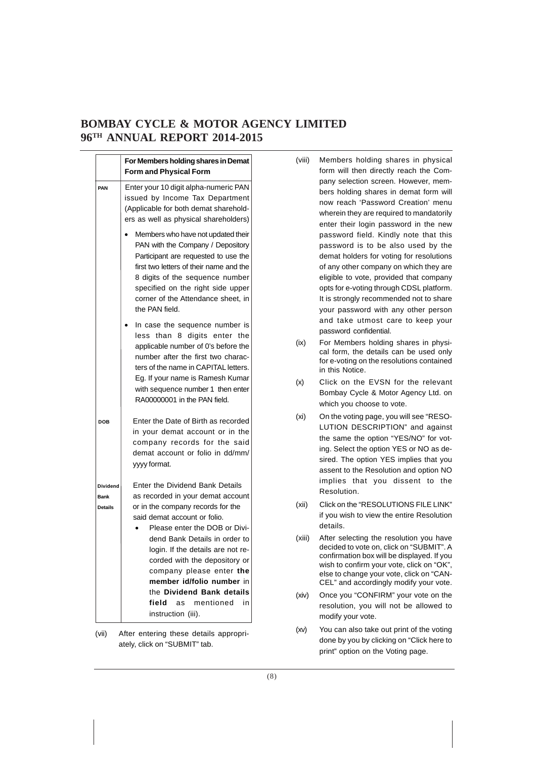| | For Members holding shares in Demat Form and Physical Form |
|---|---|
| PAN | Enter your 10 digit alpha-numeric PAN issued by Income Tax Department (Applicable for both demat shareholders as well as physical shareholders)<br>• Members who have not updated their PAN with the Company / Depository Participant are requested to use the first two letters of their name and the 8 digits of the sequence number specified on the right side upper corner of the Attendance sheet, in the PAN field.<br>• In case the sequence number is less than 8 digits enter the applicable number of 0's before the number after the first two characters of the name in CAPITAL letters. Eg. If your name is Ramesh Kumar with sequence number 1 then enter RA00000001 in the PAN field. |
| DOB | Enter the Date of Birth as recorded in your demat account or in the company records for the said demat account or folio in dd/mm/yyyy format. |
| Dividend Bank Details | Enter the Dividend Bank Details as recorded in your demat account or in the company records for the said demat account or folio.<br>• Please enter the DOB or Dividend Bank Details in order to login. If the details are not recorded with the depository or company please enter **the member id/folio number** in the **Dividend Bank details field** as mentioned in instruction (iii). |

(vii) After entering these details appropriately, click on "SUBMIT" tab.

(viii) Members holding shares in physical form will then directly reach the Company selection screen. However, members holding shares in demat form will now reach 'Password Creation' menu wherein they are required to mandatorily enter their login password in the new password field. Kindly note that this password is to be also used by the demat holders for voting for resolutions of any other company on which they are eligible to vote, provided that company opts for e-voting through CDSL platform. It is strongly recommended not to share your password with any other person and take utmost care to keep your password confidential.

(ix) For Members holding shares in physical form, the details can be used only for e-voting on the resolutions contained in this Notice.

(x) Click on the EVSN for the relevant Bombay Cycle & Motor Agency Ltd. on which you choose to vote.

(xi) On the voting page, you will see "RESOLUTION DESCRIPTION" and against the same the option "YES/NO" for voting. Select the option YES or NO as desired. The option YES implies that you assent to the Resolution and option NO implies that you dissent to the Resolution.

(xii) Click on the "RESOLUTIONS FILE LINK" if you wish to view the entire Resolution details.

(xiii) After selecting the resolution you have decided to vote on, click on "SUBMIT". A confirmation box will be displayed. If you wish to confirm your vote, click on "OK", else to change your vote, click on "CANCEL" and accordingly modify your vote.

(xiv) Once you "CONFIRM" your vote on the resolution, you will not be allowed to modify your vote.

(xv) You can also take out print of the voting done by you by clicking on "Click here to print" option on the Voting page.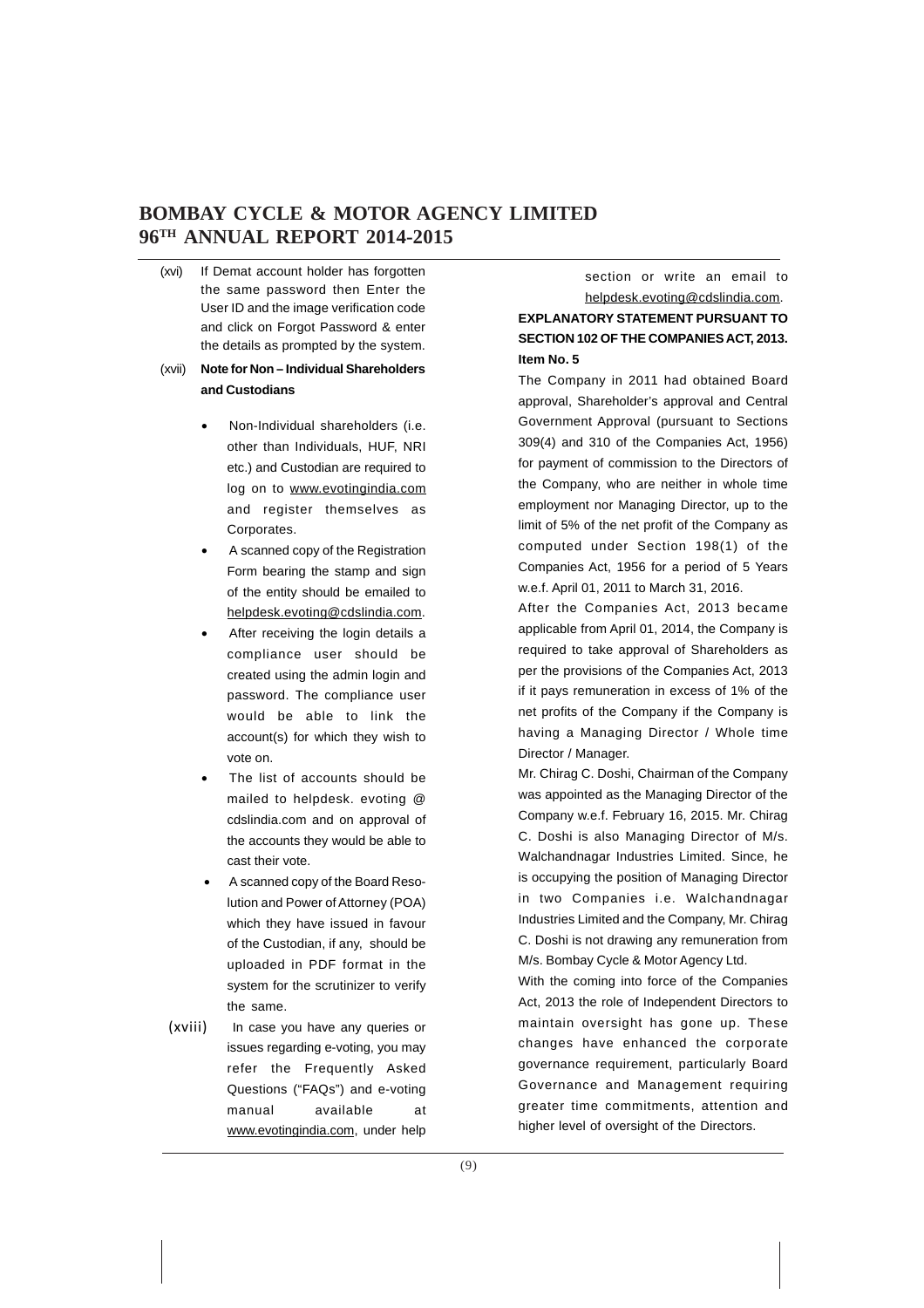(xvi) If Demat account holder has forgotten the same password then Enter the User ID and the image verification code and click on Forgot Password & enter the details as prompted by the system.

(xvii) **Note for Non – Individual Shareholders and Custodians**

- Non-Individual shareholders (i.e. other than Individuals, HUF, NRI etc.) and Custodian are required to log on to www.evotingindia.com and register themselves as Corporates.
- A scanned copy of the Registration Form bearing the stamp and sign of the entity should be emailed to helpdesk.evoting@cdslindia.com.
- After receiving the login details a compliance user should be created using the admin login and password. The compliance user would be able to link the account(s) for which they wish to vote on.
- The list of accounts should be mailed to helpdesk. evoting @ cdslindia.com and on approval of the accounts they would be able to cast their vote.
- A scanned copy of the Board Resolution and Power of Attorney (POA) which they have issued in favour of the Custodian, if any, should be uploaded in PDF format in the system for the scrutinizer to verify the same.

(xviii) In case you have any queries or issues regarding e-voting, you may refer the Frequently Asked Questions ("FAQs") and e-voting manual available at www.evotingindia.com, under help section or write an email to helpdesk.evoting@cdslindia.com.

**EXPLANATORY STATEMENT PURSUANT TO SECTION 102 OF THE COMPANIES ACT, 2013.**

**Item No. 5**

The Company in 2011 had obtained Board approval, Shareholder's approval and Central Government Approval (pursuant to Sections 309(4) and 310 of the Companies Act, 1956) for payment of commission to the Directors of the Company, who are neither in whole time employment nor Managing Director, up to the limit of 5% of the net profit of the Company as computed under Section 198(1) of the Companies Act, 1956 for a period of 5 Years w.e.f. April 01, 2011 to March 31, 2016.

After the Companies Act, 2013 became applicable from April 01, 2014, the Company is required to take approval of Shareholders as per the provisions of the Companies Act, 2013 if it pays remuneration in excess of 1% of the net profits of the Company if the Company is having a Managing Director / Whole time Director / Manager.

Mr. Chirag C. Doshi, Chairman of the Company was appointed as the Managing Director of the Company w.e.f. February 16, 2015. Mr. Chirag C. Doshi is also Managing Director of M/s. Walchandnagar Industries Limited. Since, he is occupying the position of Managing Director in two Companies i.e. Walchandnagar Industries Limited and the Company, Mr. Chirag C. Doshi is not drawing any remuneration from M/s. Bombay Cycle & Motor Agency Ltd.

With the coming into force of the Companies Act, 2013 the role of Independent Directors to maintain oversight has gone up. These changes have enhanced the corporate governance requirement, particularly Board Governance and Management requiring greater time commitments, attention and higher level of oversight of the Directors.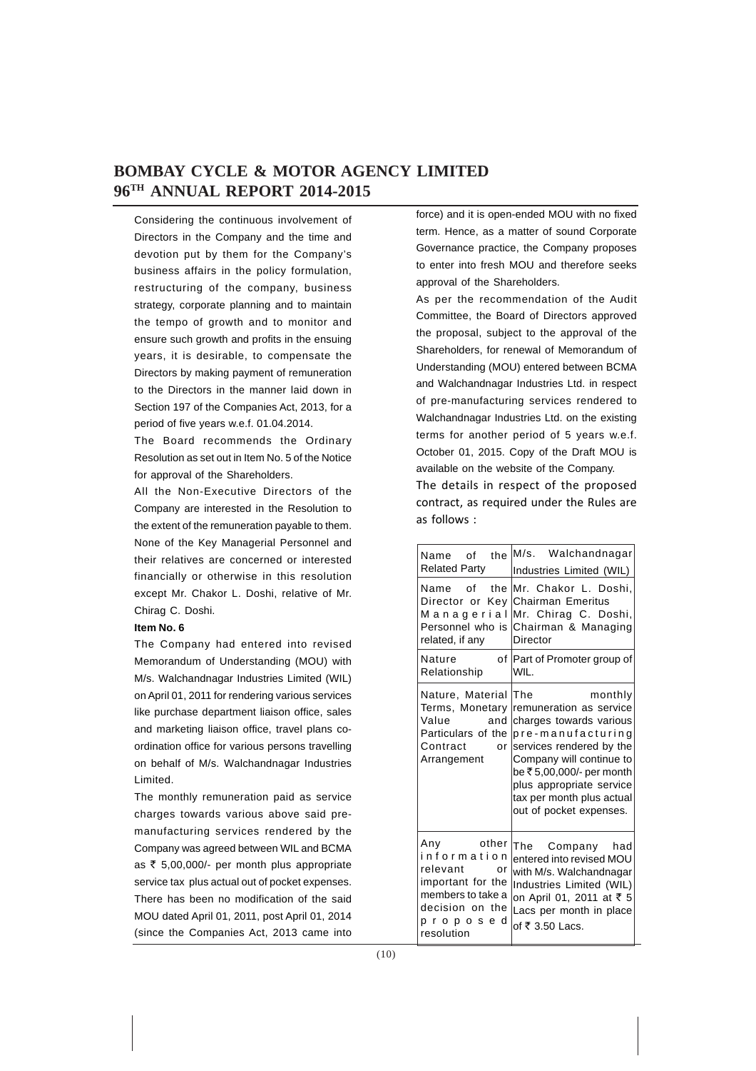Considering the continuous involvement of Directors in the Company and the time and devotion put by them for the Company's business affairs in the policy formulation, restructuring of the company, business strategy, corporate planning and to maintain the tempo of growth and to monitor and ensure such growth and profits in the ensuing years, it is desirable, to compensate the Directors by making payment of remuneration to the Directors in the manner laid down in Section 197 of the Companies Act, 2013, for a period of five years w.e.f. 01.04.2014.

The Board recommends the Ordinary Resolution as set out in Item No. 5 of the Notice for approval of the Shareholders.

All the Non-Executive Directors of the Company are interested in the Resolution to the extent of the remuneration payable to them. None of the Key Managerial Personnel and their relatives are concerned or interested financially or otherwise in this resolution except Mr. Chakor L. Doshi, relative of Mr. Chirag C. Doshi.

**Item No. 6**

The Company had entered into revised Memorandum of Understanding (MOU) with M/s. Walchandnagar Industries Limited (WIL) on April 01, 2011 for rendering various services like purchase department liaison office, sales and marketing liaison office, travel plans co-ordination office for various persons travelling on behalf of M/s. Walchandnagar Industries Limited.

The monthly remuneration paid as service charges towards various above said pre-manufacturing services rendered by the Company was agreed between WIL and BCMA as ₹ 5,00,000/- per month plus appropriate service tax plus actual out of pocket expenses. There has been no modification of the said MOU dated April 01, 2011, post April 01, 2014 (since the Companies Act, 2013 came into force) and it is open-ended MOU with no fixed term. Hence, as a matter of sound Corporate Governance practice, the Company proposes to enter into fresh MOU and therefore seeks approval of the Shareholders.

As per the recommendation of the Audit Committee, the Board of Directors approved the proposal, subject to the approval of the Shareholders, for renewal of Memorandum of Understanding (MOU) entered between BCMA and Walchandnagar Industries Ltd. in respect of pre-manufacturing services rendered to Walchandnagar Industries Ltd. on the existing terms for another period of 5 years w.e.f. October 01, 2015. Copy of the Draft MOU is available on the website of the Company.

The details in respect of the proposed contract, as required under the Rules are as follows :

| | |
|---|---|
| Name of the Related Party | M/s. Walchandnagar Industries Limited (WIL) |
| Name of the Director or Key Managerial Personnel who is related, if any | Mr. Chakor L. Doshi, Chairman Emeritus<br>Mr. Chirag C. Doshi, Chairman & Managing Director |
| Nature of Relationship | Part of Promoter group of WIL. |
| Nature, Material Terms, Monetary Value and Particulars of the Contract or Arrangement | The monthly remuneration as service charges towards various pre-manufacturing services rendered by the Company will continue to be ₹ 5,00,000/- per month plus appropriate service tax per month plus actual out of pocket expenses. |
| Any other information relevant or important for the members to take a decision on the proposed resolution | The Company had entered into revised MOU with M/s. Walchandnagar Industries Limited (WIL) on April 01, 2011 at ₹ 5 Lacs per month in place of ₹ 3.50 Lacs. |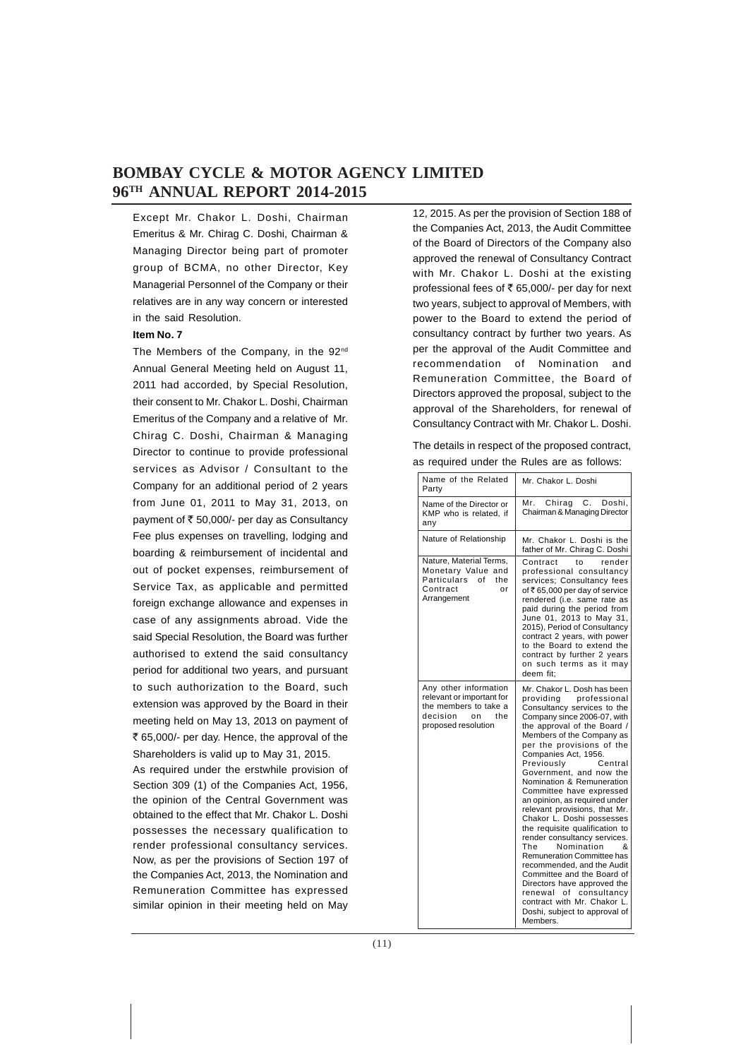Except Mr. Chakor L. Doshi, Chairman Emeritus & Mr. Chirag C. Doshi, Chairman & Managing Director being part of promoter group of BCMA, no other Director, Key Managerial Personnel of the Company or their relatives are in any way concern or interested in the said Resolution.

**Item No. 7**

The Members of the Company, in the 92nd Annual General Meeting held on August 11, 2011 had accorded, by Special Resolution, their consent to Mr. Chakor L. Doshi, Chairman Emeritus of the Company and a relative of Mr. Chirag C. Doshi, Chairman & Managing Director to continue to provide professional services as Advisor / Consultant to the Company for an additional period of 2 years from June 01, 2011 to May 31, 2013, on payment of ₹ 50,000/- per day as Consultancy Fee plus expenses on travelling, lodging and boarding & reimbursement of incidental and out of pocket expenses, reimbursement of Service Tax, as applicable and permitted foreign exchange allowance and expenses in case of any assignments abroad. Vide the said Special Resolution, the Board was further authorised to extend the said consultancy period for additional two years, and pursuant to such authorization to the Board, such extension was approved by the Board in their meeting held on May 13, 2013 on payment of ₹ 65,000/- per day. Hence, the approval of the Shareholders is valid up to May 31, 2015.

As required under the erstwhile provision of Section 309 (1) of the Companies Act, 1956, the opinion of the Central Government was obtained to the effect that Mr. Chakor L. Doshi possesses the necessary qualification to render professional consultancy services. Now, as per the provisions of Section 197 of the Companies Act, 2013, the Nomination and Remuneration Committee has expressed similar opinion in their meeting held on May 12, 2015. As per the provision of Section 188 of the Companies Act, 2013, the Audit Committee of the Board of Directors of the Company also approved the renewal of Consultancy Contract with Mr. Chakor L. Doshi at the existing professional fees of ₹ 65,000/- per day for next two years, subject to approval of Members, with power to the Board to extend the period of consultancy contract by further two years. As per the approval of the Audit Committee and recommendation of Nomination and Remuneration Committee, the Board of Directors approved the proposal, subject to the approval of the Shareholders, for renewal of Consultancy Contract with Mr. Chakor L. Doshi.

The details in respect of the proposed contract, as required under the Rules are as follows:

| Name of the Related Party | Mr. Chakor L. Doshi |
|---|---|
| Name of the Director or KMP who is related, if any | Mr. Chirag C. Doshi, Chairman & Managing Director |
| Nature of Relationship | Mr. Chakor L. Doshi is the father of Mr. Chirag C. Doshi |
| Nature, Material Terms, Monetary Value and Particulars of the Contract or Arrangement | Contract to render professional consultancy services; Consultancy fees of ₹ 65,000 per day of service rendered (i.e. same rate as paid during the period from June 01, 2013 to May 31, 2015), Period of Consultancy contract 2 years, with power to the Board to extend the contract by further 2 years on such terms as it may deem fit; |
| Any other information relevant or important for the members to take a decision on the proposed resolution | Mr. Chakor L. Dosh has been providing professional Consultancy services to the Company since 2006-07, with the approval of the Board / Members of the Company as per the provisions of the Companies Act, 1956. Previously Central Government, and now the Nomination & Remuneration Committee have expressed an opinion, as required under relevant provisions, that Mr. Chakor L. Doshi possesses the requisite qualification to render consultancy services. The Nomination & Remuneration Committee has recommended, and the Audit Committee and the Board of Directors have approved the renewal of consultancy contract with Mr. Chakor L. Doshi, subject to approval of Members. |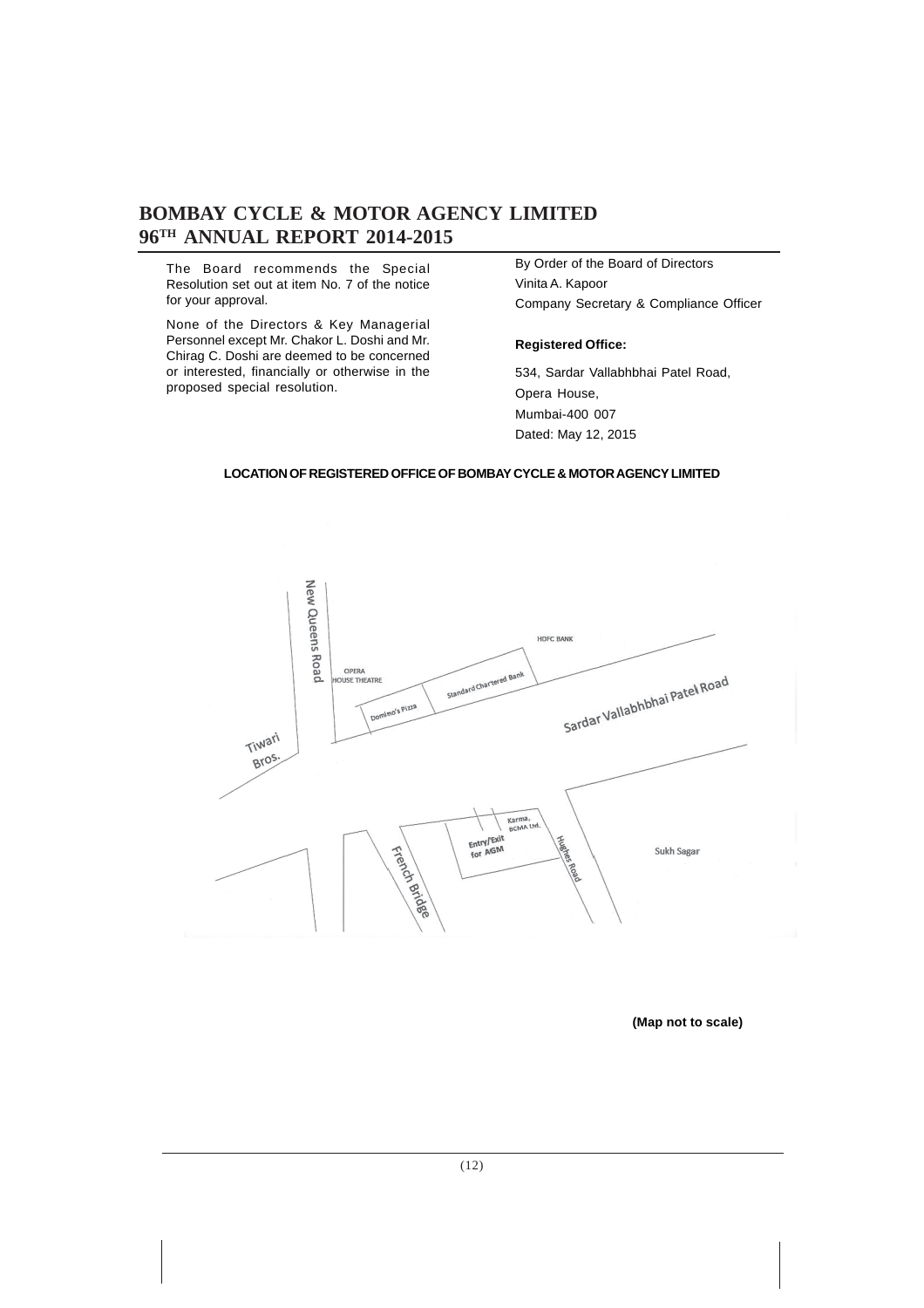The Board recommends the Special Resolution set out at item No. 7 of the notice for your approval.

None of the Directors & Key Managerial Personnel except Mr. Chakor L. Doshi and Mr. Chirag C. Doshi are deemed to be concerned or interested, financially or otherwise in the proposed special resolution.

By Order of the Board of Directors
Vinita A. Kapoor
Company Secretary & Compliance Officer

**Registered Office:**

534, Sardar Vallabhbhai Patel Road,
Opera House,
Mumbai-400 007
Dated: May 12, 2015

**LOCATION OF REGISTERED OFFICE OF BOMBAY CYCLE & MOTOR AGENCY LIMITED**

**(Map not to scale)**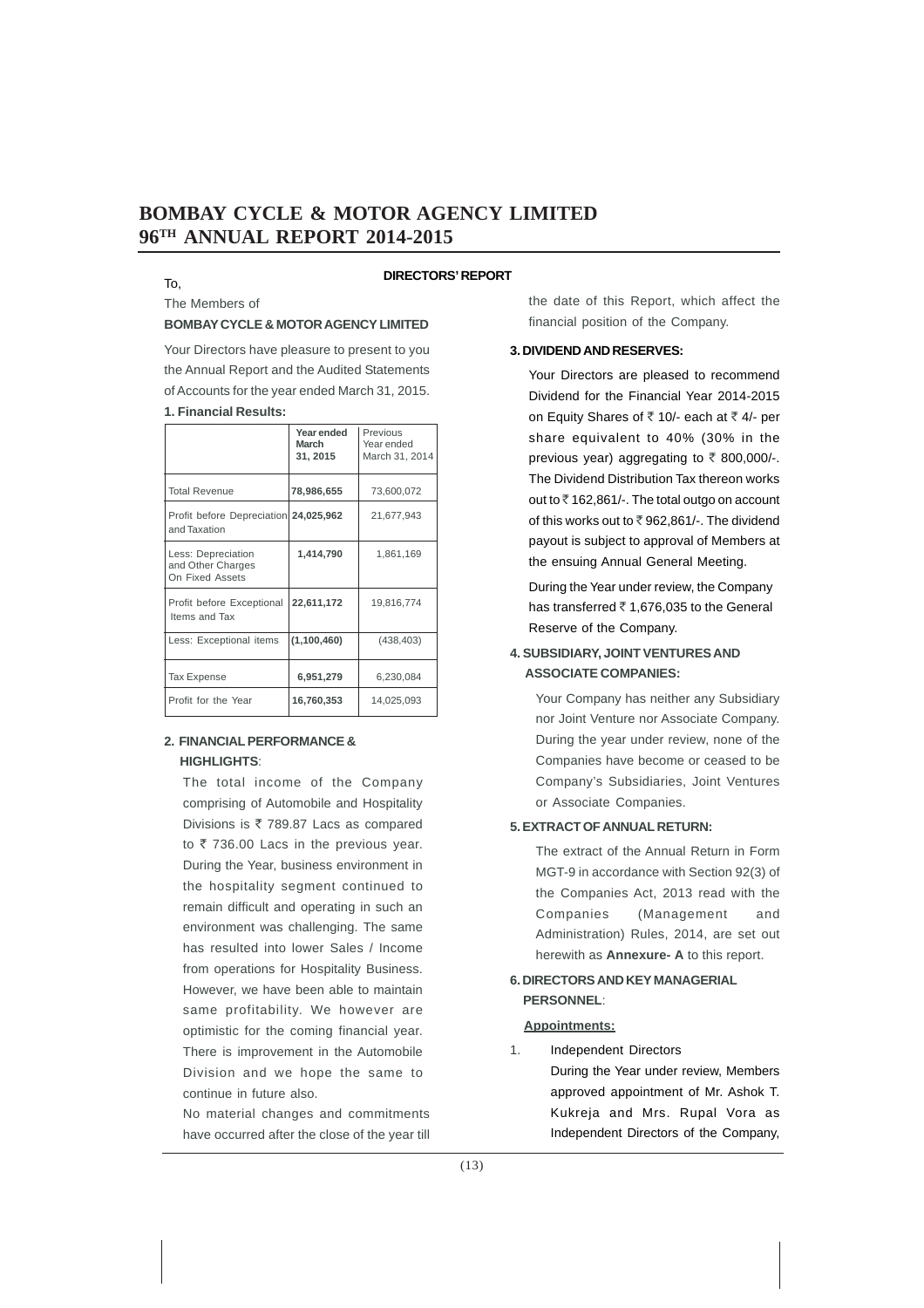# BOMBAY CYCLE & MOTOR AGENCY LIMITED
# 96TH ANNUAL REPORT 2014-2015

## DIRECTORS' REPORT

To,

The Members of

**BOMBAY CYCLE & MOTOR AGENCY LIMITED**

Your Directors have pleasure to present to you the Annual Report and the Audited Statements of Accounts for the year ended March 31, 2015.

**1. Financial Results:**

| | Year ended March 31, 2015 | Previous Year ended March 31, 2014 |
|---|---|---|
| Total Revenue | **78,986,655** | 73,600,072 |
| Profit before Depreciation and Taxation | **24,025,962** | 21,677,943 |
| Less: Depreciation and Other Charges On Fixed Assets | **1,414,790** | 1,861,169 |
| Profit before Exceptional Items and Tax | **22,611,172** | 19,816,774 |
| Less: Exceptional items | **(1,100,460)** | (438,403) |
| Tax Expense | **6,951,279** | 6,230,084 |
| Profit for the Year | **16,760,353** | 14,025,093 |

**2. FINANCIAL PERFORMANCE & HIGHLIGHTS**:

The total income of the Company comprising of Automobile and Hospitality Divisions is ₹ 789.87 Lacs as compared to ₹ 736.00 Lacs in the previous year. During the Year, business environment in the hospitality segment continued to remain difficult and operating in such an environment was challenging. The same has resulted into lower Sales / Income from operations for Hospitality Business. However, we have been able to maintain same profitability. We however are optimistic for the coming financial year. There is improvement in the Automobile Division and we hope the same to continue in future also.

No material changes and commitments have occurred after the close of the year till the date of this Report, which affect the financial position of the Company.

**3. DIVIDEND AND RESERVES:**

Your Directors are pleased to recommend Dividend for the Financial Year 2014-2015 on Equity Shares of ₹ 10/- each at ₹ 4/- per share equivalent to 40% (30% in the previous year) aggregating to ₹ 800,000/-. The Dividend Distribution Tax thereon works out to ₹ 162,861/-. The total outgo on account of this works out to ₹ 962,861/-. The dividend payout is subject to approval of Members at the ensuing Annual General Meeting.

During the Year under review, the Company has transferred ₹ 1,676,035 to the General Reserve of the Company.

**4. SUBSIDIARY, JOINT VENTURES AND ASSOCIATE COMPANIES:**

Your Company has neither any Subsidiary nor Joint Venture nor Associate Company. During the year under review, none of the Companies have become or ceased to be Company's Subsidiaries, Joint Ventures or Associate Companies.

**5. EXTRACT OF ANNUAL RETURN:**

The extract of the Annual Return in Form MGT-9 in accordance with Section 92(3) of the Companies Act, 2013 read with the Companies (Management and Administration) Rules, 2014, are set out herewith as **Annexure- A** to this report.

**6. DIRECTORS AND KEY MANAGERIAL PERSONNEL**:

**Appointments:**

1. Independent Directors

   During the Year under review, Members approved appointment of Mr. Ashok T. Kukreja and Mrs. Rupal Vora as Independent Directors of the Company,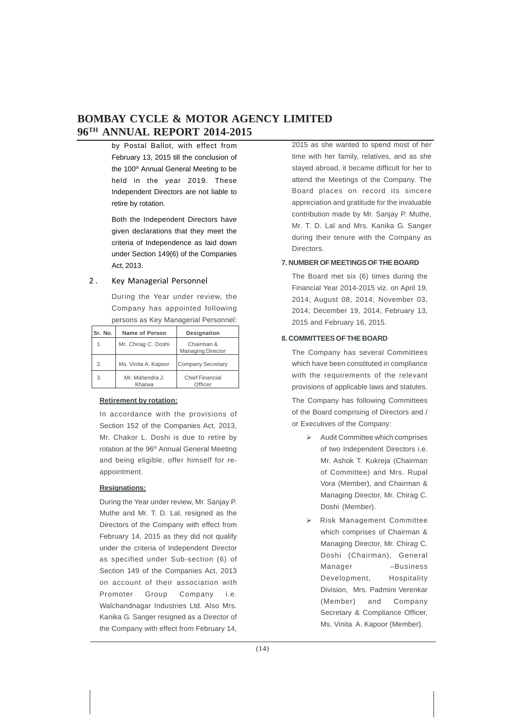by Postal Ballot, with effect from February 13, 2015 till the conclusion of the 100th Annual General Meeting to be held in the year 2019. These Independent Directors are not liable to retire by rotation.

Both the Independent Directors have given declarations that they meet the criteria of Independence as laid down under Section 149(6) of the Companies Act, 2013.

2. Key Managerial Personnel

During the Year under review, the Company has appointed following persons as Key Managerial Personnel:

| Sr. No. | Name of Person | Designation |
|---|---|---|
| 1. | Mr. Chirag C. Doshi | Chairman & Managing Director |
| 2. | Ms. Vinita A. Kapoor | Company Secretary |
| 3. | Mr. Mahendra J. Kharwa | Chief Financial Officer |

**Retirement by rotation:**

In accordance with the provisions of Section 152 of the Companies Act, 2013, Mr. Chakor L. Doshi is due to retire by rotation at the 96th Annual General Meeting and being eligible, offer himself for re-appointment.

**Resignations:**

During the Year under review, Mr. Sanjay P. Muthe and Mr. T. D. Lal, resigned as the Directors of the Company with effect from February 14, 2015 as they did not qualify under the criteria of Independent Director as specified under Sub-section (6) of Section 149 of the Companies Act, 2013 on account of their association with Promoter Group Company i.e. Walchandnagar Industries Ltd. Also Mrs. Kanika G. Sanger resigned as a Director of the Company with effect from February 14, 2015 as she wanted to spend most of her time with her family, relatives, and as she stayed abroad, it became difficult for her to attend the Meetings of the Company. The Board places on record its sincere appreciation and gratitude for the invaluable contribution made by Mr. Sanjay P. Muthe, Mr. T. D. Lal and Mrs. Kanika G. Sanger during their tenure with the Company as Directors.

**7. NUMBER OF MEETINGS OF THE BOARD**

The Board met six (6) times during the Financial Year 2014-2015 viz. on April 19, 2014; August 08, 2014; November 03, 2014; December 19, 2014; February 13, 2015 and February 16, 2015.

**8. COMMITTEES OF THE BOARD**

The Company has several Committees which have been constituted in compliance with the requirements of the relevant provisions of applicable laws and statutes.

The Company has following Committees of the Board comprising of Directors and / or Executives of the Company:

- Audit Committee which comprises of two Independent Directors i.e. Mr. Ashok T. Kukreja (Chairman of Committee) and Mrs. Rupal Vora (Member), and Chairman & Managing Director, Mr. Chirag C. Doshi (Member).
- Risk Management Committee which comprises of Chairman & Managing Director, Mr. Chirag C. Doshi (Chairman), General Manager –Business Development, Hospitality Division, Mrs. Padmini Verenkar (Member) and Company Secretary & Compliance Officer, Ms. Vinita A. Kapoor (Member).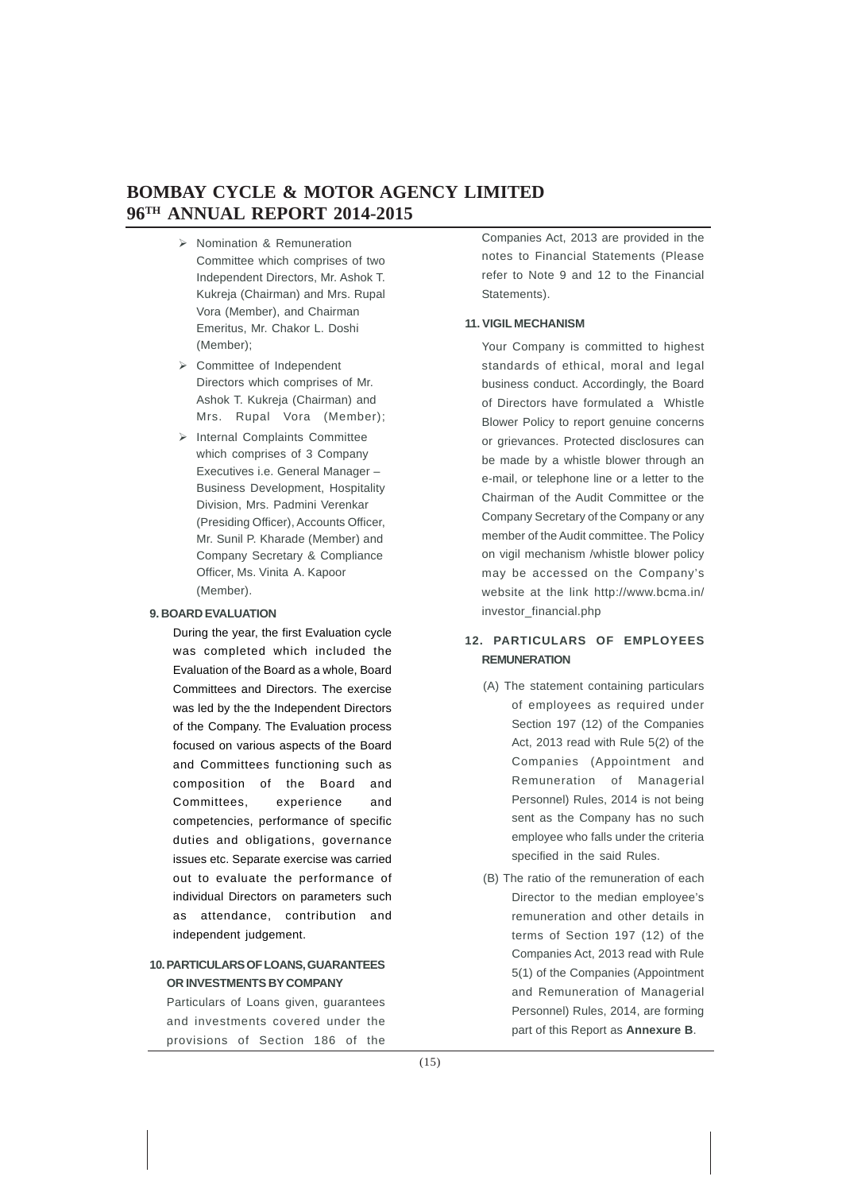- Nomination & Remuneration Committee which comprises of two Independent Directors, Mr. Ashok T. Kukreja (Chairman) and Mrs. Rupal Vora (Member), and Chairman Emeritus, Mr. Chakor L. Doshi (Member);
- Committee of Independent Directors which comprises of Mr. Ashok T. Kukreja (Chairman) and Mrs. Rupal Vora (Member);
- Internal Complaints Committee which comprises of 3 Company Executives i.e. General Manager – Business Development, Hospitality Division, Mrs. Padmini Verenkar (Presiding Officer), Accounts Officer, Mr. Sunil P. Kharade (Member) and Company Secretary & Compliance Officer, Ms. Vinita A. Kapoor (Member).

### 9. BOARD EVALUATION

During the year, the first Evaluation cycle was completed which included the Evaluation of the Board as a whole, Board Committees and Directors. The exercise was led by the the Independent Directors of the Company. The Evaluation process focused on various aspects of the Board and Committees functioning such as composition of the Board and Committees, experience and competencies, performance of specific duties and obligations, governance issues etc. Separate exercise was carried out to evaluate the performance of individual Directors on parameters such as attendance, contribution and independent judgement.

### 10. PARTICULARS OF LOANS, GUARANTEES OR INVESTMENTS BY COMPANY

Particulars of Loans given, guarantees and investments covered under the provisions of Section 186 of the Companies Act, 2013 are provided in the notes to Financial Statements (Please refer to Note 9 and 12 to the Financial Statements).

### 11. VIGIL MECHANISM

Your Company is committed to highest standards of ethical, moral and legal business conduct. Accordingly, the Board of Directors have formulated a Whistle Blower Policy to report genuine concerns or grievances. Protected disclosures can be made by a whistle blower through an e-mail, or telephone line or a letter to the Chairman of the Audit Committee or the Company Secretary of the Company or any member of the Audit committee. The Policy on vigil mechanism /whistle blower policy may be accessed on the Company's website at the link http://www.bcma.in/investor_financial.php

### 12. PARTICULARS OF EMPLOYEES REMUNERATION

(A) The statement containing particulars of employees as required under Section 197 (12) of the Companies Act, 2013 read with Rule 5(2) of the Companies (Appointment and Remuneration of Managerial Personnel) Rules, 2014 is not being sent as the Company has no such employee who falls under the criteria specified in the said Rules.

(B) The ratio of the remuneration of each Director to the median employee's remuneration and other details in terms of Section 197 (12) of the Companies Act, 2013 read with Rule 5(1) of the Companies (Appointment and Remuneration of Managerial Personnel) Rules, 2014, are forming part of this Report as **Annexure B**.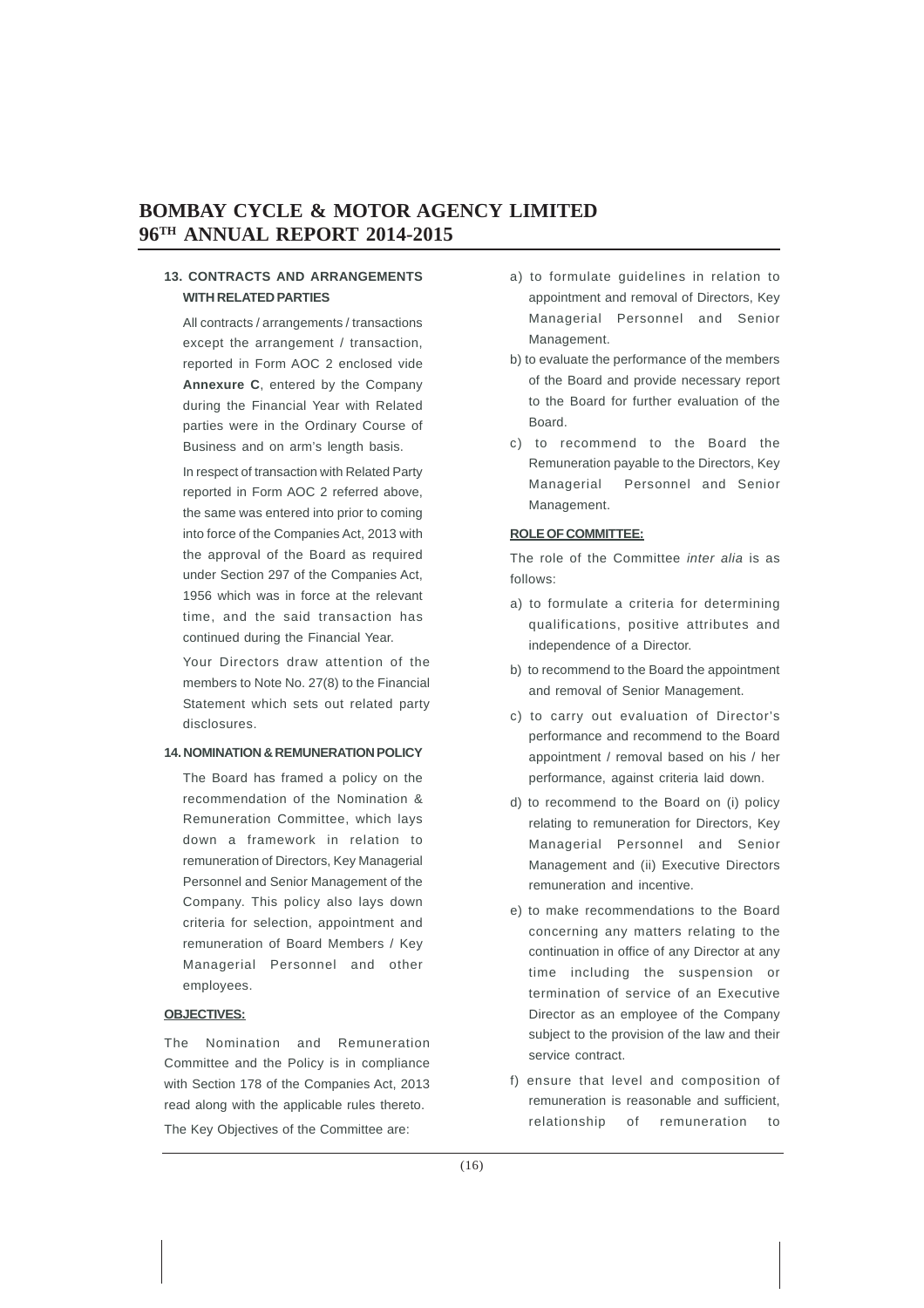### 13. CONTRACTS AND ARRANGEMENTS WITH RELATED PARTIES

All contracts / arrangements / transactions except the arrangement / transaction, reported in Form AOC 2 enclosed vide **Annexure C**, entered by the Company during the Financial Year with Related parties were in the Ordinary Course of Business and on arm's length basis.

In respect of transaction with Related Party reported in Form AOC 2 referred above, the same was entered into prior to coming into force of the Companies Act, 2013 with the approval of the Board as required under Section 297 of the Companies Act, 1956 which was in force at the relevant time, and the said transaction has continued during the Financial Year.

Your Directors draw attention of the members to Note No. 27(8) to the Financial Statement which sets out related party disclosures.

### 14. NOMINATION & REMUNERATION POLICY

The Board has framed a policy on the recommendation of the Nomination & Remuneration Committee, which lays down a framework in relation to remuneration of Directors, Key Managerial Personnel and Senior Management of the Company. This policy also lays down criteria for selection, appointment and remuneration of Board Members / Key Managerial Personnel and other employees.

**OBJECTIVES:**

The Nomination and Remuneration Committee and the Policy is in compliance with Section 178 of the Companies Act, 2013 read along with the applicable rules thereto.

The Key Objectives of the Committee are:

a) to formulate guidelines in relation to appointment and removal of Directors, Key Managerial Personnel and Senior Management.

b) to evaluate the performance of the members of the Board and provide necessary report to the Board for further evaluation of the Board.

c) to recommend to the Board the Remuneration payable to the Directors, Key Managerial Personnel and Senior Management.

**ROLE OF COMMITTEE:**

The role of the Committee *inter alia* is as follows:

a) to formulate a criteria for determining qualifications, positive attributes and independence of a Director.

b) to recommend to the Board the appointment and removal of Senior Management.

c) to carry out evaluation of Director's performance and recommend to the Board appointment / removal based on his / her performance, against criteria laid down.

d) to recommend to the Board on (i) policy relating to remuneration for Directors, Key Managerial Personnel and Senior Management and (ii) Executive Directors remuneration and incentive.

e) to make recommendations to the Board concerning any matters relating to the continuation in office of any Director at any time including the suspension or termination of service of an Executive Director as an employee of the Company subject to the provision of the law and their service contract.

f) ensure that level and composition of remuneration is reasonable and sufficient, relationship of remuneration to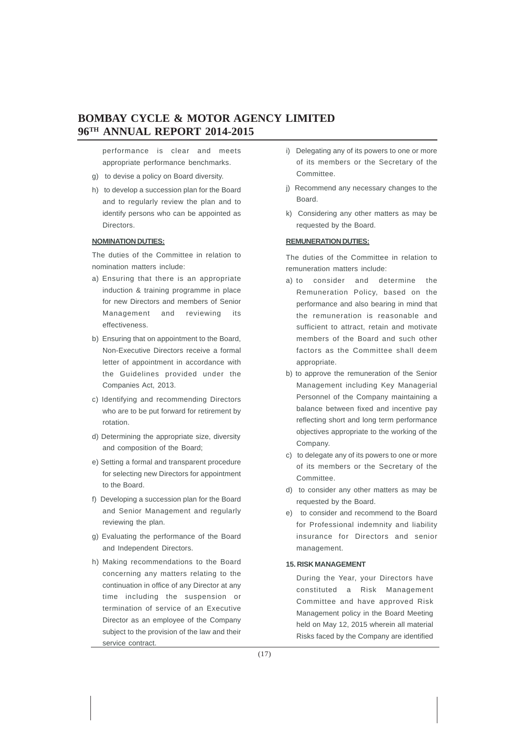performance is clear and meets appropriate performance benchmarks.

g) to devise a policy on Board diversity.

h) to develop a succession plan for the Board and to regularly review the plan and to identify persons who can be appointed as Directors.

**NOMINATION DUTIES:**

The duties of the Committee in relation to nomination matters include:

a) Ensuring that there is an appropriate induction & training programme in place for new Directors and members of Senior Management and reviewing its effectiveness.

b) Ensuring that on appointment to the Board, Non-Executive Directors receive a formal letter of appointment in accordance with the Guidelines provided under the Companies Act, 2013.

c) Identifying and recommending Directors who are to be put forward for retirement by rotation.

d) Determining the appropriate size, diversity and composition of the Board;

e) Setting a formal and transparent procedure for selecting new Directors for appointment to the Board.

f) Developing a succession plan for the Board and Senior Management and regularly reviewing the plan.

g) Evaluating the performance of the Board and Independent Directors.

h) Making recommendations to the Board concerning any matters relating to the continuation in office of any Director at any time including the suspension or termination of service of an Executive Director as an employee of the Company subject to the provision of the law and their service contract.

i) Delegating any of its powers to one or more of its members or the Secretary of the Committee.

j) Recommend any necessary changes to the Board.

k) Considering any other matters as may be requested by the Board.

**REMUNERATION DUTIES:**

The duties of the Committee in relation to remuneration matters include:

a) to consider and determine the Remuneration Policy, based on the performance and also bearing in mind that the remuneration is reasonable and sufficient to attract, retain and motivate members of the Board and such other factors as the Committee shall deem appropriate.

b) to approve the remuneration of the Senior Management including Key Managerial Personnel of the Company maintaining a balance between fixed and incentive pay reflecting short and long term performance objectives appropriate to the working of the Company.

c) to delegate any of its powers to one or more of its members or the Secretary of the Committee.

d) to consider any other matters as may be requested by the Board.

e) to consider and recommend to the Board for Professional indemnity and liability insurance for Directors and senior management.

**15. RISK MANAGEMENT**

During the Year, your Directors have constituted a Risk Management Committee and have approved Risk Management policy in the Board Meeting held on May 12, 2015 wherein all material Risks faced by the Company are identified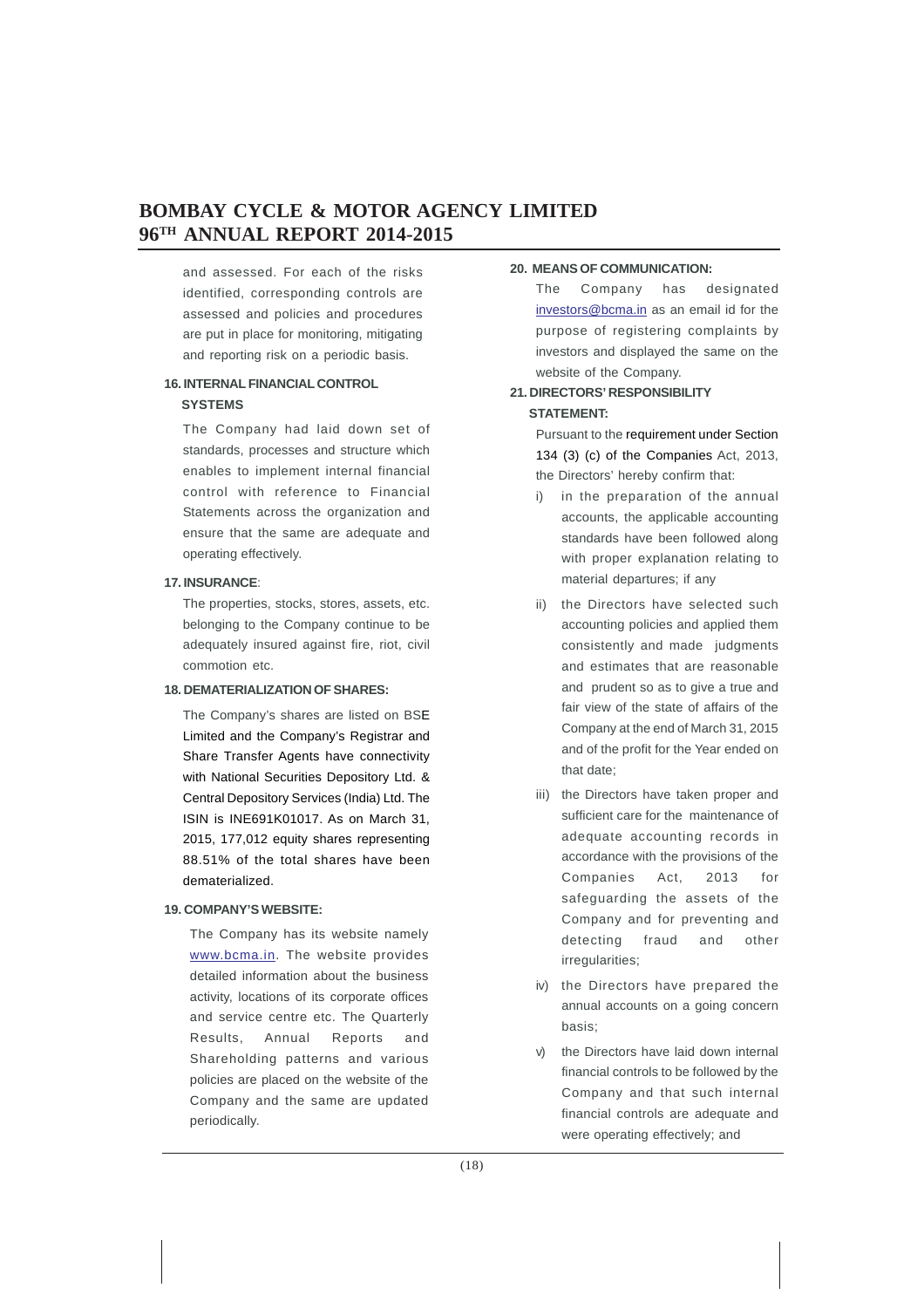and assessed. For each of the risks identified, corresponding controls are assessed and policies and procedures are put in place for monitoring, mitigating and reporting risk on a periodic basis.

**16. INTERNAL FINANCIAL CONTROL SYSTEMS**

The Company had laid down set of standards, processes and structure which enables to implement internal financial control with reference to Financial Statements across the organization and ensure that the same are adequate and operating effectively.

**17. INSURANCE**:

The properties, stocks, stores, assets, etc. belonging to the Company continue to be adequately insured against fire, riot, civil commotion etc.

**18. DEMATERIALIZATION OF SHARES:**

The Company's shares are listed on BSE Limited and the Company's Registrar and Share Transfer Agents have connectivity with National Securities Depository Ltd. & Central Depository Services (India) Ltd. The ISIN is INE691K01017. As on March 31, 2015, 177,012 equity shares representing 88.51% of the total shares have been dematerialized.

**19. COMPANY'S WEBSITE:**

The Company has its website namely www.bcma.in. The website provides detailed information about the business activity, locations of its corporate offices and service centre etc. The Quarterly Results, Annual Reports and Shareholding patterns and various policies are placed on the website of the Company and the same are updated periodically.

**20. MEANS OF COMMUNICATION:**

The Company has designated investors@bcma.in as an email id for the purpose of registering complaints by investors and displayed the same on the website of the Company.

**21. DIRECTORS' RESPONSIBILITY STATEMENT:**

Pursuant to the requirement under Section 134 (3) (c) of the Companies Act, 2013, the Directors' hereby confirm that:

i) in the preparation of the annual accounts, the applicable accounting standards have been followed along with proper explanation relating to material departures; if any

ii) the Directors have selected such accounting policies and applied them consistently and made judgments and estimates that are reasonable and prudent so as to give a true and fair view of the state of affairs of the Company at the end of March 31, 2015 and of the profit for the Year ended on that date;

iii) the Directors have taken proper and sufficient care for the maintenance of adequate accounting records in accordance with the provisions of the Companies Act, 2013 for safeguarding the assets of the Company and for preventing and detecting fraud and other irregularities;

iv) the Directors have prepared the annual accounts on a going concern basis;

v) the Directors have laid down internal financial controls to be followed by the Company and that such internal financial controls are adequate and were operating effectively; and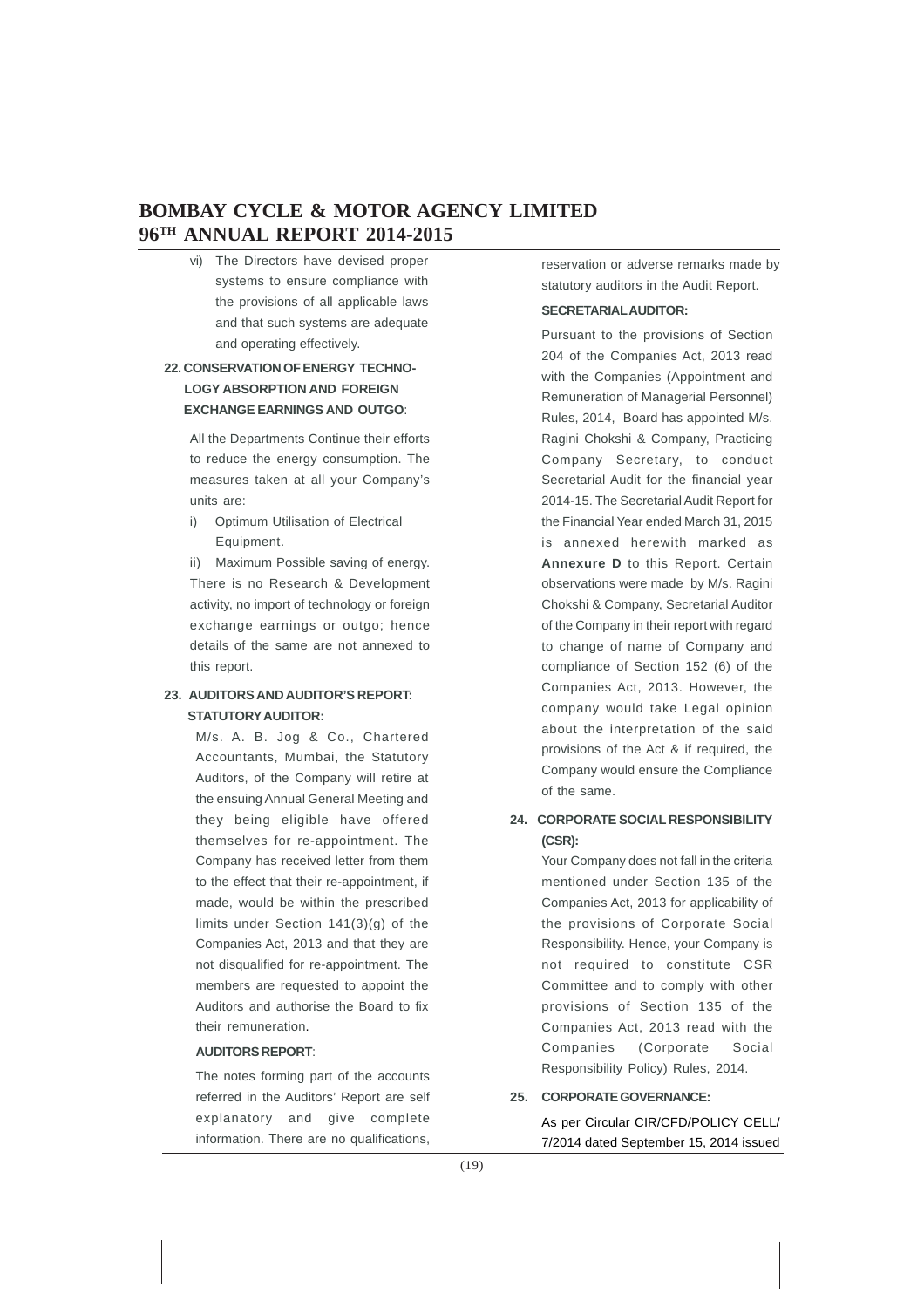vi) The Directors have devised proper systems to ensure compliance with the provisions of all applicable laws and that such systems are adequate and operating effectively.

## 22. CONSERVATION OF ENERGY TECHNOLOGY ABSORPTION AND FOREIGN EXCHANGE EARNINGS AND OUTGO:

All the Departments Continue their efforts to reduce the energy consumption. The measures taken at all your Company's units are:

i) Optimum Utilisation of Electrical Equipment.

ii) Maximum Possible saving of energy.

There is no Research & Development activity, no import of technology or foreign exchange earnings or outgo; hence details of the same are not annexed to this report.

## 23. AUDITORS AND AUDITOR'S REPORT:

**STATUTORY AUDITOR:**

M/s. A. B. Jog & Co., Chartered Accountants, Mumbai, the Statutory Auditors, of the Company will retire at the ensuing Annual General Meeting and they being eligible have offered themselves for re-appointment. The Company has received letter from them to the effect that their re-appointment, if made, would be within the prescribed limits under Section 141(3)(g) of the Companies Act, 2013 and that they are not disqualified for re-appointment. The members are requested to appoint the Auditors and authorise the Board to fix their remuneration.

**AUDITORS REPORT:**

The notes forming part of the accounts referred in the Auditors' Report are self explanatory and give complete information. There are no qualifications, reservation or adverse remarks made by statutory auditors in the Audit Report.

**SECRETARIAL AUDITOR:**

Pursuant to the provisions of Section 204 of the Companies Act, 2013 read with the Companies (Appointment and Remuneration of Managerial Personnel) Rules, 2014, Board has appointed M/s. Ragini Chokshi & Company, Practicing Company Secretary, to conduct Secretarial Audit for the financial year 2014-15. The Secretarial Audit Report for the Financial Year ended March 31, 2015 is annexed herewith marked as **Annexure D** to this Report. Certain observations were made by M/s. Ragini Chokshi & Company, Secretarial Auditor of the Company in their report with regard to change of name of Company and compliance of Section 152 (6) of the Companies Act, 2013. However, the company would take Legal opinion about the interpretation of the said provisions of the Act & if required, the Company would ensure the Compliance of the same.

## 24. CORPORATE SOCIAL RESPONSIBILITY (CSR):

Your Company does not fall in the criteria mentioned under Section 135 of the Companies Act, 2013 for applicability of the provisions of Corporate Social Responsibility. Hence, your Company is not required to constitute CSR Committee and to comply with other provisions of Section 135 of the Companies Act, 2013 read with the Companies (Corporate Social Responsibility Policy) Rules, 2014.

## 25. CORPORATE GOVERNANCE:

As per Circular CIR/CFD/POLICY CELL/ 7/2014 dated September 15, 2014 issued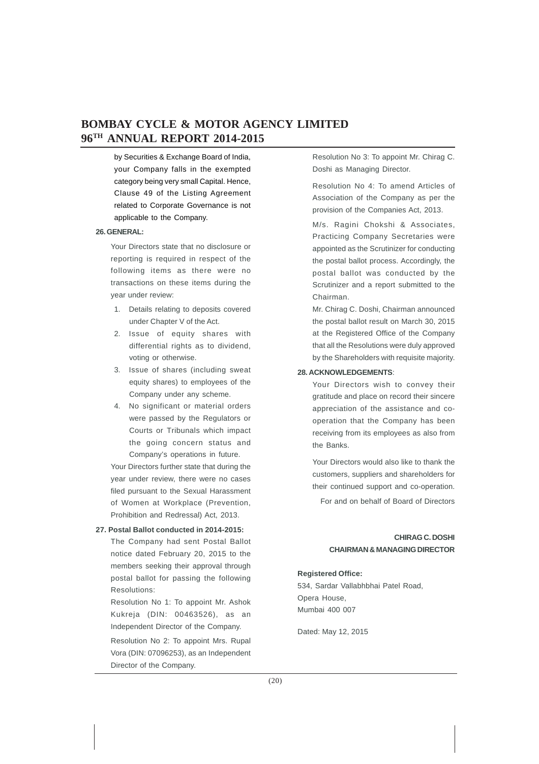by Securities & Exchange Board of India, your Company falls in the exempted category being very small Capital. Hence, Clause 49 of the Listing Agreement related to Corporate Governance is not applicable to the Company.

**26. GENERAL:**

Your Directors state that no disclosure or reporting is required in respect of the following items as there were no transactions on these items during the year under review:

1. Details relating to deposits covered under Chapter V of the Act.
2. Issue of equity shares with differential rights as to dividend, voting or otherwise.
3. Issue of shares (including sweat equity shares) to employees of the Company under any scheme.
4. No significant or material orders were passed by the Regulators or Courts or Tribunals which impact the going concern status and Company's operations in future.

Your Directors further state that during the year under review, there were no cases filed pursuant to the Sexual Harassment of Women at Workplace (Prevention, Prohibition and Redressal) Act, 2013.

**27. Postal Ballot conducted in 2014-2015:**

The Company had sent Postal Ballot notice dated February 20, 2015 to the members seeking their approval through postal ballot for passing the following Resolutions:

Resolution No 1: To appoint Mr. Ashok Kukreja (DIN: 00463526), as an Independent Director of the Company.

Resolution No 2: To appoint Mrs. Rupal Vora (DIN: 07096253), as an Independent Director of the Company.

Resolution No 3: To appoint Mr. Chirag C. Doshi as Managing Director.

Resolution No 4: To amend Articles of Association of the Company as per the provision of the Companies Act, 2013.

M/s. Ragini Chokshi & Associates, Practicing Company Secretaries were appointed as the Scrutinizer for conducting the postal ballot process. Accordingly, the postal ballot was conducted by the Scrutinizer and a report submitted to the Chairman.

Mr. Chirag C. Doshi, Chairman announced the postal ballot result on March 30, 2015 at the Registered Office of the Company that all the Resolutions were duly approved by the Shareholders with requisite majority.

**28. ACKNOWLEDGEMENTS**:

Your Directors wish to convey their gratitude and place on record their sincere appreciation of the assistance and co-operation that the Company has been receiving from its employees as also from the Banks.

Your Directors would also like to thank the customers, suppliers and shareholders for their continued support and co-operation.

For and on behalf of Board of Directors

**CHIRAG C. DOSHI**
**CHAIRMAN & MANAGING DIRECTOR**

**Registered Office:**
534, Sardar Vallabhbhai Patel Road,
Opera House,
Mumbai 400 007

Dated: May 12, 2015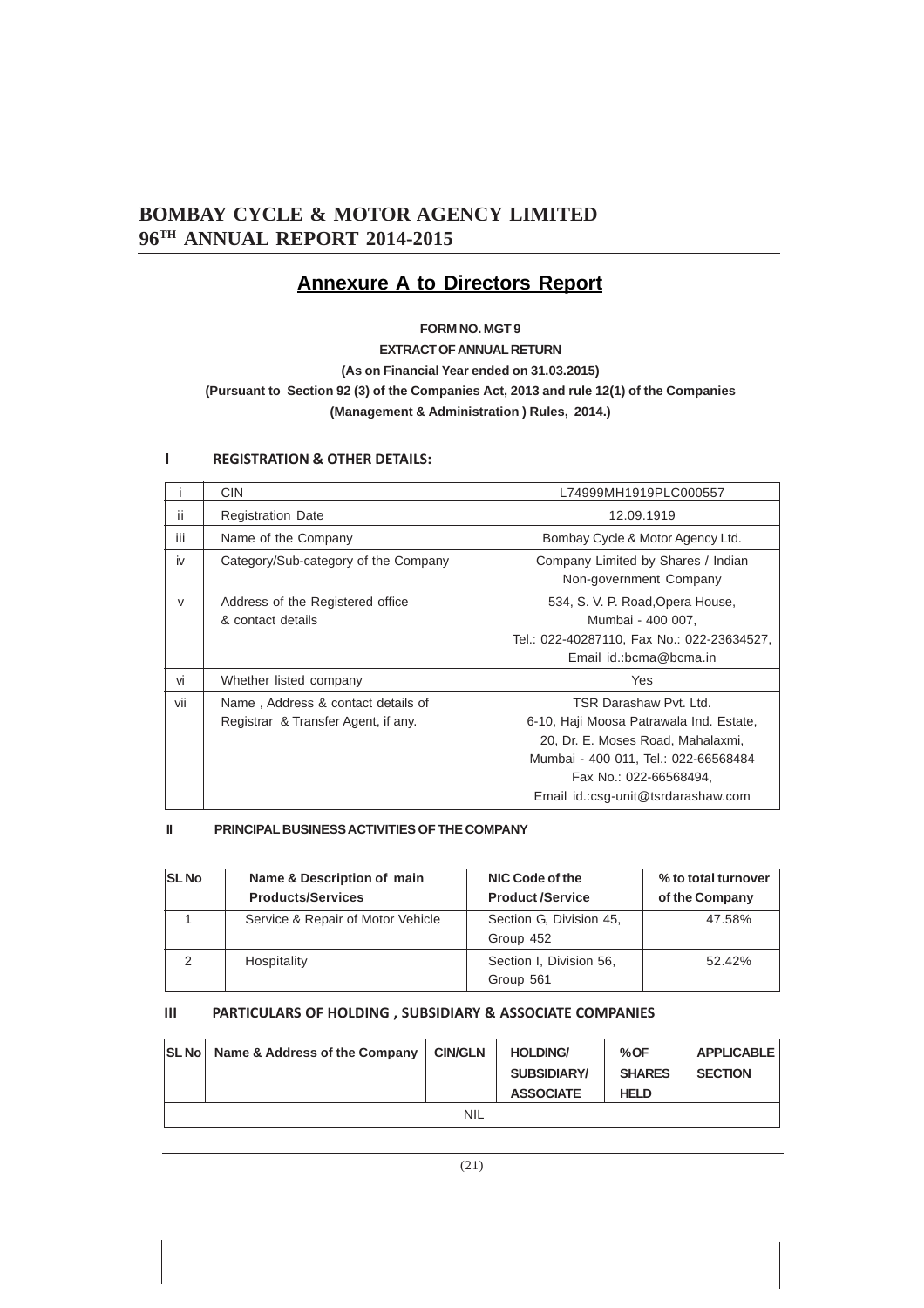## Annexure A to Directors Report

**FORM NO. MGT 9**

**EXTRACT OF ANNUAL RETURN**

**(As on Financial Year ended on 31.03.2015)**

**(Pursuant to Section 92 (3) of the Companies Act, 2013 and rule 12(1) of the Companies (Management & Administration ) Rules, 2014.)**

### I REGISTRATION & OTHER DETAILS:

| | | |
|---|---|---|
| i | CIN | L74999MH1919PLC000557 |
| ii | Registration Date | 12.09.1919 |
| iii | Name of the Company | Bombay Cycle & Motor Agency Ltd. |
| iv | Category/Sub-category of the Company | Company Limited by Shares / Indian Non-government Company |
| v | Address of the Registered office & contact details | 534, S. V. P. Road,Opera House, Mumbai - 400 007, Tel.: 022-40287110, Fax No.: 022-23634527, Email id.:bcma@bcma.in |
| vi | Whether listed company | Yes |
| vii | Name , Address & contact details of Registrar & Transfer Agent, if any. | TSR Darashaw Pvt. Ltd. 6-10, Haji Moosa Patrawala Ind. Estate, 20, Dr. E. Moses Road, Mahalaxmi, Mumbai - 400 011, Tel.: 022-66568484 Fax No.: 022-66568494, Email id.:csg-unit@tsrdarashaw.com |

### II PRINCIPAL BUSINESS ACTIVITIES OF THE COMPANY

| SL No | Name & Description of main Products/Services | NIC Code of the Product /Service | % to total turnover of the Company |
|---|---|---|---|
| 1 | Service & Repair of Motor Vehicle | Section G, Division 45, Group 452 | 47.58% |
| 2 | Hospitality | Section I, Division 56, Group 561 | 52.42% |

### III PARTICULARS OF HOLDING , SUBSIDIARY & ASSOCIATE COMPANIES

| SL No | Name & Address of the Company | CIN/GLN | HOLDING/ SUBSIDIARY/ ASSOCIATE | % OF SHARES HELD | APPLICABLE SECTION |
|---|---|---|---|---|---|
| NIL | | | | | |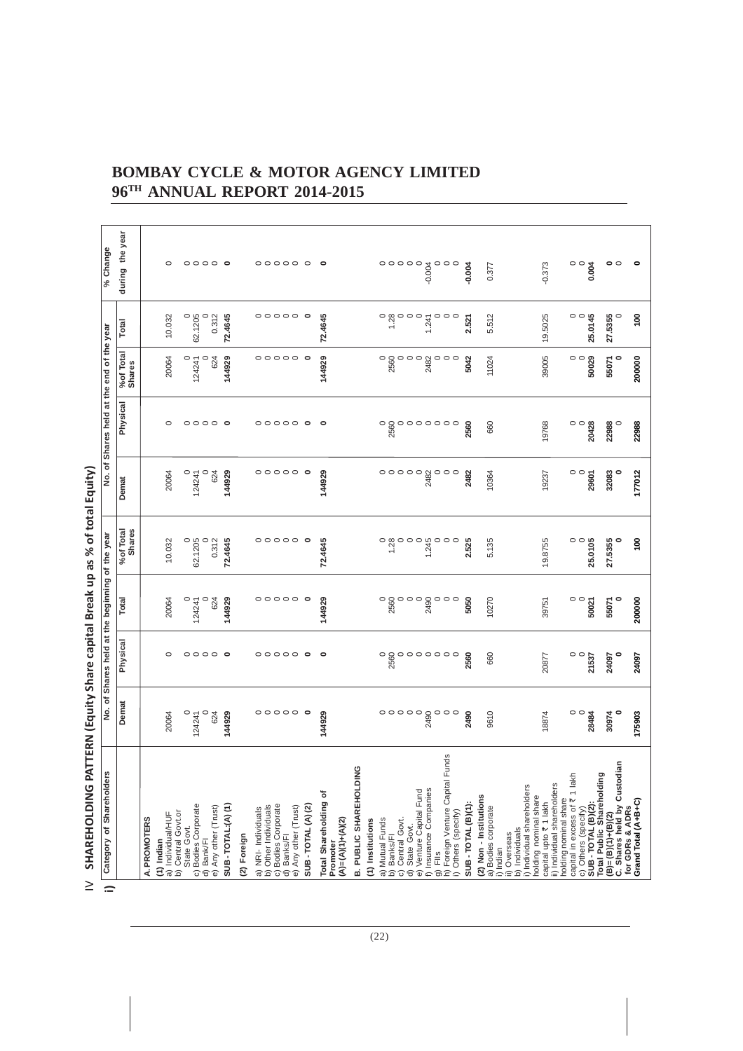## IV SHAREHOLDING PATTERN (Equity Share capital Break up as % of total Equity)

### i)

| Category of Shareholders | No. of Shares held at the beginning of the year | | | | No. of Shares held at the end of the year | | | | % Change during the year |
|---|---|---|---|---|---|---|---|---|---|
| | Demat | Physical | Total | %of Total Shares | Demat | Physical | %of Total Shares | Total | |
| **A. PROMOTERS** | | | | | | | | | |
| **(1) Indian** | | | | | | | | | |
| a) Individual/HUF | 20064 | 0 | 20064 | 10.032 | 20064 | 0 | 20064 | 10.032 | 0 |
| b) Central Govt.or State Govt. | 0 | 0 | 0 | 0 | 0 | 0 | 0 | 0 | 0 |
| c) Bodies Corporate | 124241 | 0 | 124241 | 62.1205 | 124241 | 0 | 124241 | 62.1205 | 0 |
| d) Bank/FI | 0 | 0 | 0 | 0 | 0 | 0 | 0 | 0 | 0 |
| e) Any other (Trust) | 624 | 0 | 624 | 0.312 | 624 | 0 | 624 | 0.312 | 0 |
| **SUB - TOTAL:(A) (1)** | **144929** | **0** | **144929** | **72.4645** | **144929** | **0** | **144929** | **72.4645** | **0** |
| **(2) Foreign** | | | | | | | | | |
| a) NRI- Individuals | 0 | 0 | 0 | 0 | 0 | 0 | 0 | 0 | 0 |
| b) Other Individuals | 0 | 0 | 0 | 0 | 0 | 0 | 0 | 0 | 0 |
| c) Bodies Corporate | 0 | 0 | 0 | 0 | 0 | 0 | 0 | 0 | 0 |
| d) Banks/FI | 0 | 0 | 0 | 0 | 0 | 0 | 0 | 0 | 0 |
| e) Any other (Trust) | 0 | 0 | 0 | 0 | 0 | 0 | 0 | 0 | 0 |
| **SUB - TOTAL (A) (2)** | **0** | **0** | **0** | **0** | **0** | **0** | **0** | **0** | 0 |
| **Total Shareholding of Promoter (A)=(A)(1)+(A)(2)** | **144929** | **0** | **144929** | **72.4645** | **144929** | **0** | **144929** | **72.4645** | **0** |
| **B. PUBLIC SHAREHOLDING** | | | | | | | | | |
| **(1) Institutions** | | | | | | | | | |
| a) Mutual Funds | 0 | 0 | 0 | 0 | 0 | 0 | 0 | 0 | 0 |
| b) Banks/FI | 0 | 2560 | 2560 | 1.28 | 0 | 2560 | 2560 | 1.28 | 0 |
| c) Central Govt. | 0 | 0 | 0 | 0 | 0 | 0 | 0 | 0 | 0 |
| d) State Govt. | 0 | 0 | 0 | 0 | 0 | 0 | 0 | 0 | 0 |
| e) Venture Capital Fund | 0 | 0 | 0 | 0 | 0 | 0 | 0 | 0 | 0 |
| f) Insurance Companies | 2490 | 0 | 2490 | 1.245 | 2482 | 0 | 2482 | 1.241 | -0.004 |
| g) FIIs | 0 | 0 | 0 | 0 | 0 | 0 | 0 | 0 | 0 |
| h) Foreign Venture Capital Funds | 0 | 0 | 0 | 0 | 0 | 0 | 0 | 0 | 0 |
| i) Others (specify) | 0 | 0 | 0 | 0 | 0 | 0 | 0 | 0 | 0 |
| **SUB - TOTAL (B)(1):** | **2490** | **2560** | **5050** | **2.525** | **2482** | **2560** | **5042** | **2.521** | **-0.004** |
| **(2) Non - Institutions** | | | | | | | | | |
| a) Bodies corporate i) Indian ii) Overseas | 9610 | 660 | 10270 | 5.135 | 10364 | 660 | 11024 | 5.512 | 0.377 |
| b) Individuals i) Individual shareholders holding nominal share capital upto ₹ 1 lakh | 18874 | 20877 | 39751 | 19.8755 | 19237 | 19768 | 39005 | 19.5025 | -0.373 |
| ii) Individual shareholders holding nominal share capital in excess of ₹ 1 lakh | 0 | 0 | 0 | 0 | 0 | 0 | 0 | 0 | 0 |
| c) Others (specify) | 0 | 0 | 0 | 0 | 0 | 0 | 0 | 0 | 0 |
| **SUB - TOTAL (B)(2):** | **28484** | **21537** | **50021** | **25.0105** | **29601** | **20428** | **50029** | **25.0145** | **0.004** |
| **Total Public Shareholding (B)= (B)(1)+(B)(2)** | **30974** | **24097** | **55071** | **27.5355** | **32083** | **22988** | **55071** | **27.5355** | **0** |
| **C. Shares held by Custodian for GDRs & ADRs** | **0** | **0** | **0** | 0 | **0** | 0 | **0** | 0 | 0 |
| **Grand Total (A+B+C)** | **175903** | **24097** | **200000** | **100** | **177012** | **22988** | **200000** | **100** | **0** |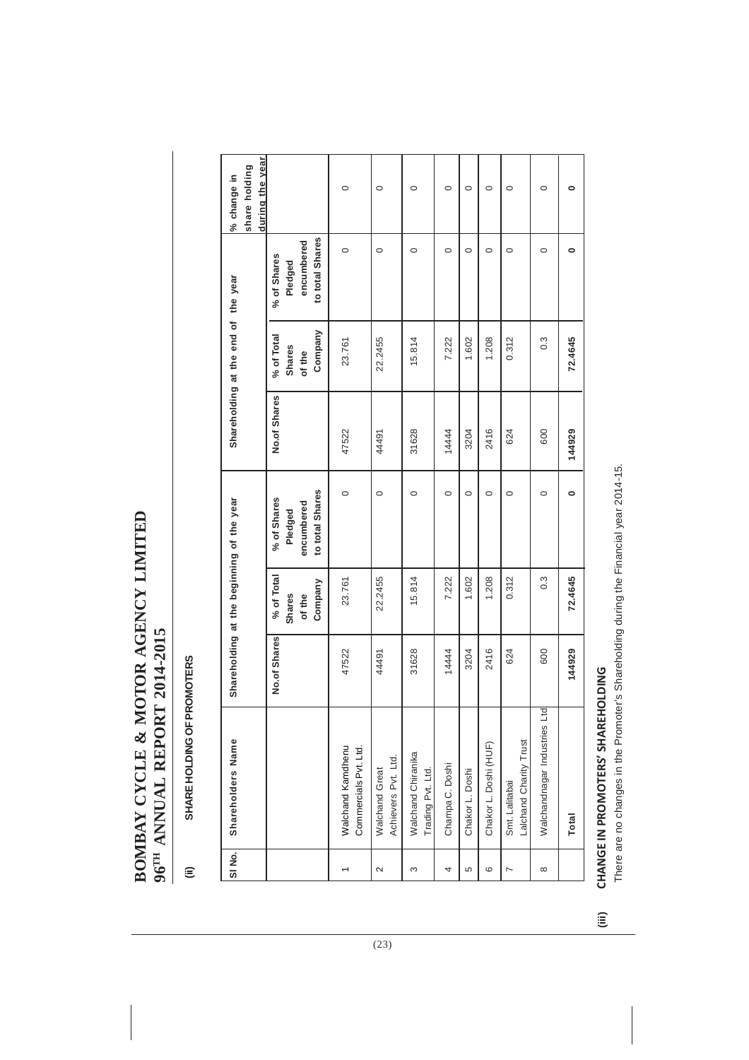**(ii) SHARE HOLDING OF PROMOTERS**

| Sl No. | Shareholders Name | Shareholding at the beginning of the year | | | Shareholding at the end of the year | | | % change in share holding during the year |
|---|---|---|---|---|---|---|---|---|
| | | No.of Shares | % of Total Shares of the Company | % of Shares Pledged encumbered to total Shares | No.of Shares | % of Total Shares of the Company | % of Shares Pledged encumbered to total Shares | |
| 1 | Walchand Kamdhenu Commercials Pvt. Ltd. | 47522 | 23.761 | 0 | 47522 | 23.761 | 0 | 0 |
| 2 | Walchand Great Achievers Pvt. Ltd. | 44491 | 22.2455 | 0 | 44491 | 22.2455 | 0 | 0 |
| 3 | Walchand Chiranika Trading Pvt. Ltd. | 31628 | 15.814 | 0 | 31628 | 15.814 | 0 | 0 |
| 4 | Champa C. Doshi | 14444 | 7.222 | 0 | 14444 | 7.222 | 0 | 0 |
| 5 | Chakor L. Doshi | 3204 | 1.602 | 0 | 3204 | 1.602 | 0 | 0 |
| 6 | Chakor L. Doshi (HUF) | 2416 | 1.208 | 0 | 2416 | 1.208 | 0 | 0 |
| 7 | Smt. Lalitabai Lalchand Charity Trust | 624 | 0.312 | 0 | 624 | 0.312 | 0 | 0 |
| 8 | Walchandnagar Industries Ltd | 600 | 0.3 | 0 | 600 | 0.3 | 0 | 0 |
| | **Total** | **144929** | **72.4645** | **0** | **144929** | **72.4645** | **0** | **0** |

**(iii) CHANGE IN PROMOTERS' SHAREHOLDING**

There are no changes in the Promoter's Shareholding during the Financial year 2014-15.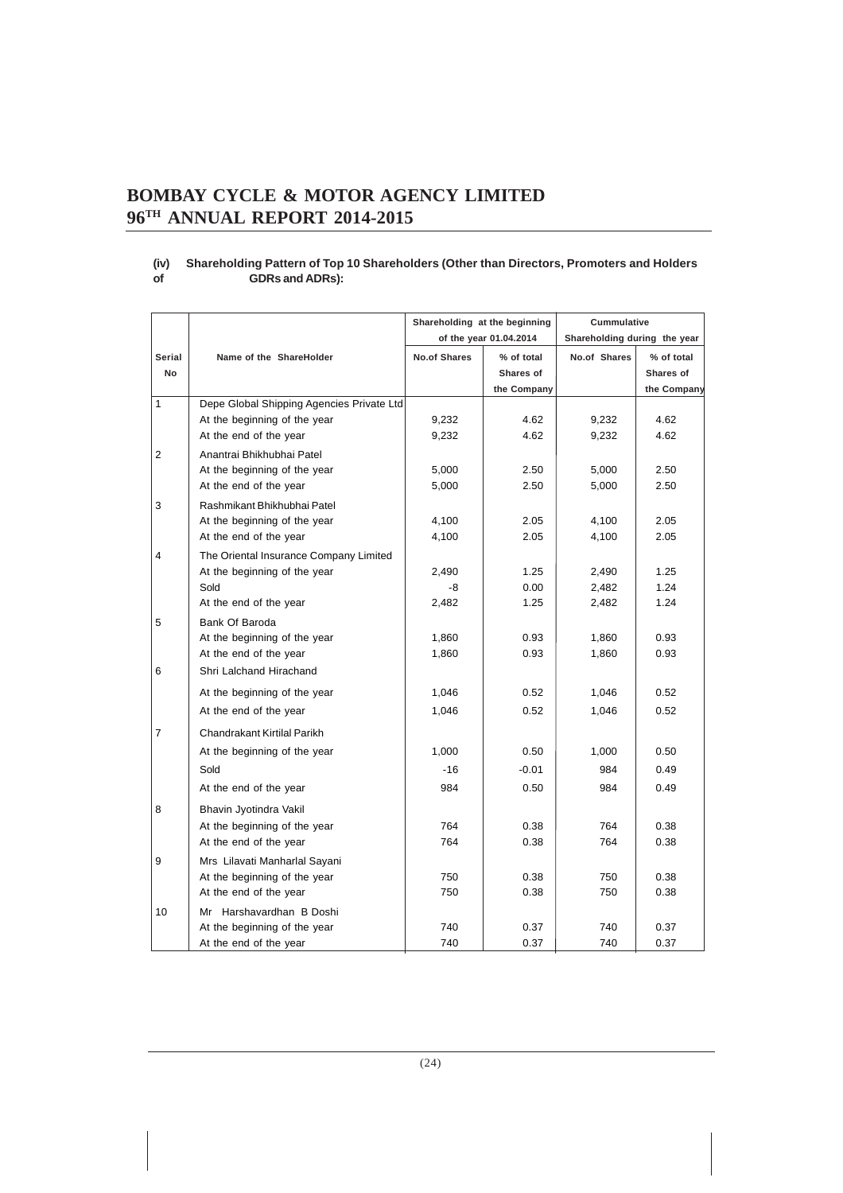**(iv) Shareholding Pattern of Top 10 Shareholders (Other than Directors, Promoters and Holders of GDRs and ADRs):**

| Serial No | Name of the ShareHolder | Shareholding at the beginning of the year 01.04.2014 | | Cummulative Shareholding during the year | |
|---|---|---|---|---|---|
| | | No.of Shares | % of total Shares of the Company | No.of Shares | % of total Shares of the Company |
| 1 | Depe Global Shipping Agencies Private Ltd | | | | |
| | At the beginning of the year | 9,232 | 4.62 | 9,232 | 4.62 |
| | At the end of the year | 9,232 | 4.62 | 9,232 | 4.62 |
| 2 | Anantrai Bhikhubhai Patel | | | | |
| | At the beginning of the year | 5,000 | 2.50 | 5,000 | 2.50 |
| | At the end of the year | 5,000 | 2.50 | 5,000 | 2.50 |
| 3 | Rashmikant Bhikhubhai Patel | | | | |
| | At the beginning of the year | 4,100 | 2.05 | 4,100 | 2.05 |
| | At the end of the year | 4,100 | 2.05 | 4,100 | 2.05 |
| 4 | The Oriental Insurance Company Limited | | | | |
| | At the beginning of the year | 2,490 | 1.25 | 2,490 | 1.25 |
| | Sold | -8 | 0.00 | 2,482 | 1.24 |
| | At the end of the year | 2,482 | 1.25 | 2,482 | 1.24 |
| 5 | Bank Of Baroda | | | | |
| | At the beginning of the year | 1,860 | 0.93 | 1,860 | 0.93 |
| | At the end of the year | 1,860 | 0.93 | 1,860 | 0.93 |
| 6 | Shri Lalchand Hirachand | | | | |
| | At the beginning of the year | 1,046 | 0.52 | 1,046 | 0.52 |
| | At the end of the year | 1,046 | 0.52 | 1,046 | 0.52 |
| 7 | Chandrakant Kirtilal Parikh | | | | |
| | At the beginning of the year | 1,000 | 0.50 | 1,000 | 0.50 |
| | Sold | -16 | -0.01 | 984 | 0.49 |
| | At the end of the year | 984 | 0.50 | 984 | 0.49 |
| 8 | Bhavin Jyotindra Vakil | | | | |
| | At the beginning of the year | 764 | 0.38 | 764 | 0.38 |
| | At the end of the year | 764 | 0.38 | 764 | 0.38 |
| 9 | Mrs Lilavati Manharlal Sayani | | | | |
| | At the beginning of the year | 750 | 0.38 | 750 | 0.38 |
| | At the end of the year | 750 | 0.38 | 750 | 0.38 |
| 10 | Mr Harshavardhan B Doshi | | | | |
| | At the beginning of the year | 740 | 0.37 | 740 | 0.37 |
| | At the end of the year | 740 | 0.37 | 740 | 0.37 |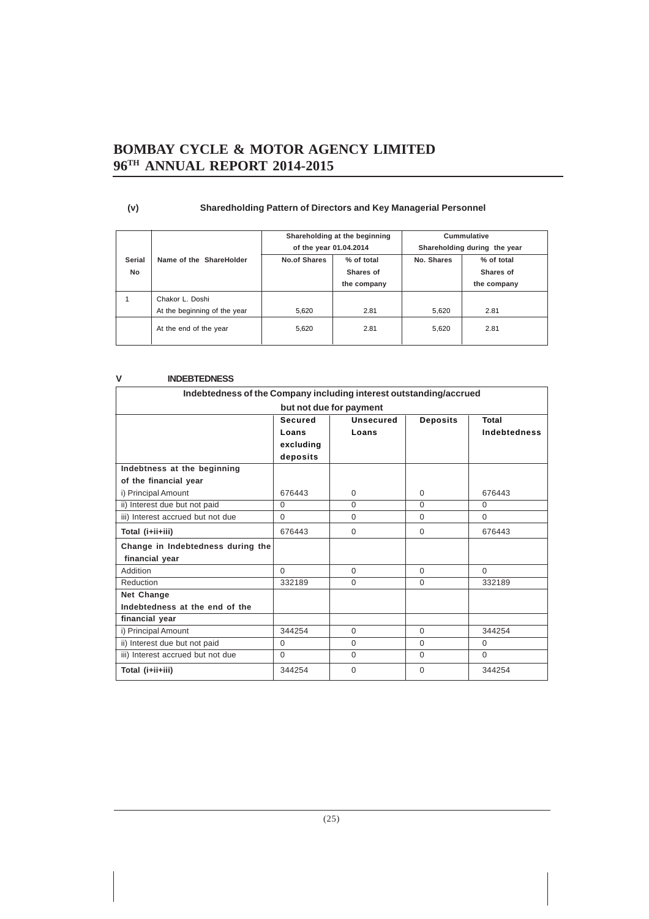# BOMBAY CYCLE & MOTOR AGENCY LIMITED
## 96TH ANNUAL REPORT 2014-2015

**(v) Sharedholding Pattern of Directors and Key Managerial Personnel**

| Serial No | Name of the ShareHolder | Shareholding at the beginning of the year 01.04.2014 | | Cummulative Shareholding during the year | |
|---|---|---|---|---|---|
| | | No.of Shares | % of total Shares of the company | No. Shares | % of total Shares of the company |
| 1 | Chakor L. Doshi | | | | |
| | At the beginning of the year | 5,620 | 2.81 | 5,620 | 2.81 |
| | At the end of the year | 5,620 | 2.81 | 5,620 | 2.81 |

**V INDEBTEDNESS**

| Indebtedness of the Company including interest outstanding/accrued but not due for payment | | | | |
|---|---|---|---|---|
| | Secured Loans excluding deposits | Unsecured Loans | Deposits | Total Indebtedness |
| **Indebtness at the beginning of the financial year** | | | | |
| i) Principal Amount | 676443 | 0 | 0 | 676443 |
| ii) Interest due but not paid | 0 | 0 | 0 | 0 |
| iii) Interest accrued but not due | 0 | 0 | 0 | 0 |
| **Total (i+ii+iii)** | 676443 | 0 | 0 | 676443 |
| **Change in Indebtedness during the financial year** | | | | |
| Addition | 0 | 0 | 0 | 0 |
| Reduction | 332189 | 0 | 0 | 332189 |
| **Net Change** | | | | |
| **Indebtedness at the end of the financial year** | | | | |
| i) Principal Amount | 344254 | 0 | 0 | 344254 |
| ii) Interest due but not paid | 0 | 0 | 0 | 0 |
| iii) Interest accrued but not due | 0 | 0 | 0 | 0 |
| **Total (i+ii+iii)** | 344254 | 0 | 0 | 344254 |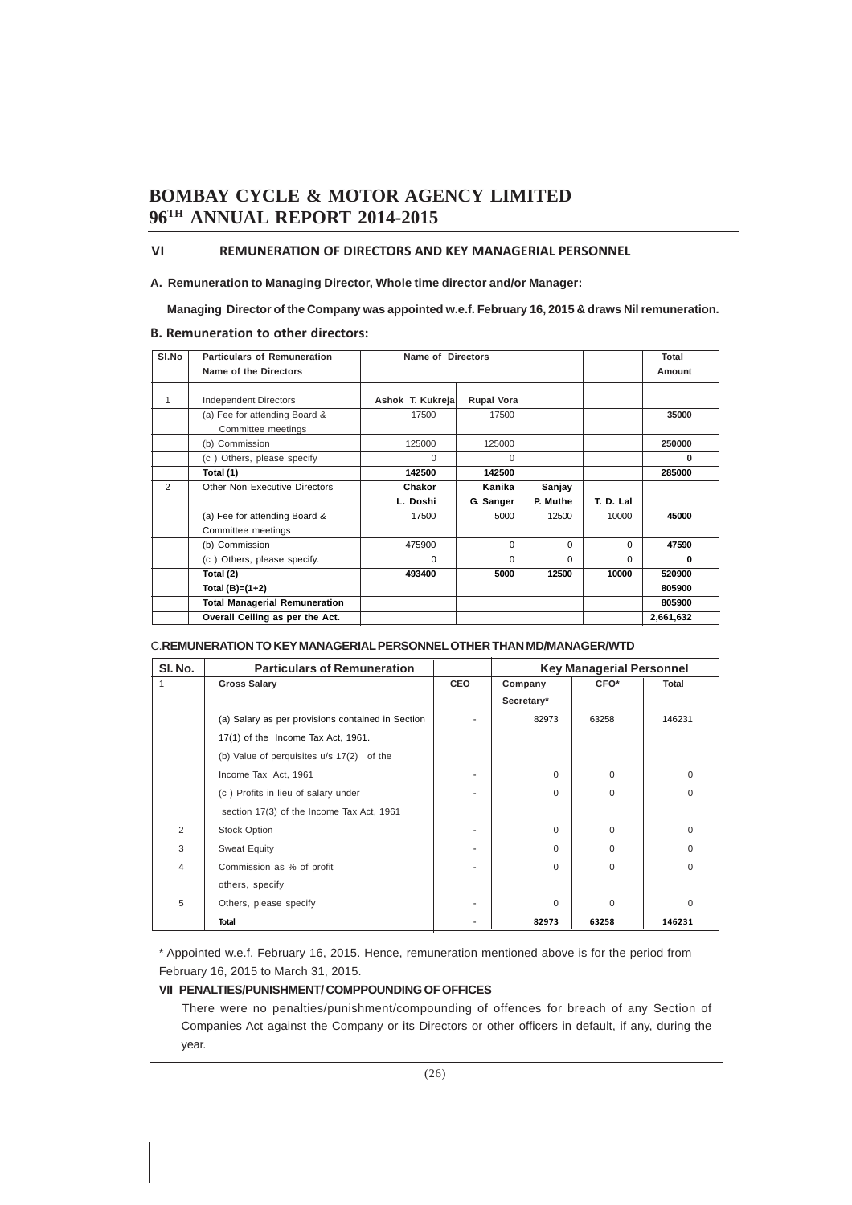**BOMBAY CYCLE & MOTOR AGENCY LIMITED**
**96TH ANNUAL REPORT 2014-2015**

## VI REMUNERATION OF DIRECTORS AND KEY MANAGERIAL PERSONNEL

**A. Remuneration to Managing Director, Whole time director and/or Manager:**

**Managing Director of the Company was appointed w.e.f. February 16, 2015 & draws Nil remuneration.**

**B. Remuneration to other directors:**

| Sl.No | Particulars of Remuneration Name of the Directors | Name of Directors | | | | Total Amount |
|---|---|---|---|---|---|---|
| 1 | Independent Directors | **Ashok T. Kukreja** | **Rupal Vora** | | | |
| | (a) Fee for attending Board & Committee meetings | 17500 | 17500 | | | **35000** |
| | (b) Commission | 125000 | 125000 | | | **250000** |
| | (c ) Others, please specify | 0 | 0 | | | **0** |
| | **Total (1)** | **142500** | **142500** | | | **285000** |
| 2 | Other Non Executive Directors | **Chakor L. Doshi** | **Kanika G. Sanger** | **Sanjay P. Muthe** | **T. D. Lal** | |
| | (a) Fee for attending Board & Committee meetings | 17500 | 5000 | 12500 | 10000 | **45000** |
| | (b) Commission | 475900 | 0 | 0 | 0 | **47590** |
| | (c ) Others, please specify. | 0 | 0 | 0 | 0 | **0** |
| | **Total (2)** | **493400** | **5000** | **12500** | **10000** | **520900** |
| | **Total (B)=(1+2)** | | | | | **805900** |
| | **Total Managerial Remuneration** | | | | | **805900** |
| | **Overall Ceiling as per the Act.** | | | | | **2,661,632** |

C.**REMUNERATION TO KEY MANAGERIAL PERSONNEL OTHER THAN MD/MANAGER/WTD**

| Sl. No. | Particulars of Remuneration | | Key Managerial Personnel | | |
|---|---|---|---|---|---|
| 1 | **Gross Salary** | **CEO** | **Company Secretary*** | **CFO*** | **Total** |
| | (a) Salary as per provisions contained in Section 17(1) of the Income Tax Act, 1961. | - | 82973 | 63258 | 146231 |
| | (b) Value of perquisites u/s 17(2) of the Income Tax Act, 1961 | - | 0 | 0 | 0 |
| | (c ) Profits in lieu of salary under section 17(3) of the Income Tax Act, 1961 | - | 0 | 0 | 0 |
| 2 | Stock Option | - | 0 | 0 | 0 |
| 3 | Sweat Equity | - | 0 | 0 | 0 |
| 4 | Commission as % of profit others, specify | - | 0 | 0 | 0 |
| 5 | Others, please specify | - | 0 | 0 | 0 |
| | **Total** | - | **82973** | **63258** | **146231** |

* Appointed w.e.f. February 16, 2015. Hence, remuneration mentioned above is for the period from February 16, 2015 to March 31, 2015.

**VII PENALTIES/PUNISHMENT/ COMPPOUNDING OF OFFICES**

There were no penalties/punishment/compounding of offences for breach of any Section of Companies Act against the Company or its Directors or other officers in default, if any, during the year.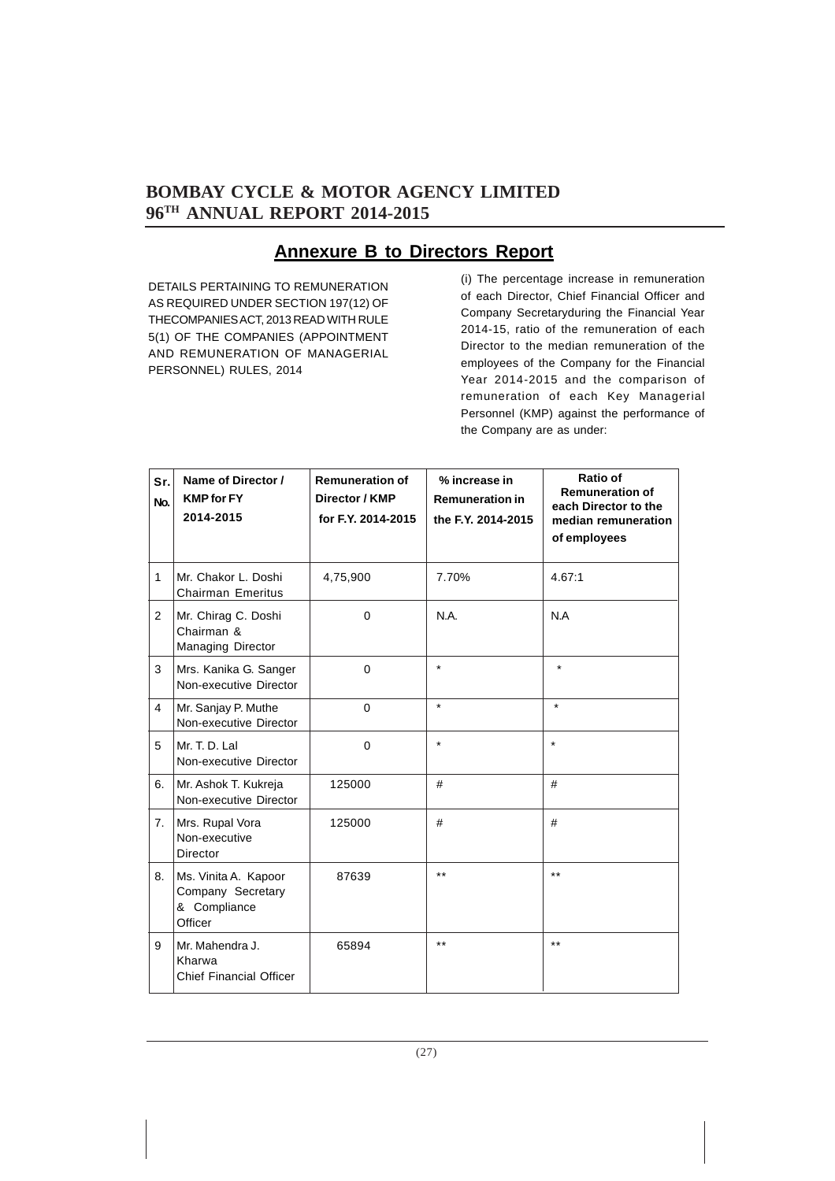## Annexure B to Directors Report

DETAILS PERTAINING TO REMUNERATION AS REQUIRED UNDER SECTION 197(12) OF THECOMPANIESACT, 2013 READ WITH RULE 5(1) OF THE COMPANIES (APPOINTMENT AND REMUNERATION OF MANAGERIAL PERSONNEL) RULES, 2014

(i) The percentage increase in remuneration of each Director, Chief Financial Officer and Company Secretaryduring the Financial Year 2014-15, ratio of the remuneration of each Director to the median remuneration of the employees of the Company for the Financial Year 2014-2015 and the comparison of remuneration of each Key Managerial Personnel (KMP) against the performance of the Company are as under:

| Sr. No. | Name of Director / KMP for FY 2014-2015 | Remuneration of Director / KMP for F.Y. 2014-2015 | % increase in Remuneration in the F.Y. 2014-2015 | Ratio of Remuneration of each Director to the median remuneration of employees |
|---|---|---|---|---|
| 1 | Mr. Chakor L. Doshi Chairman Emeritus | 4,75,900 | 7.70% | 4.67:1 |
| 2 | Mr. Chirag C. Doshi Chairman & Managing Director | 0 | N.A. | N.A |
| 3 | Mrs. Kanika G. Sanger Non-executive Director | 0 | * | * |
| 4 | Mr. Sanjay P. Muthe Non-executive Director | 0 | * | * |
| 5 | Mr. T. D. Lal Non-executive Director | 0 | * | * |
| 6. | Mr. Ashok T. Kukreja Non-executive Director | 125000 | # | # |
| 7. | Mrs. Rupal Vora Non-executive Director | 125000 | # | # |
| 8. | Ms. Vinita A. Kapoor Company Secretary & Compliance Officer | 87639 | ** | ** |
| 9 | Mr. Mahendra J. Kharwa Chief Financial Officer | 65894 | ** | ** |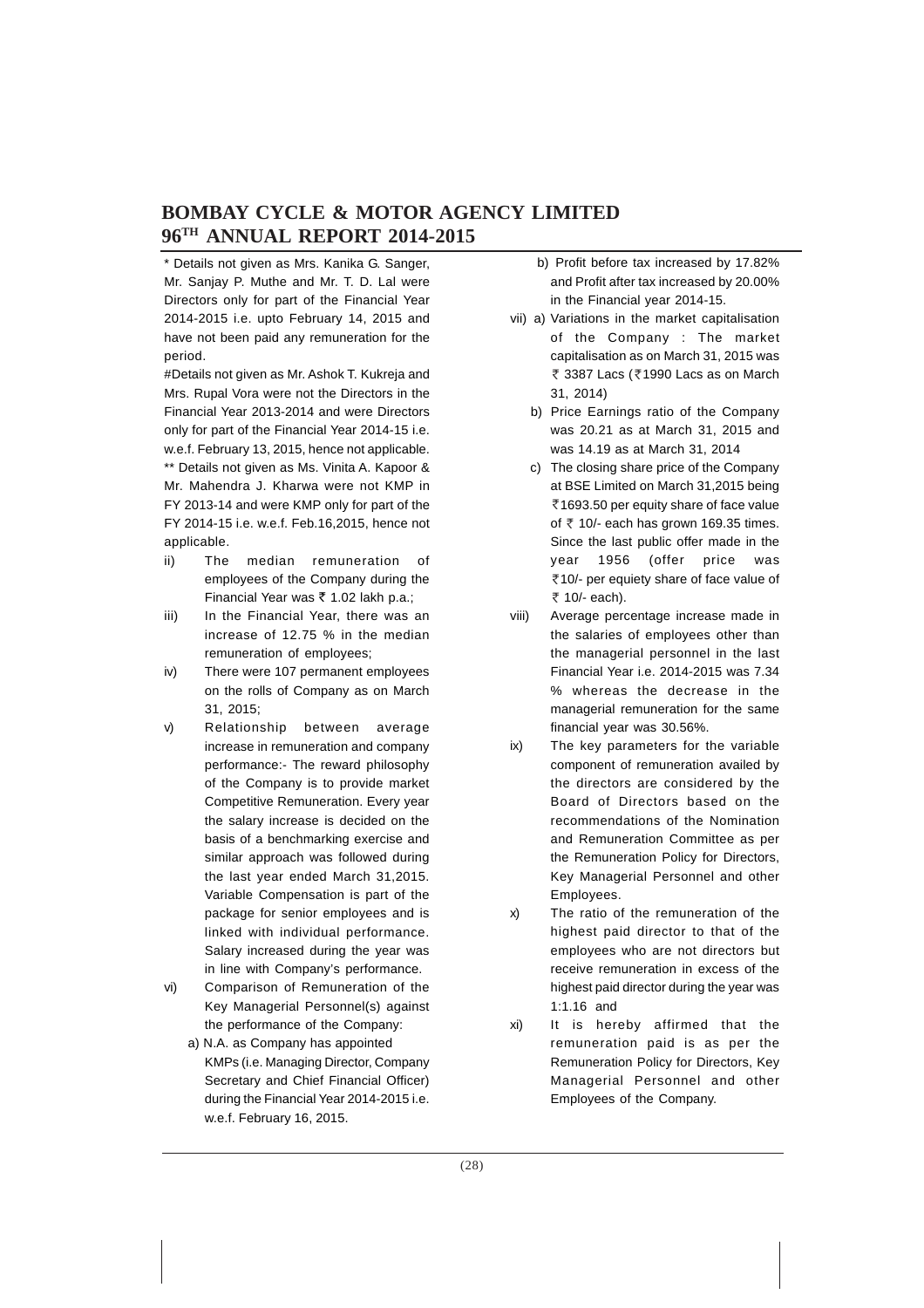* Details not given as Mrs. Kanika G. Sanger, Mr. Sanjay P. Muthe and Mr. T. D. Lal were Directors only for part of the Financial Year 2014-2015 i.e. upto February 14, 2015 and have not been paid any remuneration for the period.

#Details not given as Mr. Ashok T. Kukreja and Mrs. Rupal Vora were not the Directors in the Financial Year 2013-2014 and were Directors only for part of the Financial Year 2014-15 i.e. w.e.f. February 13, 2015, hence not applicable.

** Details not given as Ms. Vinita A. Kapoor & Mr. Mahendra J. Kharwa were not KMP in FY 2013-14 and were KMP only for part of the FY 2014-15 i.e. w.e.f. Feb.16,2015, hence not applicable.

ii) The median remuneration of employees of the Company during the Financial Year was ₹ 1.02 lakh p.a.;

iii) In the Financial Year, there was an increase of 12.75 % in the median remuneration of employees;

iv) There were 107 permanent employees on the rolls of Company as on March 31, 2015;

v) Relationship between average increase in remuneration and company performance:- The reward philosophy of the Company is to provide market Competitive Remuneration. Every year the salary increase is decided on the basis of a benchmarking exercise and similar approach was followed during the last year ended March 31,2015. Variable Compensation is part of the package for senior employees and is linked with individual performance. Salary increased during the year was in line with Company's performance.

vi) Comparison of Remuneration of the Key Managerial Personnel(s) against the performance of the Company:

   a) N.A. as Company has appointed KMPs (i.e. Managing Director, Company Secretary and Chief Financial Officer) during the Financial Year 2014-2015 i.e. w.e.f. February 16, 2015.

   b) Profit before tax increased by 17.82% and Profit after tax increased by 20.00% in the Financial year 2014-15.

vii) a) Variations in the market capitalisation of the Company : The market capitalisation as on March 31, 2015 was ₹ 3387 Lacs (₹1990 Lacs as on March 31, 2014)

   b) Price Earnings ratio of the Company was 20.21 as at March 31, 2015 and was 14.19 as at March 31, 2014

   c) The closing share price of the Company at BSE Limited on March 31,2015 being ₹1693.50 per equity share of face value of ₹ 10/- each has grown 169.35 times. Since the last public offer made in the year 1956 (offer price was ₹10/- per equiety share of face value of ₹ 10/- each).

viii) Average percentage increase made in the salaries of employees other than the managerial personnel in the last Financial Year i.e. 2014-2015 was 7.34 % whereas the decrease in the managerial remuneration for the same financial year was 30.56%.

ix) The key parameters for the variable component of remuneration availed by the directors are considered by the Board of Directors based on the recommendations of the Nomination and Remuneration Committee as per the Remuneration Policy for Directors, Key Managerial Personnel and other Employees.

x) The ratio of the remuneration of the highest paid director to that of the employees who are not directors but receive remuneration in excess of the highest paid director during the year was 1:1.16 and

xi) It is hereby affirmed that the remuneration paid is as per the Remuneration Policy for Directors, Key Managerial Personnel and other Employees of the Company.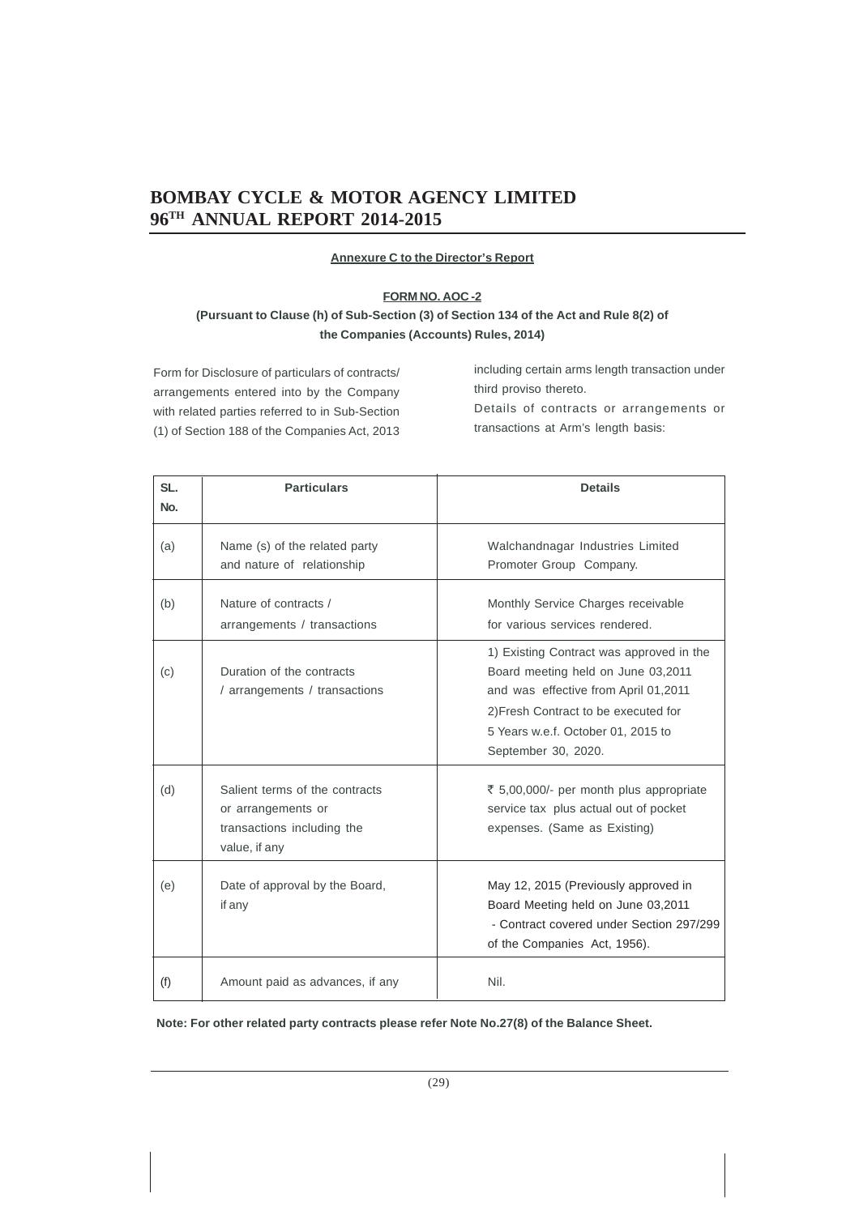**Annexure C to the Director's Report**

**FORM NO. AOC -2**

**(Pursuant to Clause (h) of Sub-Section (3) of Section 134 of the Act and Rule 8(2) of the Companies (Accounts) Rules, 2014)**

Form for Disclosure of particulars of contracts/ arrangements entered into by the Company with related parties referred to in Sub-Section (1) of Section 188 of the Companies Act, 2013 including certain arms length transaction under third proviso thereto.

Details of contracts or arrangements or transactions at Arm's length basis:

| SL. No. | Particulars | Details |
|---|---|---|
| (a) | Name (s) of the related party and nature of relationship | Walchandnagar Industries Limited Promoter Group Company. |
| (b) | Nature of contracts / arrangements / transactions | Monthly Service Charges receivable for various services rendered. |
| (c) | Duration of the contracts / arrangements / transactions | 1) Existing Contract was approved in the Board meeting held on June 03,2011 and was effective from April 01,2011<br>2)Fresh Contract to be executed for 5 Years w.e.f. October 01, 2015 to September 30, 2020. |
| (d) | Salient terms of the contracts or arrangements or transactions including the value, if any | ₹ 5,00,000/- per month plus appropriate service tax plus actual out of pocket expenses. (Same as Existing) |
| (e) | Date of approval by the Board, if any | May 12, 2015 (Previously approved in Board Meeting held on June 03,2011 - Contract covered under Section 297/299 of the Companies Act, 1956). |
| (f) | Amount paid as advances, if any | Nil. |

**Note: For other related party contracts please refer Note No.27(8) of the Balance Sheet.**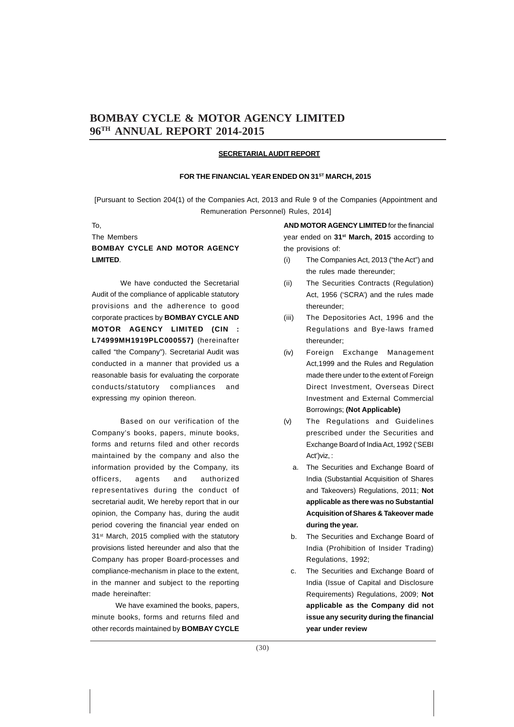## SECRETARIAL AUDIT REPORT

### FOR THE FINANCIAL YEAR ENDED ON 31ST MARCH, 2015

[Pursuant to Section 204(1) of the Companies Act, 2013 and Rule 9 of the Companies (Appointment and Remuneration Personnel) Rules, 2014]

To,

The Members

**BOMBAY CYCLE AND MOTOR AGENCY LIMITED**.

We have conducted the Secretarial Audit of the compliance of applicable statutory provisions and the adherence to good corporate practices by **BOMBAY CYCLE AND MOTOR AGENCY LIMITED (CIN : L74999MH1919PLC000557)** (hereinafter called "the Company"). Secretarial Audit was conducted in a manner that provided us a reasonable basis for evaluating the corporate conducts/statutory compliances and expressing my opinion thereon.

Based on our verification of the Company's books, papers, minute books, forms and returns filed and other records maintained by the company and also the information provided by the Company, its officers, agents and authorized representatives during the conduct of secretarial audit, We hereby report that in our opinion, the Company has, during the audit period covering the financial year ended on 31st March, 2015 complied with the statutory provisions listed hereunder and also that the Company has proper Board-processes and compliance-mechanism in place to the extent, in the manner and subject to the reporting made hereinafter:

We have examined the books, papers, minute books, forms and returns filed and other records maintained by **BOMBAY CYCLE AND MOTOR AGENCY LIMITED** for the financial year ended on **31st March, 2015** according to the provisions of:

(i) The Companies Act, 2013 ("the Act") and the rules made thereunder;

(ii) The Securities Contracts (Regulation) Act, 1956 ('SCRA') and the rules made thereunder;

(iii) The Depositories Act, 1996 and the Regulations and Bye-laws framed thereunder;

(iv) Foreign Exchange Management Act,1999 and the Rules and Regulation made there under to the extent of Foreign Direct Investment, Overseas Direct Investment and External Commercial Borrowings; **(Not Applicable)**

(v) The Regulations and Guidelines prescribed under the Securities and Exchange Board of India Act, 1992 ('SEBI Act')viz, :

a. The Securities and Exchange Board of India (Substantial Acquisition of Shares and Takeovers) Regulations, 2011; **Not applicable as there was no Substantial Acquisition of Shares & Takeover made during the year.**

b. The Securities and Exchange Board of India (Prohibition of Insider Trading) Regulations, 1992;

c. The Securities and Exchange Board of India (Issue of Capital and Disclosure Requirements) Regulations, 2009; **Not applicable as the Company did not issue any security during the financial year under review**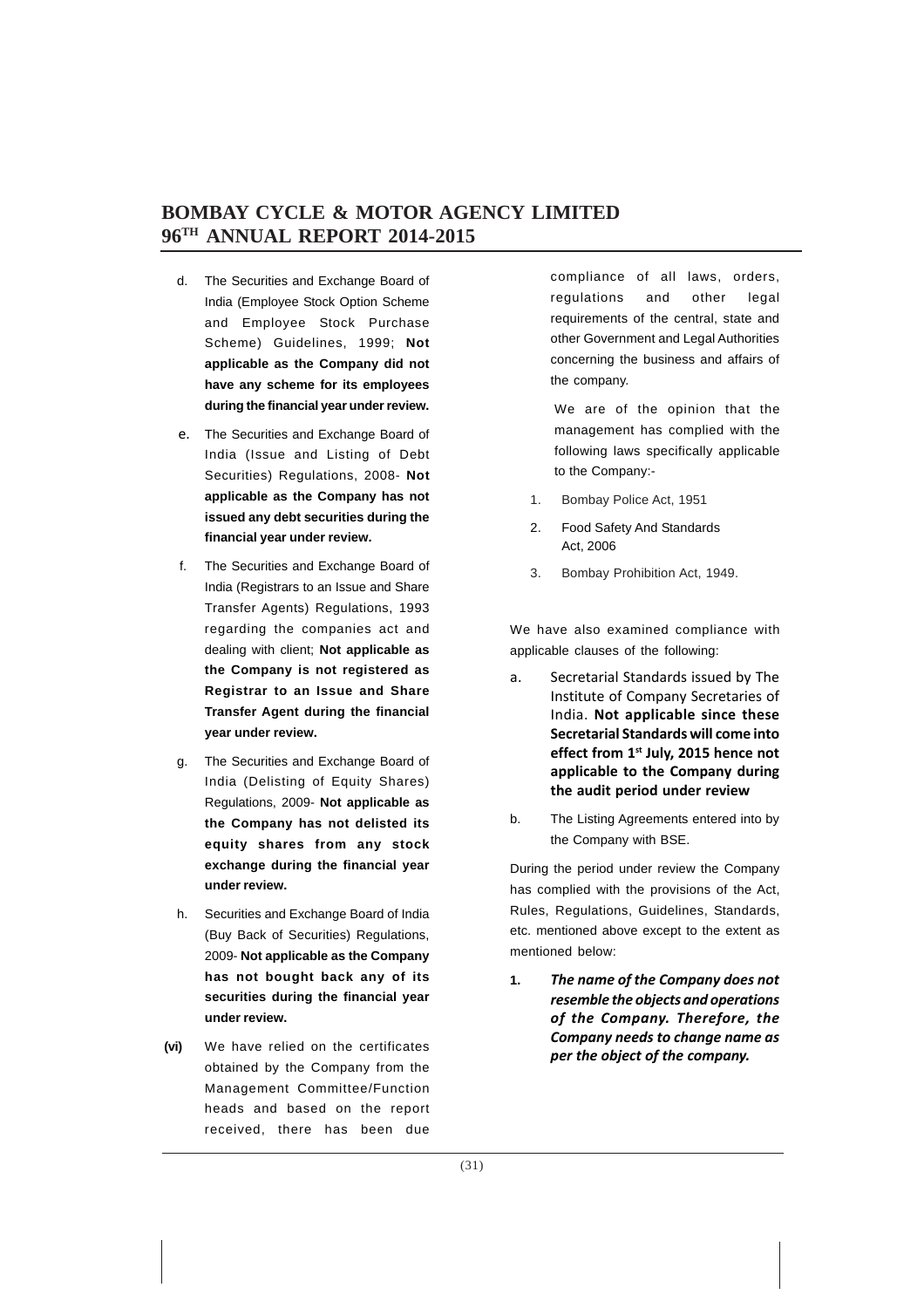d. The Securities and Exchange Board of India (Employee Stock Option Scheme and Employee Stock Purchase Scheme) Guidelines, 1999; **Not applicable as the Company did not have any scheme for its employees during the financial year under review.**

e. The Securities and Exchange Board of India (Issue and Listing of Debt Securities) Regulations, 2008- **Not applicable as the Company has not issued any debt securities during the financial year under review.**

f. The Securities and Exchange Board of India (Registrars to an Issue and Share Transfer Agents) Regulations, 1993 regarding the companies act and dealing with client; **Not applicable as the Company is not registered as Registrar to an Issue and Share Transfer Agent during the financial year under review.**

g. The Securities and Exchange Board of India (Delisting of Equity Shares) Regulations, 2009- **Not applicable as the Company has not delisted its equity shares from any stock exchange during the financial year under review.**

h. Securities and Exchange Board of India (Buy Back of Securities) Regulations, 2009- **Not applicable as the Company has not bought back any of its securities during the financial year under review.**

**(vi)** We have relied on the certificates obtained by the Company from the Management Committee/Function heads and based on the report received, there has been due compliance of all laws, orders, regulations and other legal requirements of the central, state and other Government and Legal Authorities concerning the business and affairs of the company.

We are of the opinion that the management has complied with the following laws specifically applicable to the Company:-

1. Bombay Police Act, 1951
2. Food Safety And Standards Act, 2006
3. Bombay Prohibition Act, 1949.

We have also examined compliance with applicable clauses of the following:

a. Secretarial Standards issued by The Institute of Company Secretaries of India. **Not applicable since these Secretarial Standards will come into effect from 1st July, 2015 hence not applicable to the Company during the audit period under review**

b. The Listing Agreements entered into by the Company with BSE.

During the period under review the Company has complied with the provisions of the Act, Rules, Regulations, Guidelines, Standards, etc. mentioned above except to the extent as mentioned below:

**1.** ***The name of the Company does not resemble the objects and operations of the Company. Therefore, the Company needs to change name as per the object of the company.***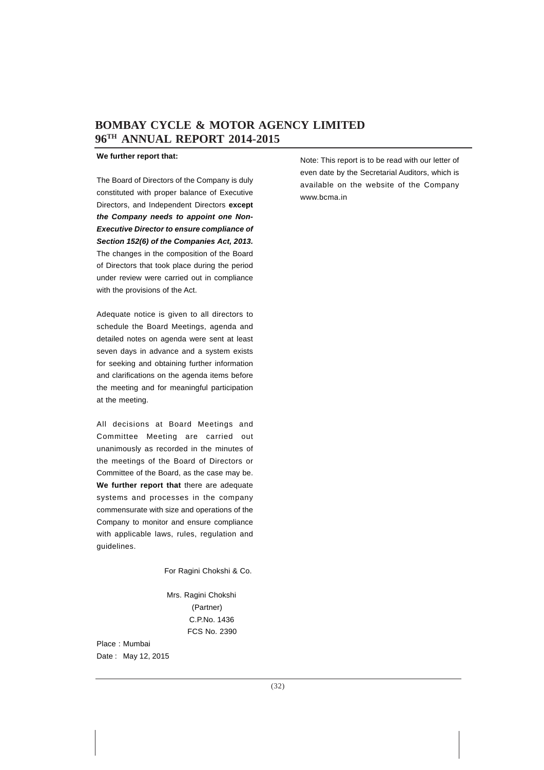**We further report that:**

The Board of Directors of the Company is duly constituted with proper balance of Executive Directors, and Independent Directors **except *the Company needs to appoint one Non-Executive Director to ensure compliance of Section 152(6) of the Companies Act, 2013.*** The changes in the composition of the Board of Directors that took place during the period under review were carried out in compliance with the provisions of the Act.

Adequate notice is given to all directors to schedule the Board Meetings, agenda and detailed notes on agenda were sent at least seven days in advance and a system exists for seeking and obtaining further information and clarifications on the agenda items before the meeting and for meaningful participation at the meeting.

All decisions at Board Meetings and Committee Meeting are carried out unanimously as recorded in the minutes of the meetings of the Board of Directors or Committee of the Board, as the case may be. **We further report that** there are adequate systems and processes in the company commensurate with size and operations of the Company to monitor and ensure compliance with applicable laws, rules, regulation and guidelines.

For Ragini Chokshi & Co.

Mrs. Ragini Chokshi
(Partner)
C.P.No. 1436
FCS No. 2390

Place : Mumbai
Date : May 12, 2015

Note: This report is to be read with our letter of even date by the Secretarial Auditors, which is available on the website of the Company www.bcma.in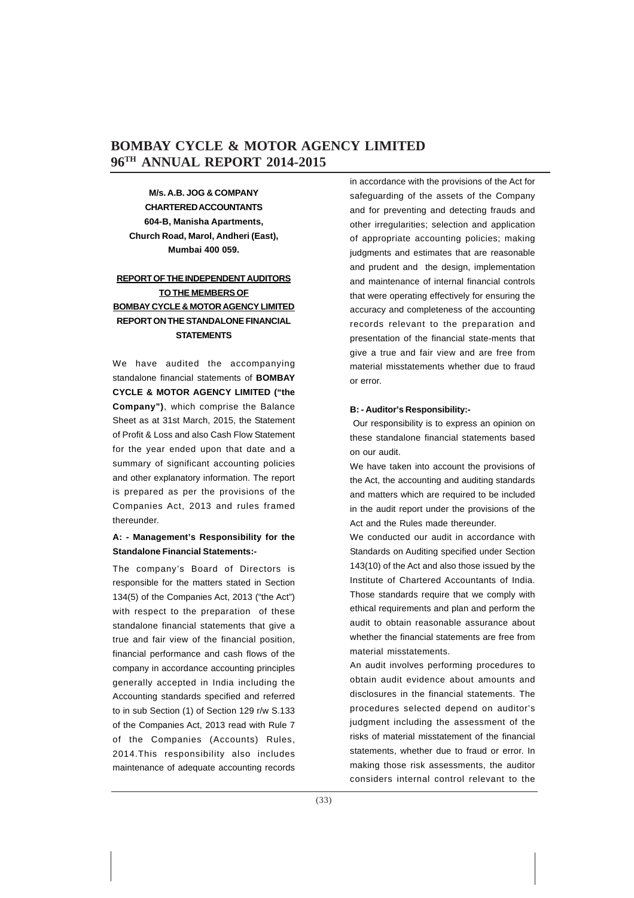**M/s. A.B. JOG & COMPANY**
**CHARTERED ACCOUNTANTS**
**604-B, Manisha Apartments,**
**Church Road, Marol, Andheri (East),**
**Mumbai 400 059.**

**REPORT OF THE INDEPENDENT AUDITORS TO THE MEMBERS OF BOMBAY CYCLE & MOTOR AGENCY LIMITED**
**REPORT ON THE STANDALONE FINANCIAL STATEMENTS**

We have audited the accompanying standalone financial statements of **BOMBAY CYCLE & MOTOR AGENCY LIMITED ("the Company")**, which comprise the Balance Sheet as at 31st March, 2015, the Statement of Profit & Loss and also Cash Flow Statement for the year ended upon that date and a summary of significant accounting policies and other explanatory information. The report is prepared as per the provisions of the Companies Act, 2013 and rules framed thereunder.

**A: - Management's Responsibility for the Standalone Financial Statements:-**

The company's Board of Directors is responsible for the matters stated in Section 134(5) of the Companies Act, 2013 ("the Act") with respect to the preparation of these standalone financial statements that give a true and fair view of the financial position, financial performance and cash flows of the company in accordance accounting principles generally accepted in India including the Accounting standards specified and referred to in sub Section (1) of Section 129 r/w S.133 of the Companies Act, 2013 read with Rule 7 of the Companies (Accounts) Rules, 2014.This responsibility also includes maintenance of adequate accounting records in accordance with the provisions of the Act for safeguarding of the assets of the Company and for preventing and detecting frauds and other irregularities; selection and application of appropriate accounting policies; making judgments and estimates that are reasonable and prudent and the design, implementation and maintenance of internal financial controls that were operating effectively for ensuring the accuracy and completeness of the accounting records relevant to the preparation and presentation of the financial state-ments that give a true and fair view and are free from material misstatements whether due to fraud or error.

**B: - Auditor's Responsibility:-**

Our responsibility is to express an opinion on these standalone financial statements based on our audit.

We have taken into account the provisions of the Act, the accounting and auditing standards and matters which are required to be included in the audit report under the provisions of the Act and the Rules made thereunder.

We conducted our audit in accordance with Standards on Auditing specified under Section 143(10) of the Act and also those issued by the Institute of Chartered Accountants of India. Those standards require that we comply with ethical requirements and plan and perform the audit to obtain reasonable assurance about whether the financial statements are free from material misstatements.

An audit involves performing procedures to obtain audit evidence about amounts and disclosures in the financial statements. The procedures selected depend on auditor's judgment including the assessment of the risks of material misstatement of the financial statements, whether due to fraud or error. In making those risk assessments, the auditor considers internal control relevant to the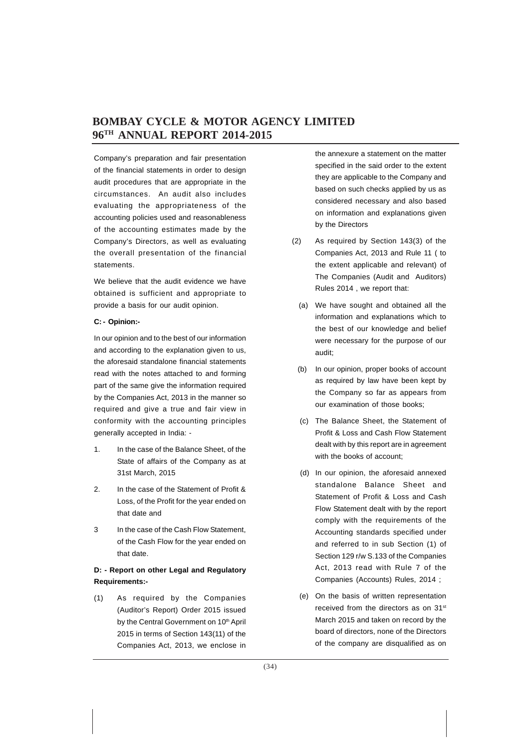Company's preparation and fair presentation of the financial statements in order to design audit procedures that are appropriate in the circumstances. An audit also includes evaluating the appropriateness of the accounting policies used and reasonableness of the accounting estimates made by the Company's Directors, as well as evaluating the overall presentation of the financial statements.

We believe that the audit evidence we have obtained is sufficient and appropriate to provide a basis for our audit opinion.

**C: - Opinion:-**

In our opinion and to the best of our information and according to the explanation given to us, the aforesaid standalone financial statements read with the notes attached to and forming part of the same give the information required by the Companies Act, 2013 in the manner so required and give a true and fair view in conformity with the accounting principles generally accepted in India: -

1. In the case of the Balance Sheet, of the State of affairs of the Company as at 31st March, 2015
2. In the case of the Statement of Profit & Loss, of the Profit for the year ended on that date and
3. In the case of the Cash Flow Statement, of the Cash Flow for the year ended on that date.

**D: - Report on other Legal and Regulatory Requirements:-**

(1) As required by the Companies (Auditor's Report) Order 2015 issued by the Central Government on 10th April 2015 in terms of Section 143(11) of the Companies Act, 2013, we enclose in the annexure a statement on the matter specified in the said order to the extent they are applicable to the Company and based on such checks applied by us as considered necessary and also based on information and explanations given by the Directors

(2) As required by Section 143(3) of the Companies Act, 2013 and Rule 11 ( to the extent applicable and relevant) of The Companies (Audit and Auditors) Rules 2014 , we report that:

(a) We have sought and obtained all the information and explanations which to the best of our knowledge and belief were necessary for the purpose of our audit;

(b) In our opinion, proper books of account as required by law have been kept by the Company so far as appears from our examination of those books;

(c) The Balance Sheet, the Statement of Profit & Loss and Cash Flow Statement dealt with by this report are in agreement with the books of account;

(d) In our opinion, the aforesaid annexed standalone Balance Sheet and Statement of Profit & Loss and Cash Flow Statement dealt with by the report comply with the requirements of the Accounting standards specified under and referred to in sub Section (1) of Section 129 r/w S.133 of the Companies Act, 2013 read with Rule 7 of the Companies (Accounts) Rules, 2014 ;

(e) On the basis of written representation received from the directors as on 31st March 2015 and taken on record by the board of directors, none of the Directors of the company are disqualified as on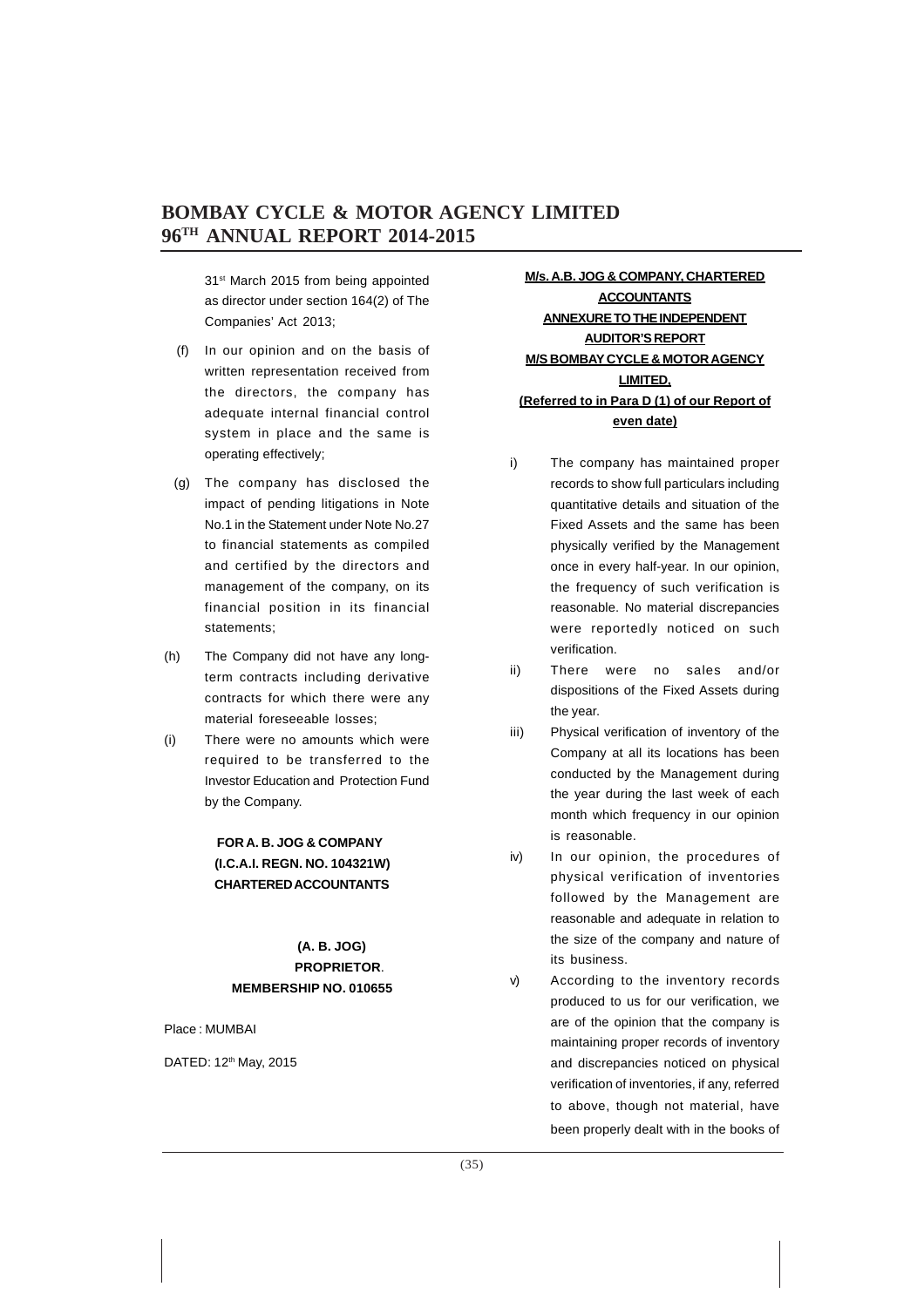31st March 2015 from being appointed as director under section 164(2) of The Companies' Act 2013;

(f) In our opinion and on the basis of written representation received from the directors, the company has adequate internal financial control system in place and the same is operating effectively;

(g) The company has disclosed the impact of pending litigations in Note No.1 in the Statement under Note No.27 to financial statements as compiled and certified by the directors and management of the company, on its financial position in its financial statements;

(h) The Company did not have any long-term contracts including derivative contracts for which there were any material foreseeable losses;

(i) There were no amounts which were required to be transferred to the Investor Education and Protection Fund by the Company.

**FOR A. B. JOG & COMPANY**
**(I.C.A.I. REGN. NO. 104321W)**
**CHARTERED ACCOUNTANTS**

**(A. B. JOG)**
**PROPRIETOR**.
**MEMBERSHIP NO. 010655**

Place : MUMBAI

DATED: 12th May, 2015

**M/s. A.B. JOG & COMPANY, CHARTERED ACCOUNTANTS**

**ANNEXURE TO THE INDEPENDENT AUDITOR'S REPORT**

**M/S BOMBAY CYCLE & MOTOR AGENCY LIMITED,**

**(Referred to in Para D (1) of our Report of even date)**

i) The company has maintained proper records to show full particulars including quantitative details and situation of the Fixed Assets and the same has been physically verified by the Management once in every half-year. In our opinion, the frequency of such verification is reasonable. No material discrepancies were reportedly noticed on such verification.

ii) There were no sales and/or dispositions of the Fixed Assets during the year.

iii) Physical verification of inventory of the Company at all its locations has been conducted by the Management during the year during the last week of each month which frequency in our opinion is reasonable.

iv) In our opinion, the procedures of physical verification of inventories followed by the Management are reasonable and adequate in relation to the size of the company and nature of its business.

v) According to the inventory records produced to us for our verification, we are of the opinion that the company is maintaining proper records of inventory and discrepancies noticed on physical verification of inventories, if any, referred to above, though not material, have been properly dealt with in the books of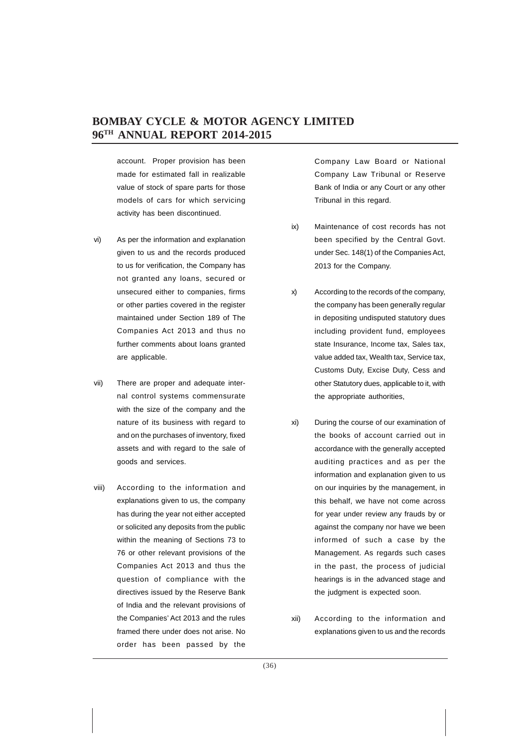account. Proper provision has been made for estimated fall in realizable value of stock of spare parts for those models of cars for which servicing activity has been discontinued.

vi) As per the information and explanation given to us and the records produced to us for verification, the Company has not granted any loans, secured or unsecured either to companies, firms or other parties covered in the register maintained under Section 189 of The Companies Act 2013 and thus no further comments about loans granted are applicable.

vii) There are proper and adequate internal control systems commensurate with the size of the company and the nature of its business with regard to and on the purchases of inventory, fixed assets and with regard to the sale of goods and services.

viii) According to the information and explanations given to us, the company has during the year not either accepted or solicited any deposits from the public within the meaning of Sections 73 to 76 or other relevant provisions of the Companies Act 2013 and thus the question of compliance with the directives issued by the Reserve Bank of India and the relevant provisions of the Companies' Act 2013 and the rules framed there under does not arise. No order has been passed by the Company Law Board or National Company Law Tribunal or Reserve Bank of India or any Court or any other Tribunal in this regard.

ix) Maintenance of cost records has not been specified by the Central Govt. under Sec. 148(1) of the Companies Act, 2013 for the Company.

x) According to the records of the company, the company has been generally regular in depositing undisputed statutory dues including provident fund, employees state Insurance, Income tax, Sales tax, value added tax, Wealth tax, Service tax, Customs Duty, Excise Duty, Cess and other Statutory dues, applicable to it, with the appropriate authorities,

xi) During the course of our examination of the books of account carried out in accordance with the generally accepted auditing practices and as per the information and explanation given to us on our inquiries by the management, in this behalf, we have not come across for year under review any frauds by or against the company nor have we been informed of such a case by the Management. As regards such cases in the past, the process of judicial hearings is in the advanced stage and the judgment is expected soon.

xii) According to the information and explanations given to us and the records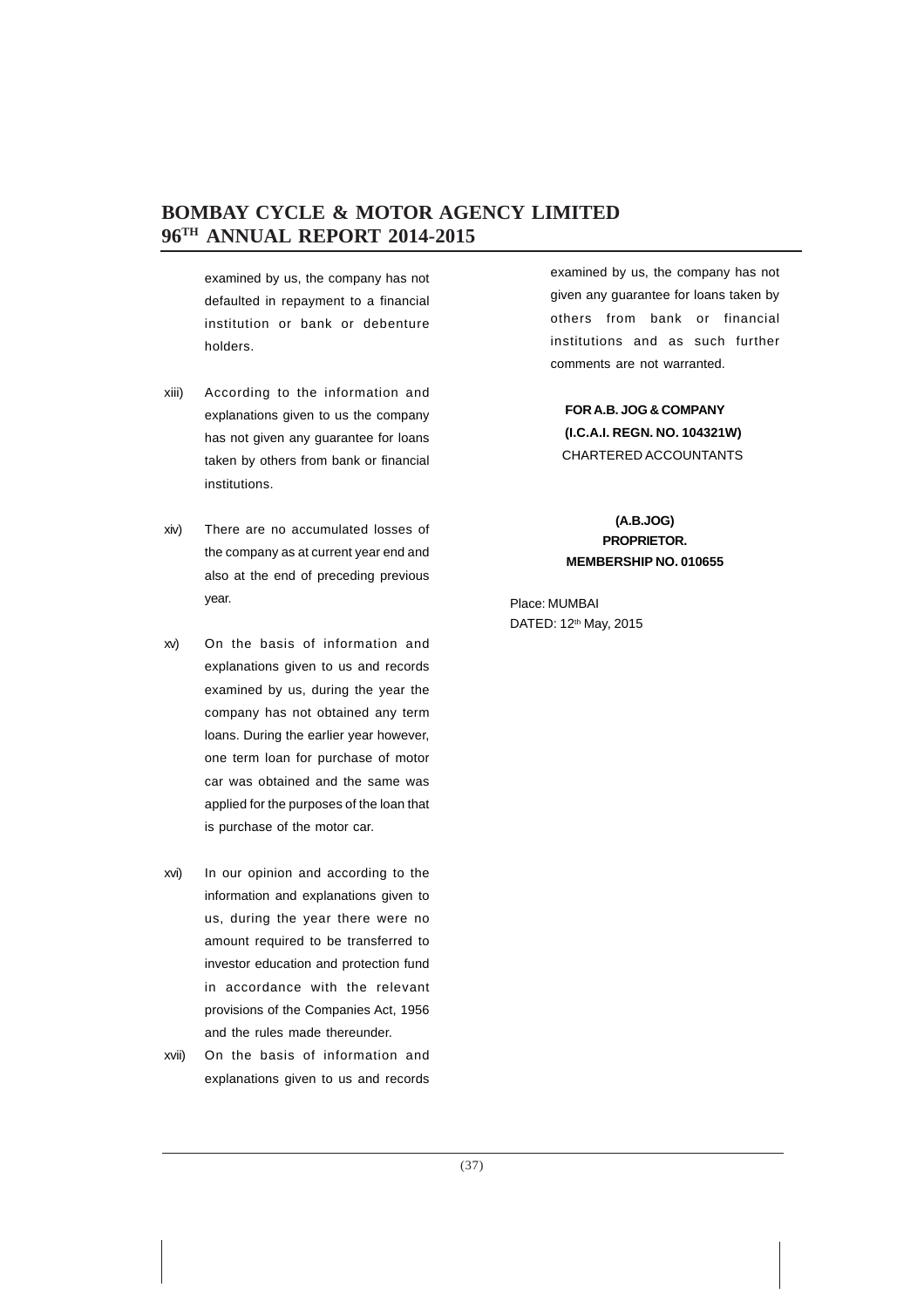examined by us, the company has not defaulted in repayment to a financial institution or bank or debenture holders.

xiii) According to the information and explanations given to us the company has not given any guarantee for loans taken by others from bank or financial institutions.

xiv) There are no accumulated losses of the company as at current year end and also at the end of preceding previous year.

xv) On the basis of information and explanations given to us and records examined by us, during the year the company has not obtained any term loans. During the earlier year however, one term loan for purchase of motor car was obtained and the same was applied for the purposes of the loan that is purchase of the motor car.

xvi) In our opinion and according to the information and explanations given to us, during the year there were no amount required to be transferred to investor education and protection fund in accordance with the relevant provisions of the Companies Act, 1956 and the rules made thereunder.

xvii) On the basis of information and explanations given to us and records examined by us, the company has not given any guarantee for loans taken by others from bank or financial institutions and as such further comments are not warranted.

**FOR A.B. JOG & COMPANY**
**(I.C.A.I. REGN. NO. 104321W)**
CHARTERED ACCOUNTANTS

**(A.B.JOG)**
**PROPRIETOR.**
**MEMBERSHIP NO. 010655**

Place: MUMBAI
DATED: 12th May, 2015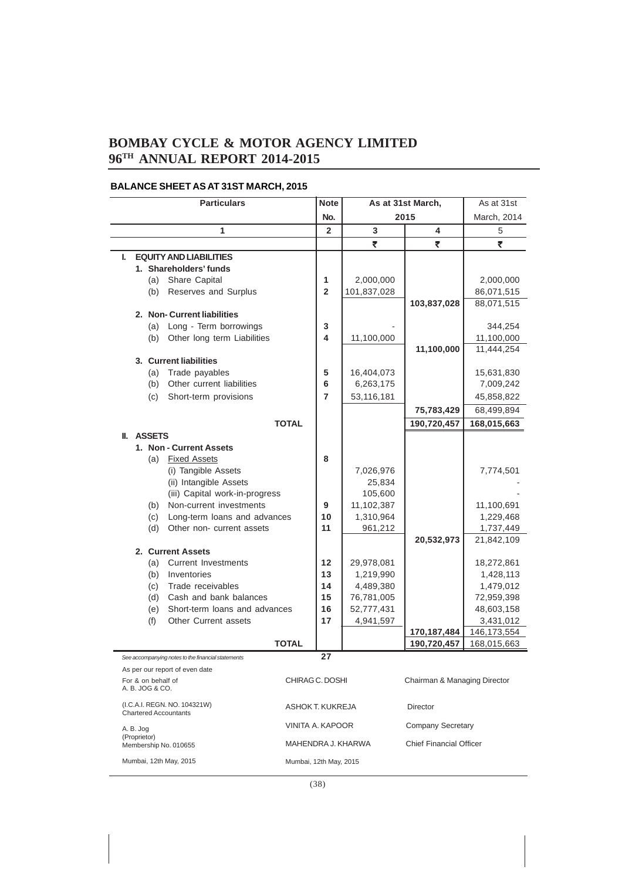# BOMBAY CYCLE & MOTOR AGENCY LIMITED
## 96TH ANNUAL REPORT 2014-2015

### BALANCE SHEET AS AT 31ST MARCH, 2015

| Particulars | Note No. | As at 31st March, 2015 | | As at 31st March, 2014 |
|---|---|---|---|---|
| 1 | 2 | 3 | 4 | 5 |
| | | ₹ | ₹ | ₹ |
| **I. EQUITY AND LIABILITIES** | | | | |
| **1. Shareholders' funds** | | | | |
| (a) Share Capital | 1 | 2,000,000 | | 2,000,000 |
| (b) Reserves and Surplus | 2 | 101,837,028 | | 86,071,515 |
| | | | **103,837,028** | 88,071,515 |
| **2. Non- Current liabilities** | | | | |
| (a) Long - Term borrowings | 3 | - | | 344,254 |
| (b) Other long term Liabilities | 4 | 11,100,000 | | 11,100,000 |
| | | | **11,100,000** | 11,444,254 |
| **3. Current liabilities** | | | | |
| (a) Trade payables | 5 | 16,404,073 | | 15,631,830 |
| (b) Other current liabilities | 6 | 6,263,175 | | 7,009,242 |
| (c) Short-term provisions | 7 | 53,116,181 | | 45,858,822 |
| | | | **75,783,429** | 68,499,894 |
| **TOTAL** | | | **190,720,457** | **168,015,663** |
| **II. ASSETS** | | | | |
| **1. Non - Current Assets** | | | | |
| (a) Fixed Assets | 8 | | | |
| (i) Tangible Assets | | 7,026,976 | | 7,774,501 |
| (ii) Intangible Assets | | 25,834 | | - |
| (iii) Capital work-in-progress | | 105,600 | | - |
| (b) Non-current investments | 9 | 11,102,387 | | 11,100,691 |
| (c) Long-term loans and advances | 10 | 1,310,964 | | 1,229,468 |
| (d) Other non- current assets | 11 | 961,212 | | 1,737,449 |
| | | | **20,532,973** | 21,842,109 |
| **2. Current Assets** | | | | |
| (a) Current Investments | 12 | 29,978,081 | | 18,272,861 |
| (b) Inventories | 13 | 1,219,990 | | 1,428,113 |
| (c) Trade receivables | 14 | 4,489,380 | | 1,479,012 |
| (d) Cash and bank balances | 15 | 76,781,005 | | 72,959,398 |
| (e) Short-term loans and advances | 16 | 52,777,431 | | 48,603,158 |
| (f) Other Current assets | 17 | 4,941,597 | | 3,431,012 |
| | | | **170,187,484** | 146,173,554 |
| **TOTAL** | | | **190,720,457** | 168,015,663 |

*See accompanying notes to the financial statements* — 27

As per our report of even date

For & on behalf of
A. B. JOG & CO.
(I.C.A.I. REGN. NO. 104321W)
Chartered Accountants

A. B. Jog
(Proprietor)
Membership No. 010655

Mumbai, 12th May, 2015

CHIRAG C. DOSHI — Chairman & Managing Director

ASHOK T. KUKREJA — Director

VINITA A. KAPOOR — Company Secretary

MAHENDRA J. KHARWA — Chief Financial Officer

Mumbai, 12th May, 2015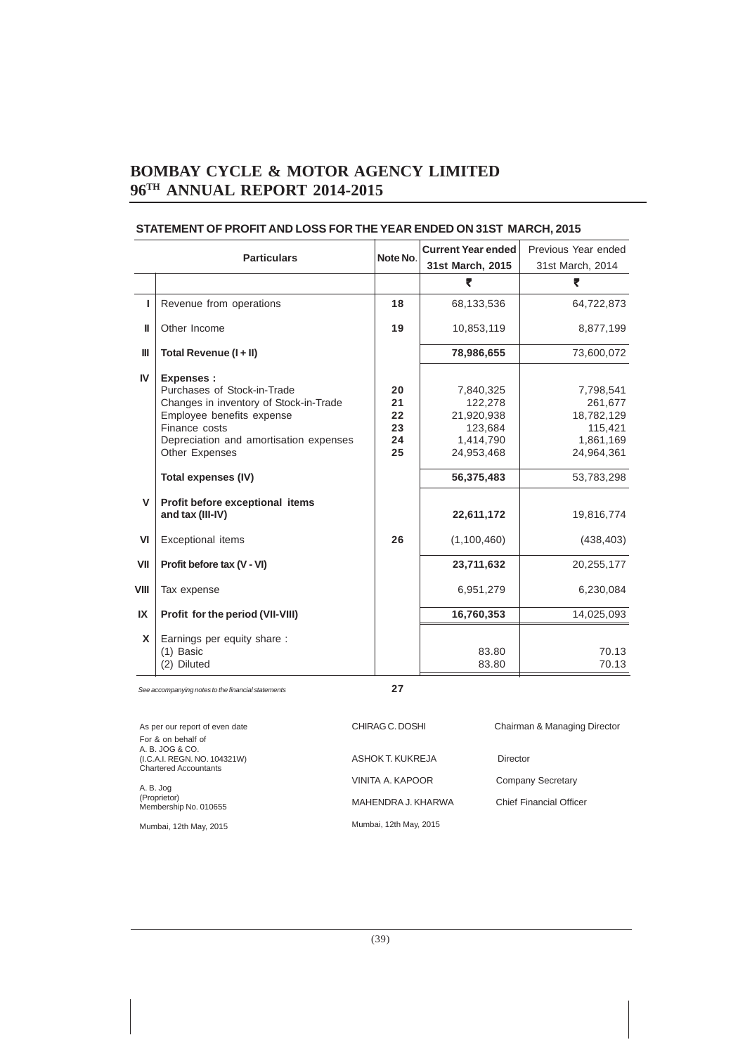# BOMBAY CYCLE & MOTOR AGENCY LIMITED
# 96TH ANNUAL REPORT 2014-2015

## STATEMENT OF PROFIT AND LOSS FOR THE YEAR ENDED ON 31ST MARCH, 2015

| | Particulars | Note No. | Current Year ended 31st March, 2015 | Previous Year ended 31st March, 2014 |
|---|---|---|---|---|
| | | | ₹ | ₹ |
| I | Revenue from operations | 18 | 68,133,536 | 64,722,873 |
| II | Other Income | 19 | 10,853,119 | 8,877,199 |
| III | **Total Revenue (I + II)** | | **78,986,655** | 73,600,072 |
| IV | **Expenses :** | | | |
| | Purchases of Stock-in-Trade | 20 | 7,840,325 | 7,798,541 |
| | Changes in inventory of Stock-in-Trade | 21 | 122,278 | 261,677 |
| | Employee benefits expense | 22 | 21,920,938 | 18,782,129 |
| | Finance costs | 23 | 123,684 | 115,421 |
| | Depreciation and amortisation expenses | 24 | 1,414,790 | 1,861,169 |
| | Other Expenses | 25 | 24,953,468 | 24,964,361 |
| | **Total expenses (IV)** | | **56,375,483** | 53,783,298 |
| V | **Profit before exceptional items and tax (III-IV)** | | **22,611,172** | 19,816,774 |
| VI | Exceptional items | 26 | (1,100,460) | (438,403) |
| VII | **Profit before tax (V - VI)** | | **23,711,632** | 20,255,177 |
| VIII | Tax expense | | 6,951,279 | 6,230,084 |
| IX | **Profit for the period (VII-VIII)** | | **16,760,353** | 14,025,093 |
| X | Earnings per equity share : | | | |
| | (1) Basic | | 83.80 | 70.13 |
| | (2) Diluted | | 83.80 | 70.13 |

*See accompanying notes to the financial statements* **27**

As per our report of even date
For & on behalf of
A. B. JOG & CO.
(I.C.A.I. REGN. NO. 104321W)
Chartered Accountants

A. B. Jog
(Proprietor)
Membership No. 010655

Mumbai, 12th May, 2015

CHIRAG C. DOSHI — Chairman & Managing Director

ASHOK T. KUKREJA — Director

VINITA A. KAPOOR — Company Secretary

MAHENDRA J. KHARWA — Chief Financial Officer

Mumbai, 12th May, 2015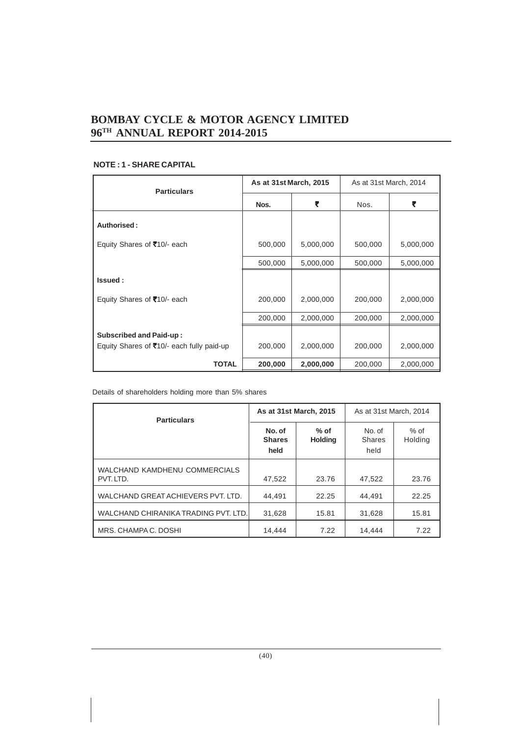## NOTE : 1 - SHARE CAPITAL

| Particulars | As at 31st March, 2015 | | As at 31st March, 2014 | |
|---|---|---|---|---|
| | Nos. | ₹ | Nos. | ₹ |
| **Authorised :** | | | | |
| Equity Shares of ₹10/- each | 500,000 | 5,000,000 | 500,000 | 5,000,000 |
| | 500,000 | 5,000,000 | 500,000 | 5,000,000 |
| **Issued :** | | | | |
| Equity Shares of ₹10/- each | 200,000 | 2,000,000 | 200,000 | 2,000,000 |
| | 200,000 | 2,000,000 | 200,000 | 2,000,000 |
| **Subscribed and Paid-up :** | | | | |
| Equity Shares of ₹10/- each fully paid-up | 200,000 | 2,000,000 | 200,000 | 2,000,000 |
| **TOTAL** | **200,000** | **2,000,000** | 200,000 | 2,000,000 |

Details of shareholders holding more than 5% shares

| Particulars | As at 31st March, 2015 | | As at 31st March, 2014 | |
|---|---|---|---|---|
| | No. of Shares held | % of Holding | No. of Shares held | % of Holding |
| WALCHAND KAMDHENU COMMERCIALS PVT. LTD. | 47,522 | 23.76 | 47,522 | 23.76 |
| WALCHAND GREAT ACHIEVERS PVT. LTD. | 44,491 | 22.25 | 44,491 | 22.25 |
| WALCHAND CHIRANIKA TRADING PVT. LTD. | 31,628 | 15.81 | 31,628 | 15.81 |
| MRS. CHAMPA C. DOSHI | 14,444 | 7.22 | 14,444 | 7.22 |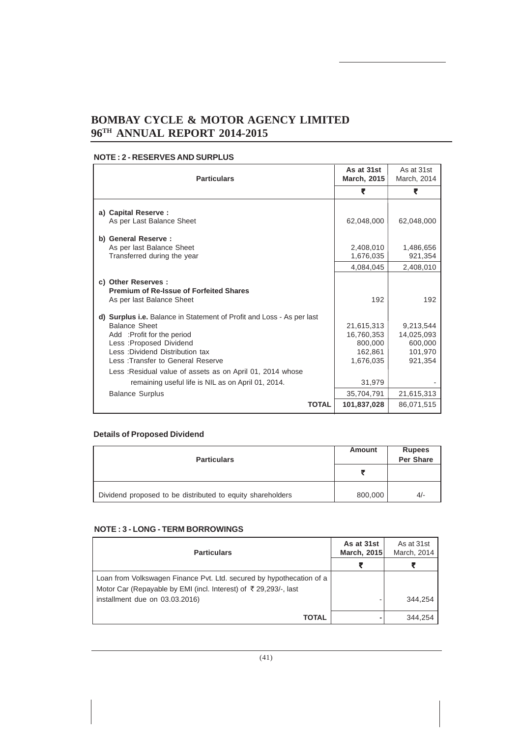## BOMBAY CYCLE & MOTOR AGENCY LIMITED
## 96TH ANNUAL REPORT 2014-2015

### NOTE : 2 - RESERVES AND SURPLUS

| Particulars | As at 31st March, 2015 | As at 31st March, 2014 |
|---|---|---|
| | ₹ | ₹ |
| **a) Capital Reserve :** | | |
| As per Last Balance Sheet | 62,048,000 | 62,048,000 |
| **b) General Reserve :** | | |
| As per last Balance Sheet | 2,408,010 | 1,486,656 |
| Transferred during the year | 1,676,035 | 921,354 |
| | 4,084,045 | 2,408,010 |
| **c) Other Reserves :** | | |
| **Premium of Re-Issue of Forfeited Shares** | | |
| As per last Balance Sheet | 192 | 192 |
| **d) Surplus i.e.** Balance in Statement of Profit and Loss - As per last Balance Sheet | 21,615,313 | 9,213,544 |
| Add : Profit for the period | 16,760,353 | 14,025,093 |
| Less : Proposed Dividend | 800,000 | 600,000 |
| Less : Dividend Distribution tax | 162,861 | 101,970 |
| Less : Transfer to General Reserve | 1,676,035 | 921,354 |
| Less : Residual value of assets as on April 01, 2014 whose remaining useful life is NIL as on April 01, 2014. | 31,979 | - |
| Balance Surplus | 35,704,791 | 21,615,313 |
| **TOTAL** | **101,837,028** | 86,071,515 |

### Details of Proposed Dividend

| Particulars | Amount | Rupees Per Share |
|---|---|---|
| | ₹ | |
| Dividend proposed to be distributed to equity shareholders | 800,000 | 4/- |

### NOTE : 3 - LONG - TERM BORROWINGS

| Particulars | As at 31st March, 2015 | As at 31st March, 2014 |
|---|---|---|
| | ₹ | ₹ |
| Loan from Volkswagen Finance Pvt. Ltd. secured by hypothecation of a Motor Car (Repayable by EMI (incl. Interest) of ₹ 29,293/-, last installment due on 03.03.2016) | - | 344,254 |
| **TOTAL** | - | 344,254 |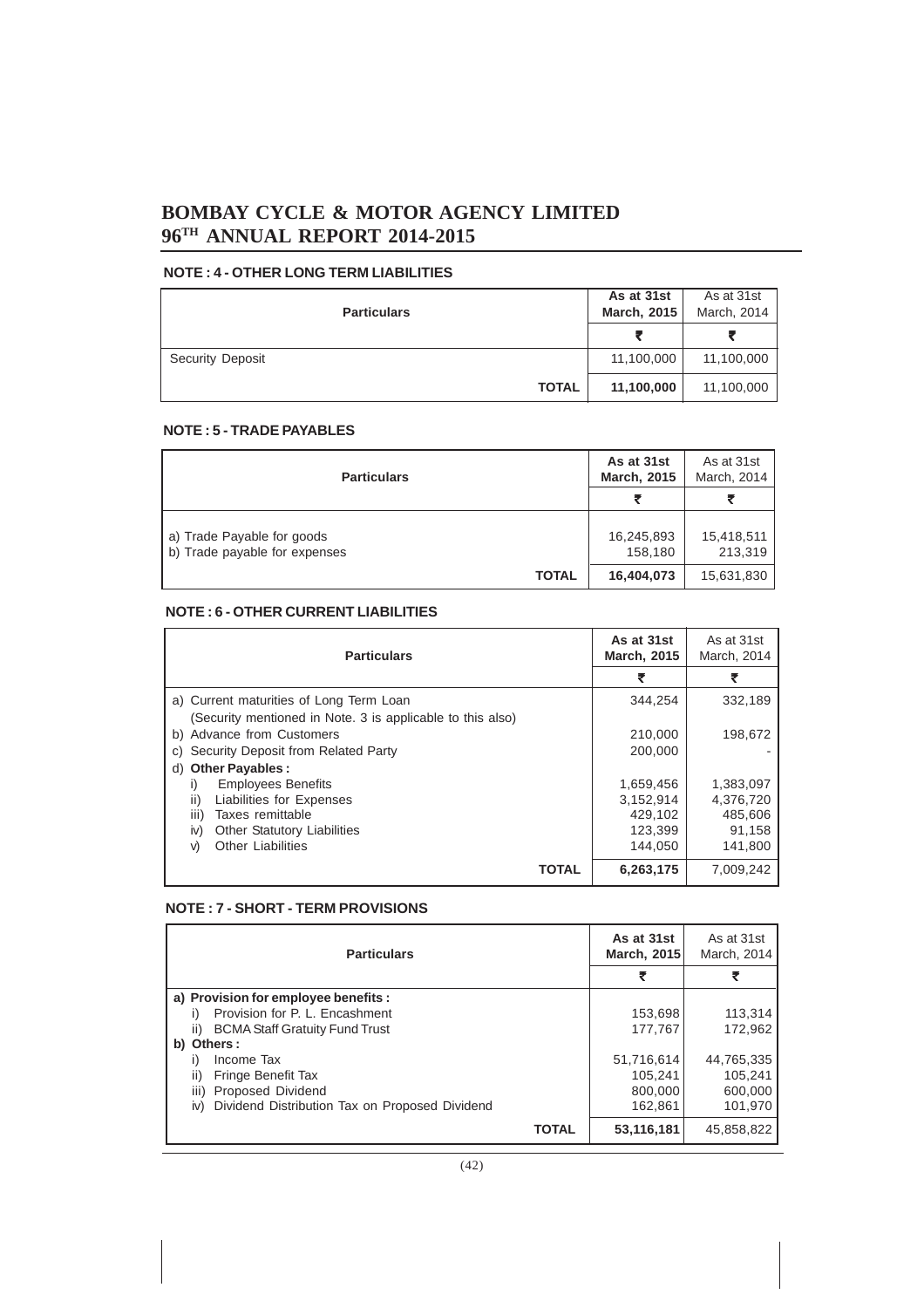## NOTE : 4 - OTHER LONG TERM LIABILITIES

| Particulars | As at 31st March, 2015 | As at 31st March, 2014 |
|---|---|---|
| | ₹ | ₹ |
| Security Deposit | 11,100,000 | 11,100,000 |
| **TOTAL** | **11,100,000** | 11,100,000 |

## NOTE : 5 - TRADE PAYABLES

| Particulars | As at 31st March, 2015 | As at 31st March, 2014 |
|---|---|---|
| | ₹ | ₹ |
| a) Trade Payable for goods | 16,245,893 | 15,418,511 |
| b) Trade payable for expenses | 158,180 | 213,319 |
| **TOTAL** | **16,404,073** | 15,631,830 |

## NOTE : 6 - OTHER CURRENT LIABILITIES

| Particulars | As at 31st March, 2015 | As at 31st March, 2014 |
|---|---|---|
| | ₹ | ₹ |
| a) Current maturities of Long Term Loan (Security mentioned in Note. 3 is applicable to this also) | 344,254 | 332,189 |
| b) Advance from Customers | 210,000 | 198,672 |
| c) Security Deposit from Related Party | 200,000 | - |
| d) **Other Payables :** | | |
| i) Employees Benefits | 1,659,456 | 1,383,097 |
| ii) Liabilities for Expenses | 3,152,914 | 4,376,720 |
| iii) Taxes remittable | 429,102 | 485,606 |
| iv) Other Statutory Liabilities | 123,399 | 91,158 |
| v) Other Liabilities | 144,050 | 141,800 |
| **TOTAL** | **6,263,175** | 7,009,242 |

## NOTE : 7 - SHORT - TERM PROVISIONS

| Particulars | As at 31st March, 2015 | As at 31st March, 2014 |
|---|---|---|
| | ₹ | ₹ |
| **a) Provision for employee benefits :** | | |
| i) Provision for P. L. Encashment | 153,698 | 113,314 |
| ii) BCMA Staff Gratuity Fund Trust | 177,767 | 172,962 |
| **b) Others :** | | |
| i) Income Tax | 51,716,614 | 44,765,335 |
| ii) Fringe Benefit Tax | 105,241 | 105,241 |
| iii) Proposed Dividend | 800,000 | 600,000 |
| iv) Dividend Distribution Tax on Proposed Dividend | 162,861 | 101,970 |
| **TOTAL** | **53,116,181** | 45,858,822 |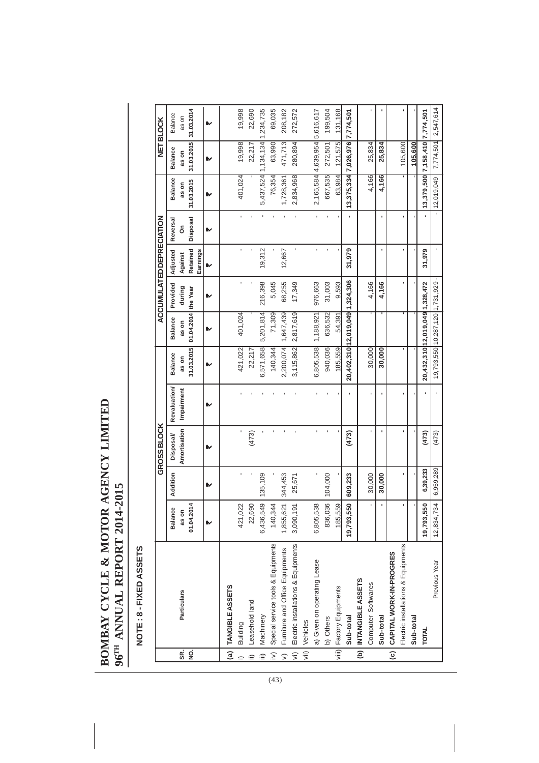# BOMBAY CYCLE & MOTOR AGENCY LIMITED
## 96TH ANNUAL REPORT 2014-2015

### NOTE : 8 - FIXED ASSETS

| SR. NO. | Particulars | GROSS BLOCK | | | | | ACCUMULATED DEPRECIATION | | | | | NET BLOCK | |
|---|---|---|---|---|---|---|---|---|---|---|---|---|---|
| | | Balance as on 01.04.2014 | Addition | Disposal/ Amortisation | Revaluation/ Impairment | Balance as on 31.03.2015 | Balance as on 01.04.2014 | Provided during the Year | Adjusted Against Retained Earnings | Reversal On Disposal | Balance as on 31.03.2015 | Balance as on 31.03.2015 | Balance as on 31.03.2014 |
| | | ₹ | ₹ | ₹ | ₹ | ₹ | ₹ | ₹ | ₹ | ₹ | ₹ | ₹ | ₹ |
| (a) | TANGIBLE ASSETS | | | | | | | | | | | | |
| i) | Building | 421,022 | - | - | - | 421,022 | 401,024 | - | - | - | 401,024 | 19,998 | 19,998 |
| ii) | Leasehold land | 22,690 | - | (473) | - | 22,217 | - | - | - | - | - | 22,217 | 22,690 |
| iii) | Machinery | 6,436,549 | 135,109 | - | - | 6,571,658 | 5,201,814 | 216,398 | 19,312 | - | 5,437,524 | 1,134,134 | 1,234,735 |
| iv) | Special service tools & Equipments | 140,344 | - | - | - | 140,344 | 71,309 | 5,045 | - | - | 76,354 | 63,990 | 69,035 |
| v) | Furniture and Office Equipments | 1,855,621 | 344,453 | - | - | 2,200,074 | 1,647,439 | 68,255 | 12,667 | - | 1,728,361 | 471,713 | 208,182 |
| vi) | Electric installations & Equipments | 3,090,191 | 25,671 | - | - | 3,115,862 | 2,817,619 | 17,349 | - | - | 2,834,968 | 280,894 | 272,572 |
| vii) | Vehicles | | | | | | | | | | | | |
| | a) Given on operating Lease | 6,805,538 | - | - | - | 6,805,538 | 1,188,921 | 976,663 | - | - | 2,165,584 | 4,639,954 | 5,616,617 |
| | b) Others | 836,036 | 104,000 | - | - | 940,036 | 636,532 | 31,003 | - | - | 667,535 | 272,501 | 199,504 |
| viii) | Factory Equipments | 185,559 | - | - | - | 185,559 | 54,391 | 9,593 | - | - | 63,984 | 121,575 | 131,168 |
| | Sub-total | 19,793,550 | 609,233 | (473) | - | 20,402,310 | 12,019,049 | 1,324,306 | 31,979 | - | 13,375,334 | 7,026,976 | 7,774,501 |
| (b) | INTANGIBLE ASSETS | | | | | | | | | | | | |
| | Computer Softwares | - | 30,000 | - | - | 30,000 | - | 4,166 | | | 4,166 | 25,834 | - |
| | Sub-total | - | 30,000 | - | - | 30,000 | - | 4,166 | - | - | 4,166 | 25,834 | - |
| (c) | CAPITAL WORK-IN-PROGRES | | | | | | | | | | | | |
| | Electric installations & Equipments | - | - | - | - | - | - | - | - | - | - | 105,600 | - |
| | Sub-total | - | - | - | - | - | - | - | - | - | - | 105,600 | - |
| | TOTAL | 19,793,550 | 6,39,233 | (473) | - | 20,432,310 | 12,019,049 | 1,328,472 | 31,979 | - | 13,379,500 | 7,158,410 | 7,774,501 |
| | Previous Year | 12,834,734 | 6,959,289 | (473) | - | 19,793,550 | 10,287,120 | 1,731,929 | - | - | 12,019,049 | 7,774,501 | 2,547,614 |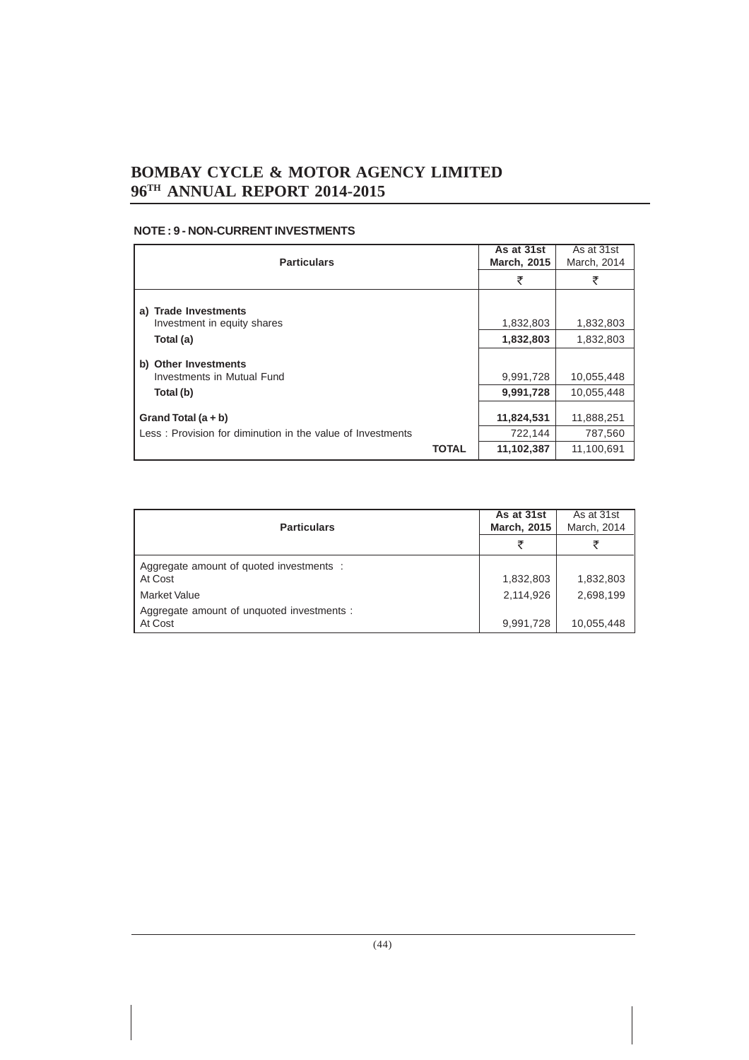## NOTE : 9 - NON-CURRENT INVESTMENTS

| Particulars | As at 31st March, 2015 | As at 31st March, 2014 |
|---|---|---|
| | ₹ | ₹ |
| **a) Trade Investments** | | |
| Investment in equity shares | 1,832,803 | 1,832,803 |
| **Total (a)** | **1,832,803** | 1,832,803 |
| **b) Other Investments** | | |
| Investments in Mutual Fund | 9,991,728 | 10,055,448 |
| **Total (b)** | **9,991,728** | 10,055,448 |
| **Grand Total (a + b)** | **11,824,531** | 11,888,251 |
| Less : Provision for diminution in the value of Investments | 722,144 | 787,560 |
| **TOTAL** | **11,102,387** | 11,100,691 |

| Particulars | As at 31st March, 2015 | As at 31st March, 2014 |
|---|---|---|
| | ₹ | ₹ |
| Aggregate amount of quoted investments : At Cost | 1,832,803 | 1,832,803 |
| Market Value | 2,114,926 | 2,698,199 |
| Aggregate amount of unquoted investments : At Cost | 9,991,728 | 10,055,448 |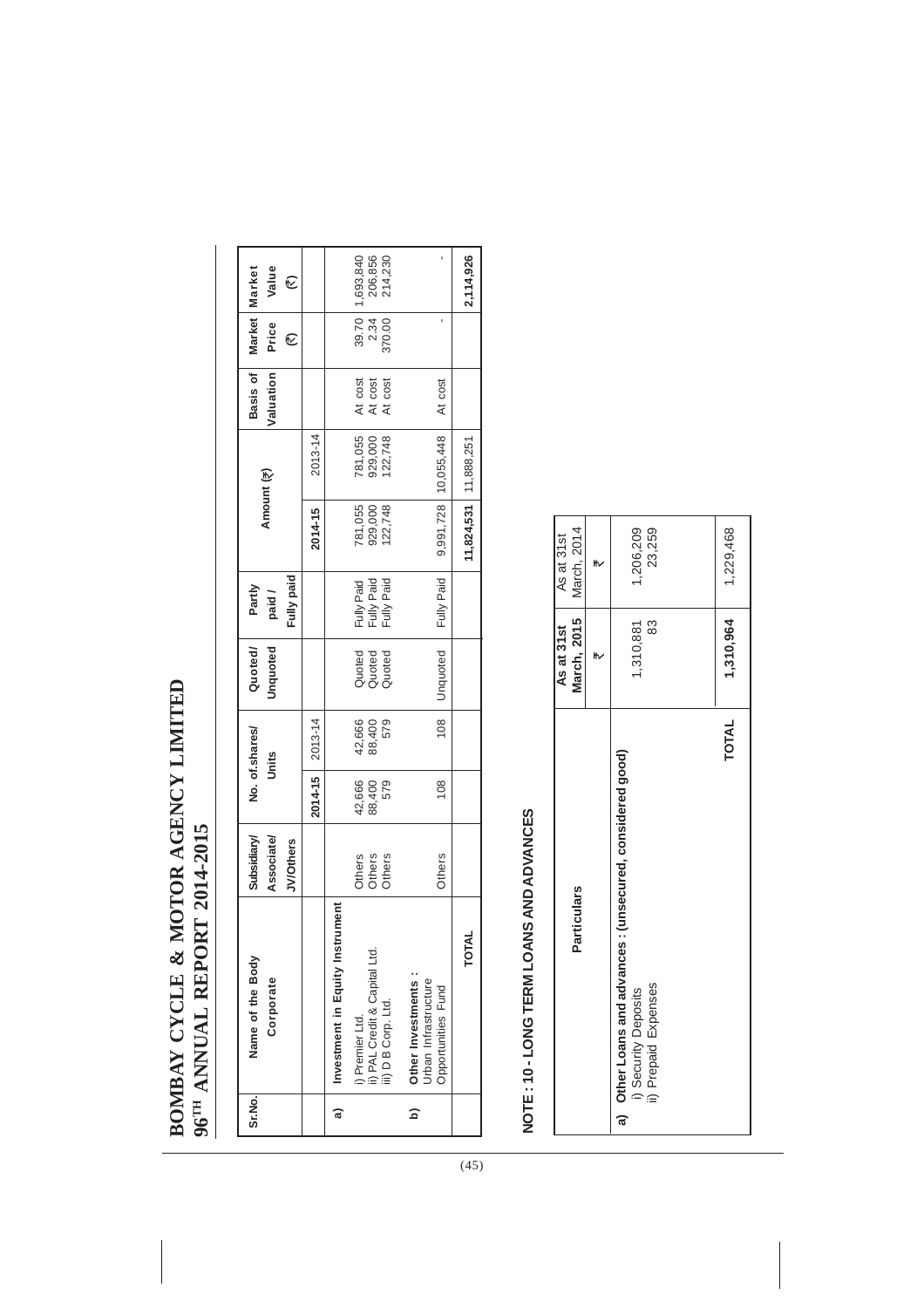| Sr.No. | Name of the Body Corporate | Subsidiary/ Associate/ JV/Others | No. of.shares/ Units | | Quoted/ Unquoted | Partly paid / Fully paid | Amount (₹) | | Basis of Valuation | Market Price (₹) | Market Value (₹) |
|---|---|---|---|---|---|---|---|---|---|---|---|
| | | | 2014-15 | 2013-14 | | | 2014-15 | 2013-14 | | | |
| a) | Investment in Equity Instrument | | | | | | | | | | |
| | i) Premier Ltd. | Others | 42,666 | 42,666 | Quoted | Fully Paid | 781,055 | 781,055 | At cost | 39.70 | 1,693,840 |
| | ii) PAL Credit & Capital Ltd. | Others | 88,400 | 88,400 | Quoted | Fully Paid | 929,000 | 929,000 | At cost | 2.34 | 206,856 |
| | iii) D B Corp. Ltd. | Others | 579 | 579 | Quoted | Fully Paid | 122,748 | 122,748 | At cost | 370.00 | 214,230 |
| b) | Other Investments : Urban Infrastructure Opportunities Fund | Others | 108 | 108 | Unquoted | Fully Paid | 9,991,728 | 10,055,448 | At cost | - | - |
| | **TOTAL** | | | | | | **11,824,531** | 11,888,251 | | | **2,114,926** |

## NOTE : 10 - LONG TERM LOANS AND ADVANCES

| Particulars | As at 31st March, 2015 | As at 31st March, 2014 |
|---|---|---|
| | ₹ | ₹ |
| **a) Other Loans and advances : (unsecured, considered good)** | | |
| i) Security Deposits | 1,310,881 | 1,206,209 |
| ii) Prepaid Expenses | 83 | 23,259 |
| **TOTAL** | **1,310,964** | 1,229,468 |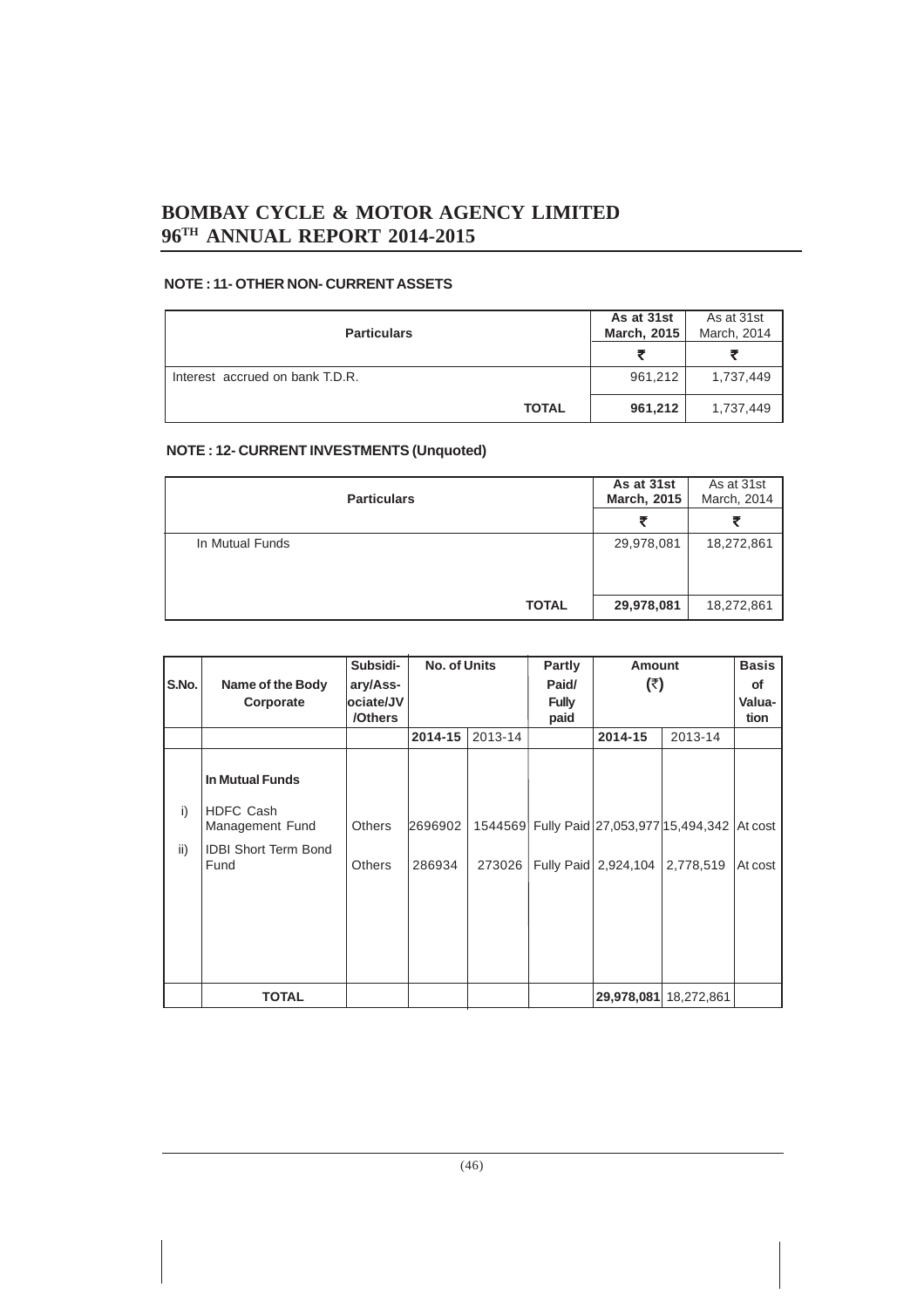## NOTE : 11- OTHER NON- CURRENT ASSETS

| Particulars | As at 31st March, 2015 | As at 31st March, 2014 |
|---|---|---|
| | ₹ | ₹ |
| Interest accrued on bank T.D.R. | 961,212 | 1,737,449 |
| **TOTAL** | **961,212** | 1,737,449 |

## NOTE : 12- CURRENT INVESTMENTS (Unquoted)

| Particulars | As at 31st March, 2015 | As at 31st March, 2014 |
|---|---|---|
| | ₹ | ₹ |
| In Mutual Funds | 29,978,081 | 18,272,861 |
| **TOTAL** | **29,978,081** | 18,272,861 |

| S.No. | Name of the Body Corporate | Subsidiary/Associate/JV /Others | No. of Units | | Partly Paid/ Fully paid | Amount (₹) | | Basis of Valuation |
|---|---|---|---|---|---|---|---|---|
| | | | 2014-15 | 2013-14 | | 2014-15 | 2013-14 | |
| | **In Mutual Funds** | | | | | | | |
| i) | HDFC Cash Management Fund | Others | 2696902 | 1544569 | Fully Paid | 27,053,977 | 15,494,342 | At cost |
| ii) | IDBI Short Term Bond Fund | Others | 286934 | 273026 | Fully Paid | 2,924,104 | 2,778,519 | At cost |
| | **TOTAL** | | | | | **29,978,081** | 18,272,861 | |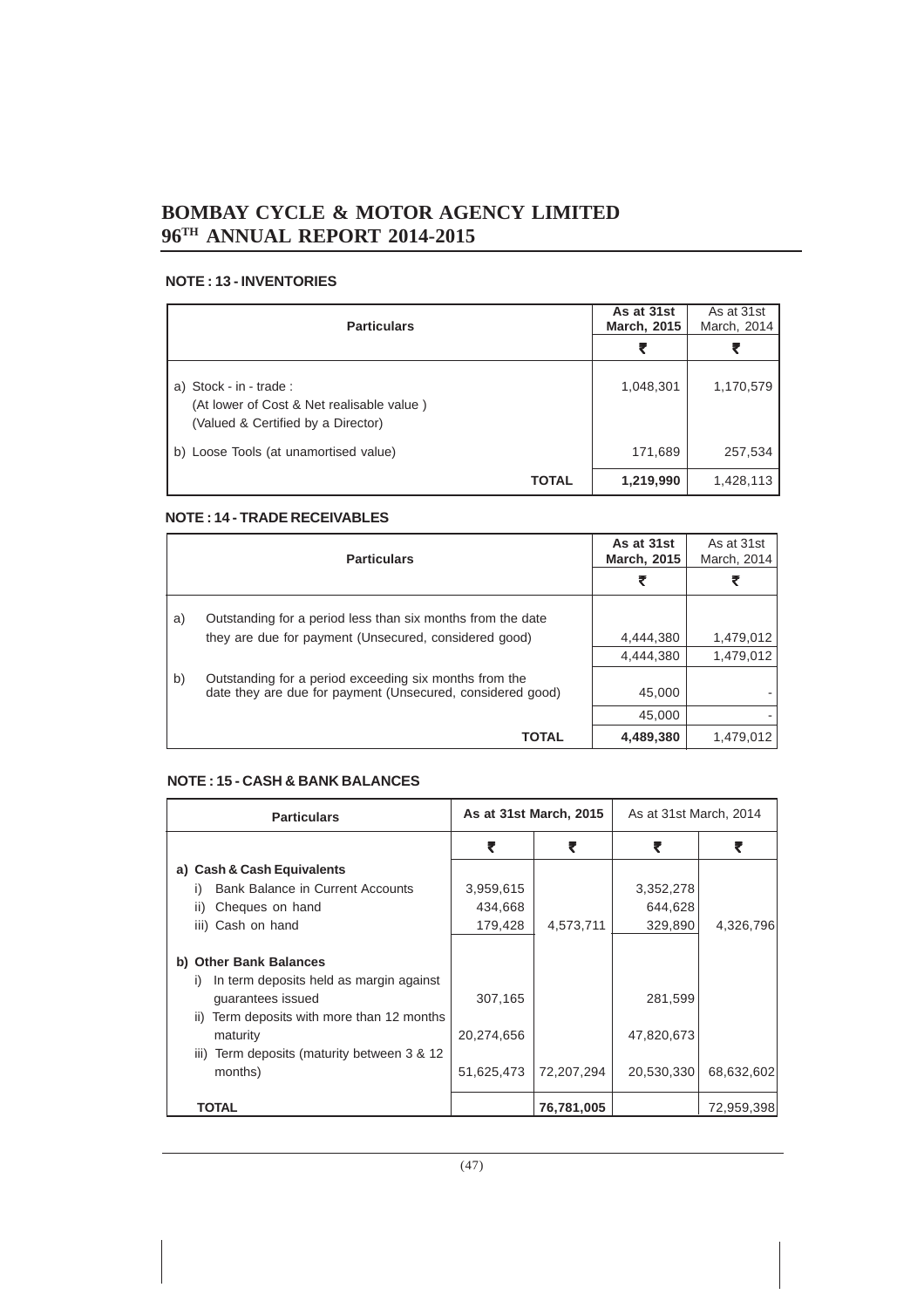## NOTE : 13 - INVENTORIES

| Particulars | As at 31st March, 2015 | As at 31st March, 2014 |
|---|---|---|
| | ₹ | ₹ |
| a) Stock - in - trade : (At lower of Cost & Net realisable value ) (Valued & Certified by a Director) | 1,048,301 | 1,170,579 |
| b) Loose Tools (at unamortised value) | 171,689 | 257,534 |
| **TOTAL** | **1,219,990** | 1,428,113 |

## NOTE : 14 - TRADE RECEIVABLES

| | Particulars | As at 31st March, 2015 | As at 31st March, 2014 |
|---|---|---|---|
| | | ₹ | ₹ |
| a) | Outstanding for a period less than six months from the date they are due for payment (Unsecured, considered good) | 4,444,380 | 1,479,012 |
| | | 4,444,380 | 1,479,012 |
| b) | Outstanding for a period exceeding six months from the date they are due for payment (Unsecured, considered good) | 45,000 | - |
| | | 45,000 | - |
| | **TOTAL** | **4,489,380** | 1,479,012 |

## NOTE : 15 - CASH & BANK BALANCES

| Particulars | As at 31st March, 2015 | | As at 31st March, 2014 | |
|---|---|---|---|---|
| | ₹ | ₹ | ₹ | ₹ |
| **a) Cash & Cash Equivalents** | | | | |
| i) Bank Balance in Current Accounts | 3,959,615 | | 3,352,278 | |
| ii) Cheques on hand | 434,668 | | 644,628 | |
| iii) Cash on hand | 179,428 | 4,573,711 | 329,890 | 4,326,796 |
| **b) Other Bank Balances** | | | | |
| i) In term deposits held as margin against guarantees issued | 307,165 | | 281,599 | |
| ii) Term deposits with more than 12 months maturity | 20,274,656 | | 47,820,673 | |
| iii) Term deposits (maturity between 3 & 12 months) | 51,625,473 | 72,207,294 | 20,530,330 | 68,632,602 |
| **TOTAL** | | **76,781,005** | | 72,959,398 |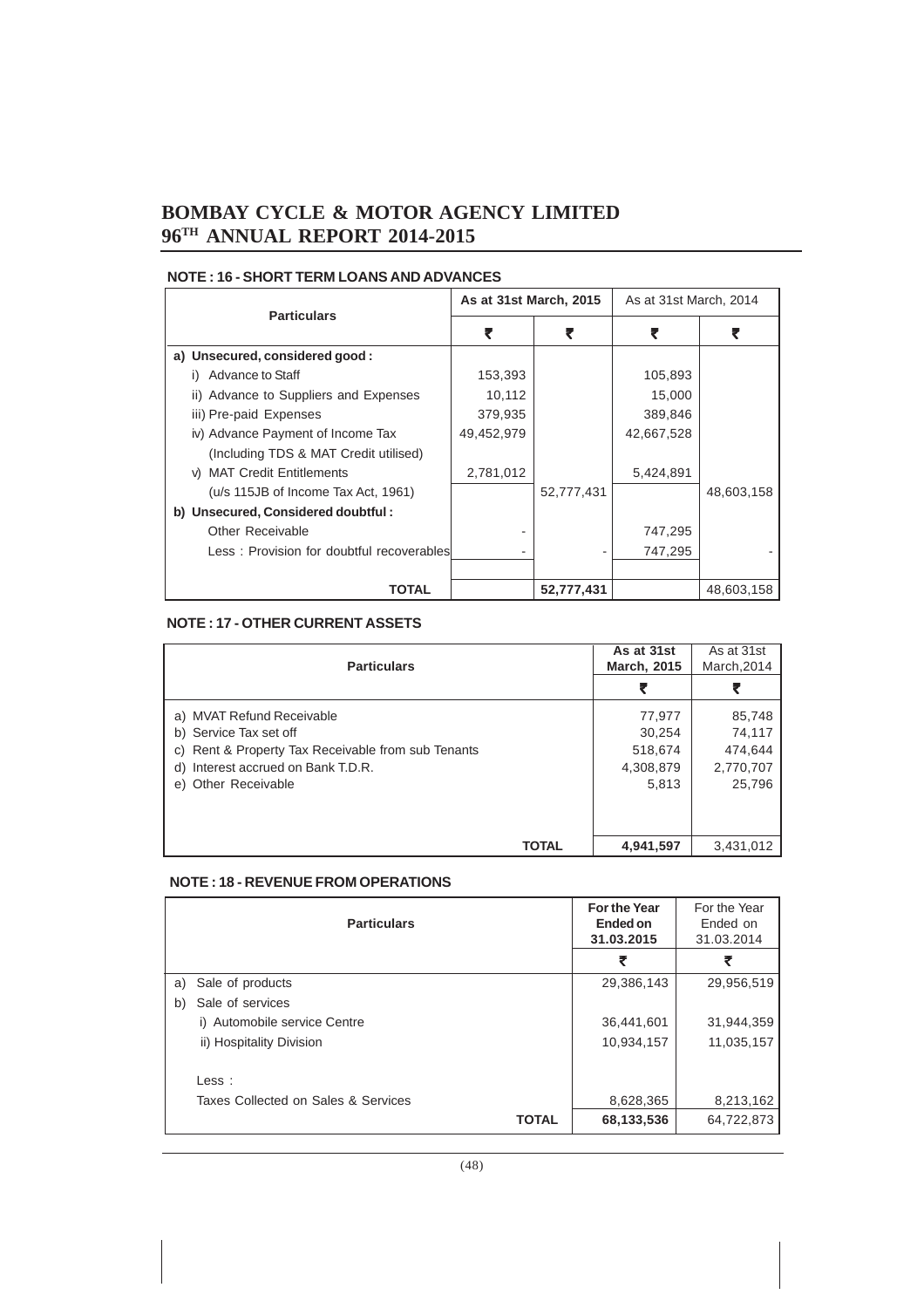#### NOTE : 16 - SHORT TERM LOANS AND ADVANCES

| Particulars | As at 31st March, 2015 | | As at 31st March, 2014 | |
|---|---|---|---|---|
| | ₹ | ₹ | ₹ | ₹ |
| **a) Unsecured, considered good :** | | | | |
| i) Advance to Staff | 153,393 | | 105,893 | |
| ii) Advance to Suppliers and Expenses | 10,112 | | 15,000 | |
| iii) Pre-paid Expenses | 379,935 | | 389,846 | |
| iv) Advance Payment of Income Tax | 49,452,979 | | 42,667,528 | |
| (Including TDS & MAT Credit utilised) | | | | |
| v) MAT Credit Entitlements | 2,781,012 | | 5,424,891 | |
| (u/s 115JB of Income Tax Act, 1961) | | 52,777,431 | | 48,603,158 |
| **b) Unsecured, Considered doubtful :** | | | | |
| Other Receivable | - | | 747,295 | |
| Less : Provision for doubtful recoverables | - | - | 747,295 | - |
| **TOTAL** | | **52,777,431** | | 48,603,158 |

#### NOTE : 17 - OTHER CURRENT ASSETS

| Particulars | As at 31st March, 2015 | As at 31st March,2014 |
|---|---|---|
| | ₹ | ₹ |
| a) MVAT Refund Receivable | 77,977 | 85,748 |
| b) Service Tax set off | 30,254 | 74,117 |
| c) Rent & Property Tax Receivable from sub Tenants | 518,674 | 474,644 |
| d) Interest accrued on Bank T.D.R. | 4,308,879 | 2,770,707 |
| e) Other Receivable | 5,813 | 25,796 |
| **TOTAL** | **4,941,597** | 3,431,012 |

#### NOTE : 18 - REVENUE FROM OPERATIONS

| Particulars | For the Year Ended on 31.03.2015 | For the Year Ended on 31.03.2014 |
|---|---|---|
| | ₹ | ₹ |
| a) Sale of products | 29,386,143 | 29,956,519 |
| b) Sale of services | | |
| i) Automobile service Centre | 36,441,601 | 31,944,359 |
| ii) Hospitality Division | 10,934,157 | 11,035,157 |
| Less : | | |
| Taxes Collected on Sales & Services | 8,628,365 | 8,213,162 |
| **TOTAL** | **68,133,536** | 64,722,873 |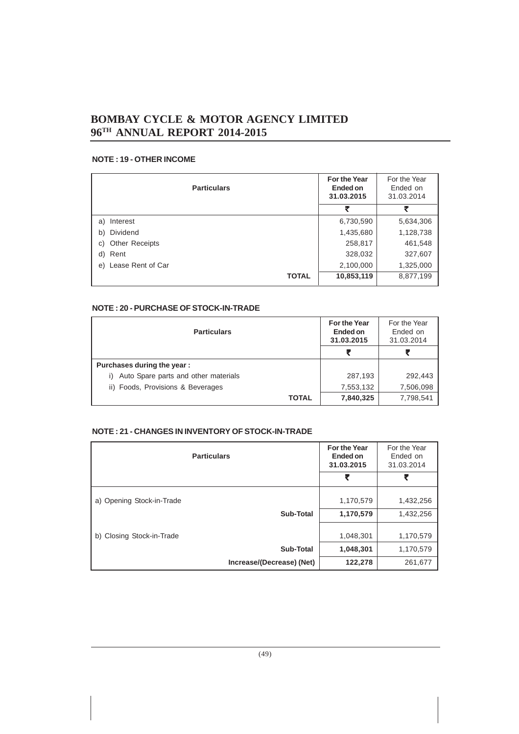## NOTE : 19 - OTHER INCOME

| Particulars | For the Year Ended on 31.03.2015 | For the Year Ended on 31.03.2014 |
|---|---|---|
| | ₹ | ₹ |
| a) Interest | 6,730,590 | 5,634,306 |
| b) Dividend | 1,435,680 | 1,128,738 |
| c) Other Receipts | 258,817 | 461,548 |
| d) Rent | 328,032 | 327,607 |
| e) Lease Rent of Car | 2,100,000 | 1,325,000 |
| **TOTAL** | **10,853,119** | 8,877,199 |

## NOTE : 20 - PURCHASE OF STOCK-IN-TRADE

| Particulars | For the Year Ended on 31.03.2015 | For the Year Ended on 31.03.2014 |
|---|---|---|
| | ₹ | ₹ |
| **Purchases during the year :** | | |
| i) Auto Spare parts and other materials | 287,193 | 292,443 |
| ii) Foods, Provisions & Beverages | 7,553,132 | 7,506,098 |
| **TOTAL** | **7,840,325** | 7,798,541 |

## NOTE : 21 - CHANGES IN INVENTORY OF STOCK-IN-TRADE

| Particulars | For the Year Ended on 31.03.2015 | For the Year Ended on 31.03.2014 |
|---|---|---|
| | ₹ | ₹ |
| a) Opening Stock-in-Trade | 1,170,579 | 1,432,256 |
| **Sub-Total** | **1,170,579** | 1,432,256 |
| b) Closing Stock-in-Trade | 1,048,301 | 1,170,579 |
| **Sub-Total** | **1,048,301** | 1,170,579 |
| **Increase/(Decrease) (Net)** | **122,278** | 261,677 |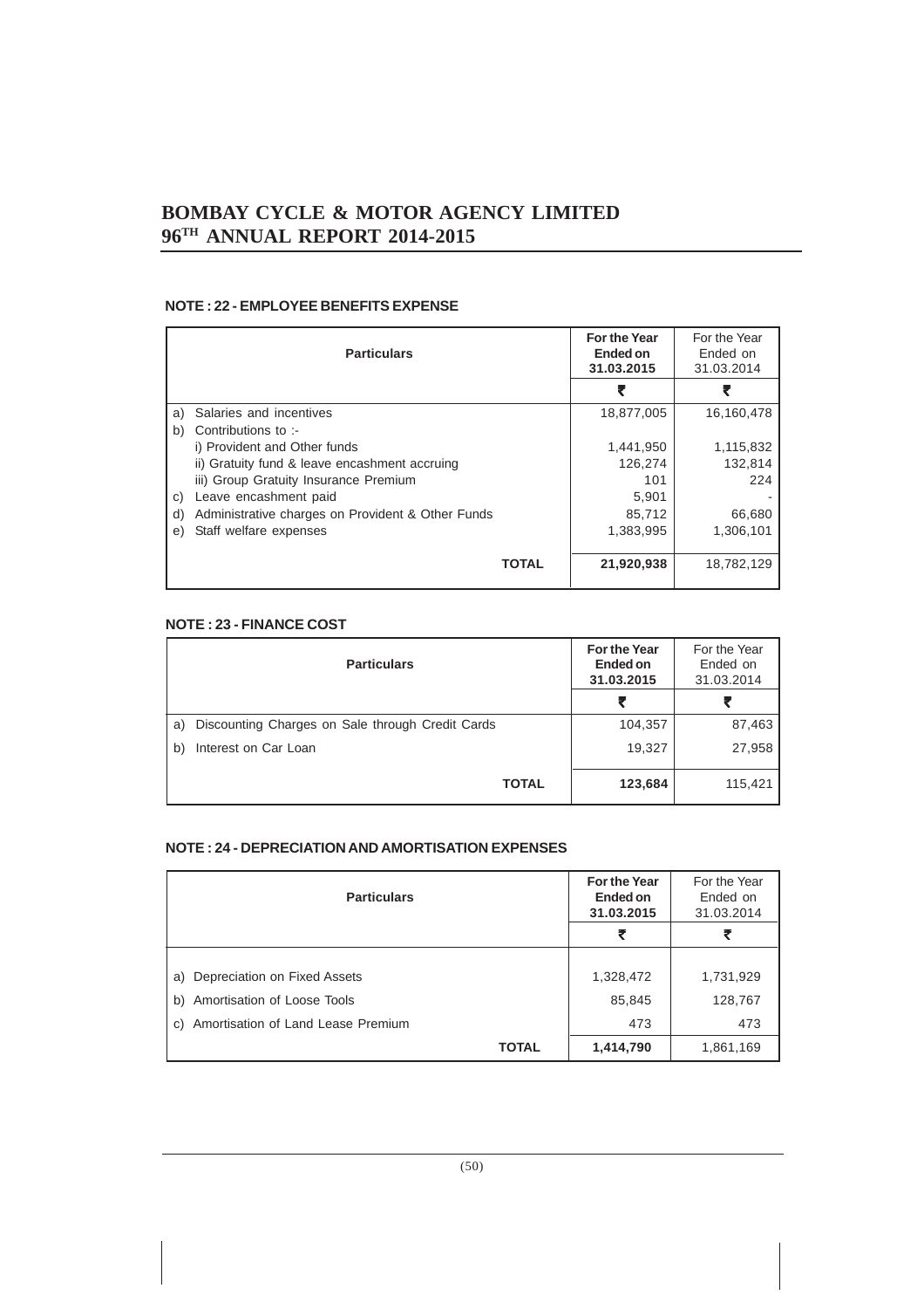#### NOTE : 22 - EMPLOYEE BENEFITS EXPENSE

| Particulars | For the Year Ended on 31.03.2015 | For the Year Ended on 31.03.2014 |
|---|---|---|
| | ₹ | ₹ |
| a) Salaries and incentives | 18,877,005 | 16,160,478 |
| b) Contributions to :- | | |
| i) Provident and Other funds | 1,441,950 | 1,115,832 |
| ii) Gratuity fund & leave encashment accruing | 126,274 | 132,814 |
| iii) Group Gratuity Insurance Premium | 101 | 224 |
| c) Leave encashment paid | 5,901 | - |
| d) Administrative charges on Provident & Other Funds | 85,712 | 66,680 |
| e) Staff welfare expenses | 1,383,995 | 1,306,101 |
| **TOTAL** | **21,920,938** | 18,782,129 |

#### NOTE : 23 - FINANCE COST

| Particulars | For the Year Ended on 31.03.2015 | For the Year Ended on 31.03.2014 |
|---|---|---|
| | ₹ | ₹ |
| a) Discounting Charges on Sale through Credit Cards | 104,357 | 87,463 |
| b) Interest on Car Loan | 19,327 | 27,958 |
| **TOTAL** | **123,684** | 115,421 |

#### NOTE : 24 - DEPRECIATION AND AMORTISATION EXPENSES

| Particulars | For the Year Ended on 31.03.2015 | For the Year Ended on 31.03.2014 |
|---|---|---|
| | ₹ | ₹ |
| a) Depreciation on Fixed Assets | 1,328,472 | 1,731,929 |
| b) Amortisation of Loose Tools | 85,845 | 128,767 |
| c) Amortisation of Land Lease Premium | 473 | 473 |
| **TOTAL** | **1,414,790** | 1,861,169 |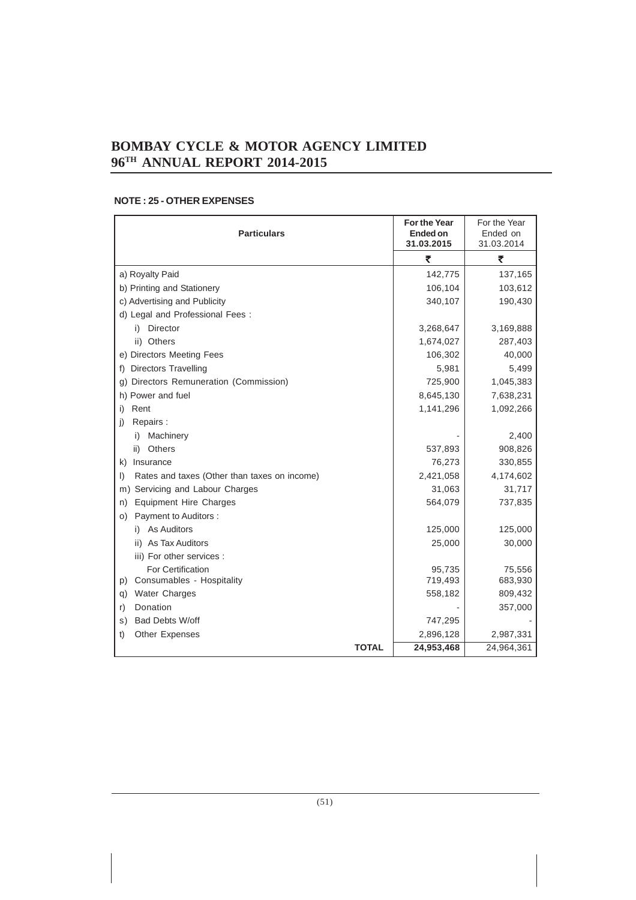## NOTE : 25 - OTHER EXPENSES

| Particulars | For the Year Ended on 31.03.2015 | For the Year Ended on 31.03.2014 |
|---|---|---|
| | ₹ | ₹ |
| a) Royalty Paid | 142,775 | 137,165 |
| b) Printing and Stationery | 106,104 | 103,612 |
| c) Advertising and Publicity | 340,107 | 190,430 |
| d) Legal and Professional Fees : | | |
| i) Director | 3,268,647 | 3,169,888 |
| ii) Others | 1,674,027 | 287,403 |
| e) Directors Meeting Fees | 106,302 | 40,000 |
| f) Directors Travelling | 5,981 | 5,499 |
| g) Directors Remuneration (Commission) | 725,900 | 1,045,383 |
| h) Power and fuel | 8,645,130 | 7,638,231 |
| i) Rent | 1,141,296 | 1,092,266 |
| j) Repairs : | | |
| i) Machinery | - | 2,400 |
| ii) Others | 537,893 | 908,826 |
| k) Insurance | 76,273 | 330,855 |
| l) Rates and taxes (Other than taxes on income) | 2,421,058 | 4,174,602 |
| m) Servicing and Labour Charges | 31,063 | 31,717 |
| n) Equipment Hire Charges | 564,079 | 737,835 |
| o) Payment to Auditors : | | |
| i) As Auditors | 125,000 | 125,000 |
| ii) As Tax Auditors | 25,000 | 30,000 |
| iii) For other services : | | |
| For Certification | 95,735 | 75,556 |
| p) Consumables - Hospitality | 719,493 | 683,930 |
| q) Water Charges | 558,182 | 809,432 |
| r) Donation | - | 357,000 |
| s) Bad Debts W/off | 747,295 | - |
| t) Other Expenses | 2,896,128 | 2,987,331 |
| **TOTAL** | **24,953,468** | 24,964,361 |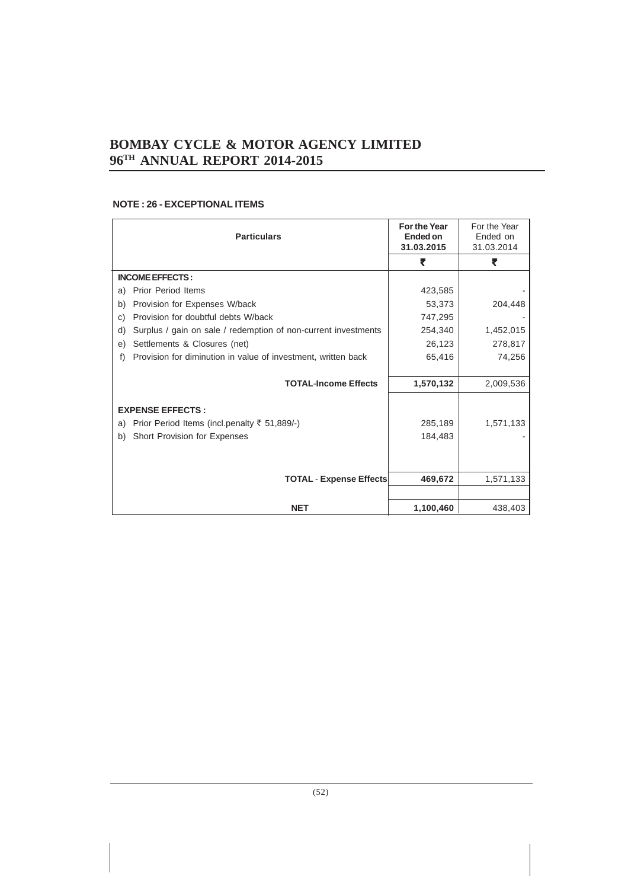## NOTE : 26 - EXCEPTIONAL ITEMS

| Particulars | For the Year Ended on 31.03.2015 | For the Year Ended on 31.03.2014 |
|---|---|---|
| | ₹ | ₹ |
| **INCOME EFFECTS :** | | |
| a) Prior Period Items | 423,585 | - |
| b) Provision for Expenses W/back | 53,373 | 204,448 |
| c) Provision for doubtful debts W/back | 747,295 | - |
| d) Surplus / gain on sale / redemption of non-current investments | 254,340 | 1,452,015 |
| e) Settlements & Closures (net) | 26,123 | 278,817 |
| f) Provision for diminution in value of investment, written back | 65,416 | 74,256 |
| **TOTAL-Income Effects** | **1,570,132** | 2,009,536 |
| **EXPENSE EFFECTS :** | | |
| a) Prior Period Items (incl.penalty ₹ 51,889/-) | 285,189 | 1,571,133 |
| b) Short Provision for Expenses | 184,483 | - |
| **TOTAL - Expense Effects** | **469,672** | 1,571,133 |
| **NET** | **1,100,460** | 438,403 |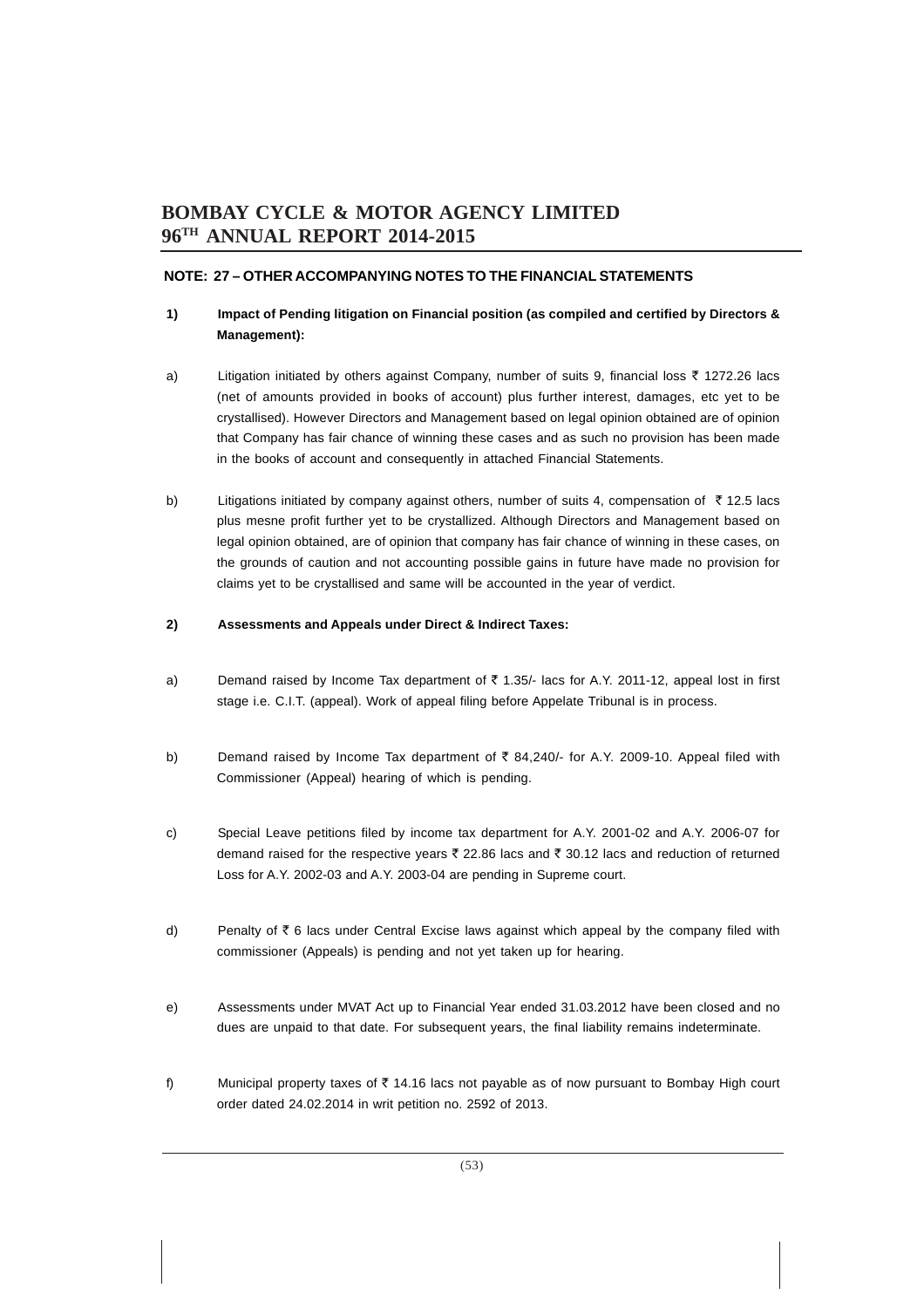**NOTE: 27 – OTHER ACCOMPANYING NOTES TO THE FINANCIAL STATEMENTS**

**1) Impact of Pending litigation on Financial position (as compiled and certified by Directors & Management):**

a) Litigation initiated by others against Company, number of suits 9, financial loss ₹ 1272.26 lacs (net of amounts provided in books of account) plus further interest, damages, etc yet to be crystallised). However Directors and Management based on legal opinion obtained are of opinion that Company has fair chance of winning these cases and as such no provision has been made in the books of account and consequently in attached Financial Statements.

b) Litigations initiated by company against others, number of suits 4, compensation of ₹ 12.5 lacs plus mesne profit further yet to be crystallized. Although Directors and Management based on legal opinion obtained, are of opinion that company has fair chance of winning in these cases, on the grounds of caution and not accounting possible gains in future have made no provision for claims yet to be crystallised and same will be accounted in the year of verdict.

**2) Assessments and Appeals under Direct & Indirect Taxes:**

a) Demand raised by Income Tax department of ₹ 1.35/- lacs for A.Y. 2011-12, appeal lost in first stage i.e. C.I.T. (appeal). Work of appeal filing before Appelate Tribunal is in process.

b) Demand raised by Income Tax department of ₹ 84,240/- for A.Y. 2009-10. Appeal filed with Commissioner (Appeal) hearing of which is pending.

c) Special Leave petitions filed by income tax department for A.Y. 2001-02 and A.Y. 2006-07 for demand raised for the respective years ₹ 22.86 lacs and ₹ 30.12 lacs and reduction of returned Loss for A.Y. 2002-03 and A.Y. 2003-04 are pending in Supreme court.

d) Penalty of ₹ 6 lacs under Central Excise laws against which appeal by the company filed with commissioner (Appeals) is pending and not yet taken up for hearing.

e) Assessments under MVAT Act up to Financial Year ended 31.03.2012 have been closed and no dues are unpaid to that date. For subsequent years, the final liability remains indeterminate.

f) Municipal property taxes of ₹ 14.16 lacs not payable as of now pursuant to Bombay High court order dated 24.02.2014 in writ petition no. 2592 of 2013.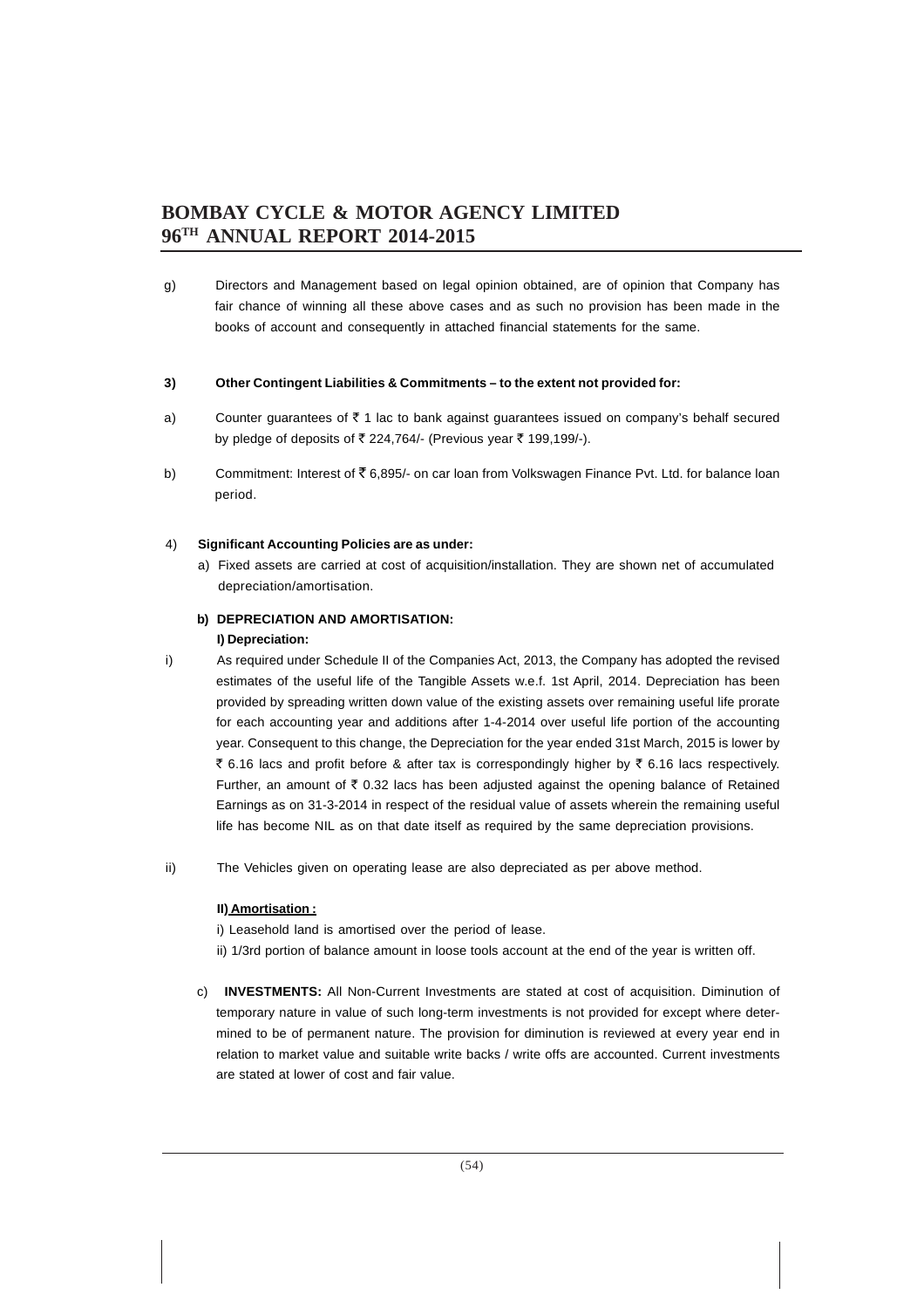g) Directors and Management based on legal opinion obtained, are of opinion that Company has fair chance of winning all these above cases and as such no provision has been made in the books of account and consequently in attached financial statements for the same.

**3) Other Contingent Liabilities & Commitments – to the extent not provided for:**

a) Counter guarantees of ₹ 1 lac to bank against guarantees issued on company's behalf secured by pledge of deposits of ₹ 224,764/- (Previous year ₹ 199,199/-).

b) Commitment: Interest of ₹ 6,895/- on car loan from Volkswagen Finance Pvt. Ltd. for balance loan period.

4) **Significant Accounting Policies are as under:**

a) Fixed assets are carried at cost of acquisition/installation. They are shown net of accumulated depreciation/amortisation.

**b) DEPRECIATION AND AMORTISATION:**

**I) Depreciation:**

i) As required under Schedule II of the Companies Act, 2013, the Company has adopted the revised estimates of the useful life of the Tangible Assets w.e.f. 1st April, 2014. Depreciation has been provided by spreading written down value of the existing assets over remaining useful life prorate for each accounting year and additions after 1-4-2014 over useful life portion of the accounting year. Consequent to this change, the Depreciation for the year ended 31st March, 2015 is lower by ₹ 6.16 lacs and profit before & after tax is correspondingly higher by ₹ 6.16 lacs respectively. Further, an amount of ₹ 0.32 lacs has been adjusted against the opening balance of Retained Earnings as on 31-3-2014 in respect of the residual value of assets wherein the remaining useful life has become NIL as on that date itself as required by the same depreciation provisions.

ii) The Vehicles given on operating lease are also depreciated as per above method.

**II) Amortisation :**

i) Leasehold land is amortised over the period of lease.

ii) 1/3rd portion of balance amount in loose tools account at the end of the year is written off.

c) **INVESTMENTS:** All Non-Current Investments are stated at cost of acquisition. Diminution of temporary nature in value of such long-term investments is not provided for except where determined to be of permanent nature. The provision for diminution is reviewed at every year end in relation to market value and suitable write backs / write offs are accounted. Current investments are stated at lower of cost and fair value.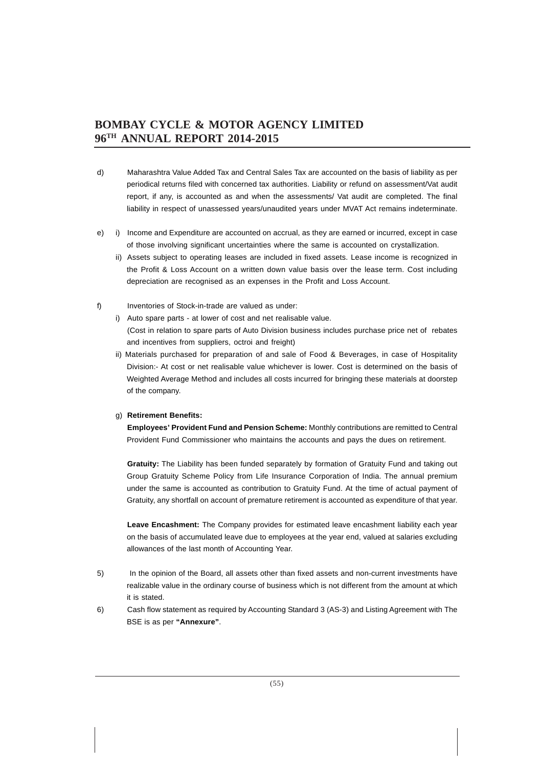d) Maharashtra Value Added Tax and Central Sales Tax are accounted on the basis of liability as per periodical returns filed with concerned tax authorities. Liability or refund on assessment/Vat audit report, if any, is accounted as and when the assessments/ Vat audit are completed. The final liability in respect of unassessed years/unaudited years under MVAT Act remains indeterminate.

e) i) Income and Expenditure are accounted on accrual, as they are earned or incurred, except in case of those involving significant uncertainties where the same is accounted on crystallization.

ii) Assets subject to operating leases are included in fixed assets. Lease income is recognized in the Profit & Loss Account on a written down value basis over the lease term. Cost including depreciation are recognised as an expenses in the Profit and Loss Account.

f) Inventories of Stock-in-trade are valued as under:

i) Auto spare parts - at lower of cost and net realisable value.
(Cost in relation to spare parts of Auto Division business includes purchase price net of rebates and incentives from suppliers, octroi and freight)

ii) Materials purchased for preparation of and sale of Food & Beverages, in case of Hospitality Division:- At cost or net realisable value whichever is lower. Cost is determined on the basis of Weighted Average Method and includes all costs incurred for bringing these materials at doorstep of the company.

g) **Retirement Benefits:**

**Employees' Provident Fund and Pension Scheme:** Monthly contributions are remitted to Central Provident Fund Commissioner who maintains the accounts and pays the dues on retirement.

**Gratuity:** The Liability has been funded separately by formation of Gratuity Fund and taking out Group Gratuity Scheme Policy from Life Insurance Corporation of India. The annual premium under the same is accounted as contribution to Gratuity Fund. At the time of actual payment of Gratuity, any shortfall on account of premature retirement is accounted as expenditure of that year.

**Leave Encashment:** The Company provides for estimated leave encashment liability each year on the basis of accumulated leave due to employees at the year end, valued at salaries excluding allowances of the last month of Accounting Year.

5) In the opinion of the Board, all assets other than fixed assets and non-current investments have realizable value in the ordinary course of business which is not different from the amount at which it is stated.

6) Cash flow statement as required by Accounting Standard 3 (AS-3) and Listing Agreement with The BSE is as per **"Annexure"**.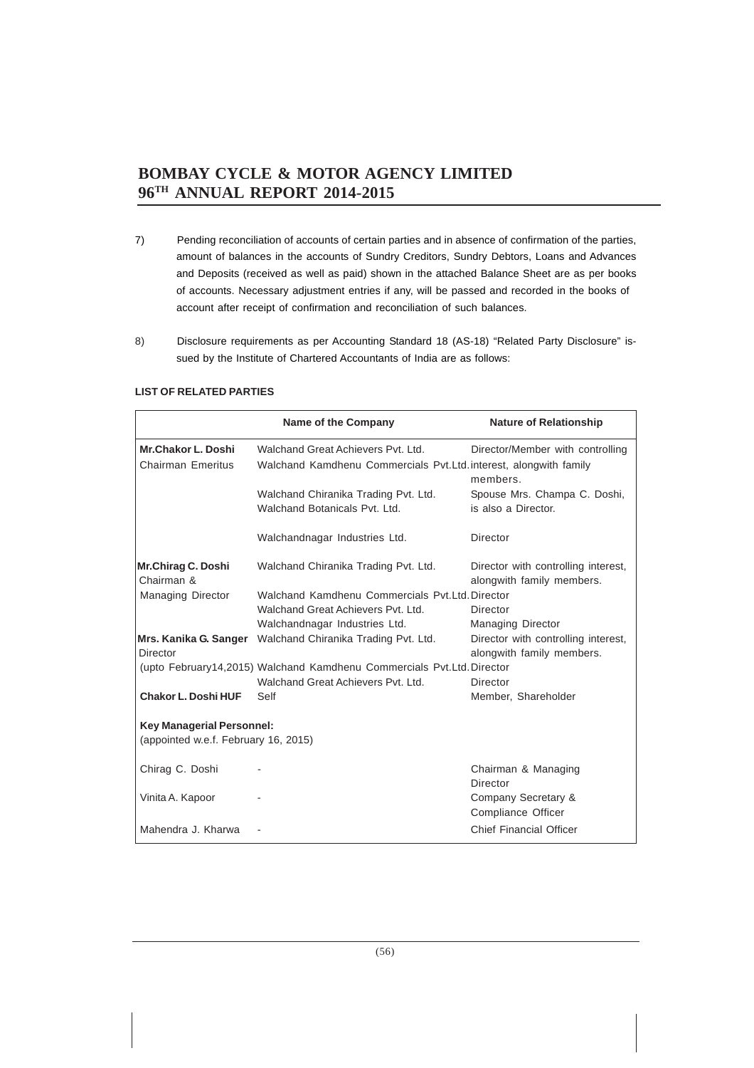7) Pending reconciliation of accounts of certain parties and in absence of confirmation of the parties, amount of balances in the accounts of Sundry Creditors, Sundry Debtors, Loans and Advances and Deposits (received as well as paid) shown in the attached Balance Sheet are as per books of accounts. Necessary adjustment entries if any, will be passed and recorded in the books of account after receipt of confirmation and reconciliation of such balances.

8) Disclosure requirements as per Accounting Standard 18 (AS-18) "Related Party Disclosure" issued by the Institute of Chartered Accountants of India are as follows:

**LIST OF RELATED PARTIES**

| | Name of the Company | Nature of Relationship |
|---|---|---|
| **Mr.Chakor L. Doshi** Chairman Emeritus | Walchand Great Achievers Pvt. Ltd. | Director/Member with controlling interest, alongwith family members. |
| | Walchand Kamdhenu Commercials Pvt.Ltd. | |
| | Walchand Chiranika Trading Pvt. Ltd. | Spouse Mrs. Champa C. Doshi, is also a Director. |
| | Walchand Botanicals Pvt. Ltd. | |
| | Walchandnagar Industries Ltd. | Director |
| **Mr.Chirag C. Doshi** Chairman & Managing Director | Walchand Chiranika Trading Pvt. Ltd. | Director with controlling interest, alongwith family members. |
| | Walchand Kamdhenu Commercials Pvt.Ltd. | Director |
| | Walchand Great Achievers Pvt. Ltd. | Director |
| | Walchandnagar Industries Ltd. | Managing Director |
| **Mrs. Kanika G. Sanger** Director (upto February14,2015) | Walchand Chiranika Trading Pvt. Ltd. | Director with controlling interest, alongwith family members. |
| | Walchand Kamdhenu Commercials Pvt.Ltd. | Director |
| | Walchand Great Achievers Pvt. Ltd. | Director |
| **Chakor L. Doshi HUF** | Self | Member, Shareholder |
| **Key Managerial Personnel:** (appointed w.e.f. February 16, 2015) | | |
| Chirag C. Doshi | - | Chairman & Managing Director |
| Vinita A. Kapoor | - | Company Secretary & Compliance Officer |
| Mahendra J. Kharwa | - | Chief Financial Officer |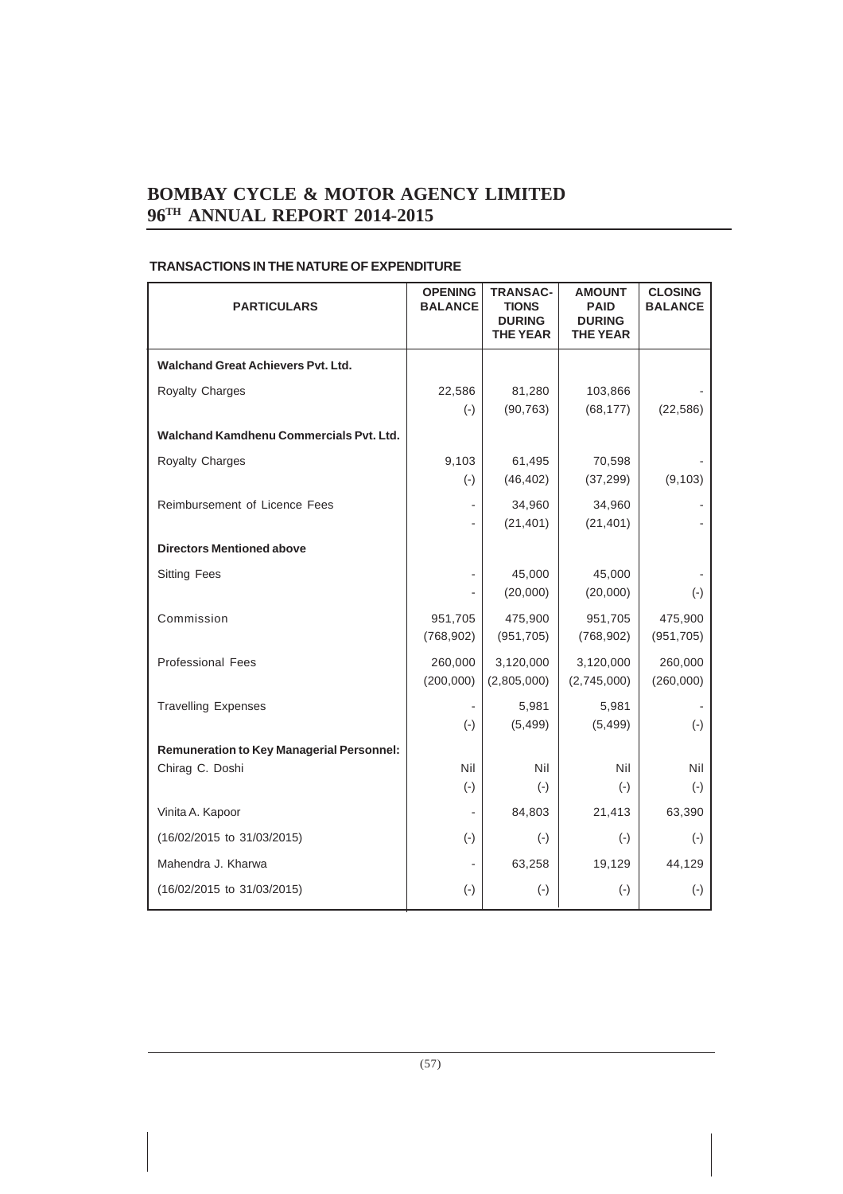**TRANSACTIONS IN THE NATURE OF EXPENDITURE**

| PARTICULARS | OPENING BALANCE | TRANSAC-TIONS DURING THE YEAR | AMOUNT PAID DURING THE YEAR | CLOSING BALANCE |
|---|---|---|---|---|
| **Walchand Great Achievers Pvt. Ltd.** | | | | |
| Royalty Charges | 22,586 | 81,280 | 103,866 | - |
| | (-) | (90,763) | (68,177) | (22,586) |
| **Walchand Kamdhenu Commercials Pvt. Ltd.** | | | | |
| Royalty Charges | 9,103 | 61,495 | 70,598 | - |
| | (-) | (46,402) | (37,299) | (9,103) |
| Reimbursement of Licence Fees | - | 34,960 | 34,960 | - |
| | - | (21,401) | (21,401) | - |
| **Directors Mentioned above** | | | | |
| Sitting Fees | - | 45,000 | 45,000 | - |
| | - | (20,000) | (20,000) | (-) |
| Commission | 951,705 | 475,900 | 951,705 | 475,900 |
| | (768,902) | (951,705) | (768,902) | (951,705) |
| Professional Fees | 260,000 | 3,120,000 | 3,120,000 | 260,000 |
| | (200,000) | (2,805,000) | (2,745,000) | (260,000) |
| Travelling Expenses | - | 5,981 | 5,981 | - |
| | (-) | (5,499) | (5,499) | (-) |
| **Remuneration to Key Managerial Personnel:** | | | | |
| Chirag C. Doshi | Nil | Nil | Nil | Nil |
| | (-) | (-) | (-) | (-) |
| Vinita A. Kapoor | - | 84,803 | 21,413 | 63,390 |
| (16/02/2015 to 31/03/2015) | (-) | (-) | (-) | (-) |
| Mahendra J. Kharwa | - | 63,258 | 19,129 | 44,129 |
| (16/02/2015 to 31/03/2015) | (-) | (-) | (-) | (-) |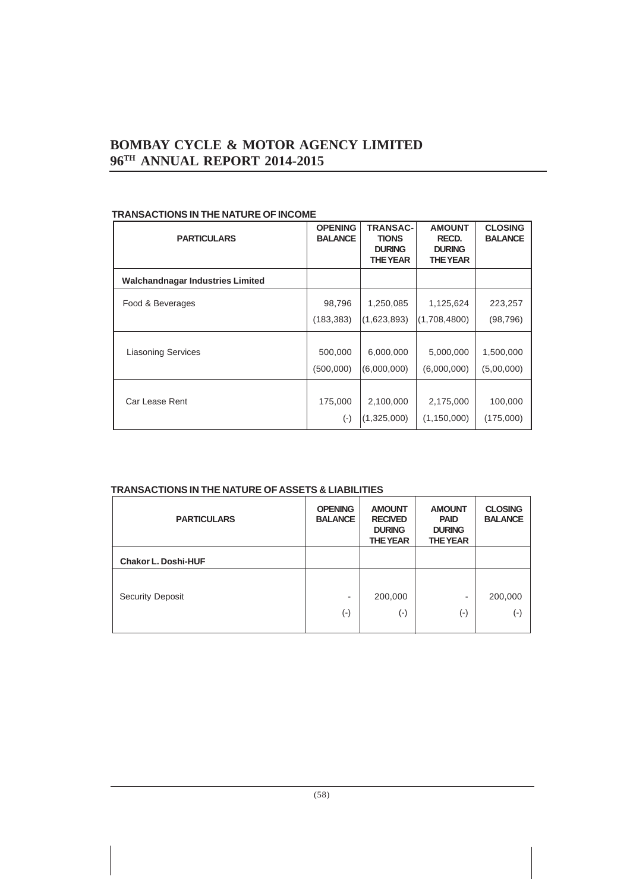**TRANSACTIONS IN THE NATURE OF INCOME**

| PARTICULARS | OPENING BALANCE | TRANSAC-TIONS DURING THE YEAR | AMOUNT RECD. DURING THE YEAR | CLOSING BALANCE |
|---|---|---|---|---|
| **Walchandnagar Industries Limited** | | | | |
| Food & Beverages | 98,796 | 1,250,085 | 1,125,624 | 223,257 |
| | (183,383) | (1,623,893) | (1,708,4800) | (98,796) |
| Liasoning Services | 500,000 | 6,000,000 | 5,000,000 | 1,500,000 |
| | (500,000) | (6,000,000) | (6,000,000) | (5,00,000) |
| Car Lease Rent | 175,000 | 2,100,000 | 2,175,000 | 100,000 |
| | (-) | (1,325,000) | (1,150,000) | (175,000) |

**TRANSACTIONS IN THE NATURE OF ASSETS & LIABILITIES**

| PARTICULARS | OPENING BALANCE | AMOUNT RECIVED DURING THE YEAR | AMOUNT PAID DURING THE YEAR | CLOSING BALANCE |
|---|---|---|---|---|
| **Chakor L. Doshi-HUF** | | | | |
| Security Deposit | - | 200,000 | - | 200,000 |
| | (-) | (-) | (-) | (-) |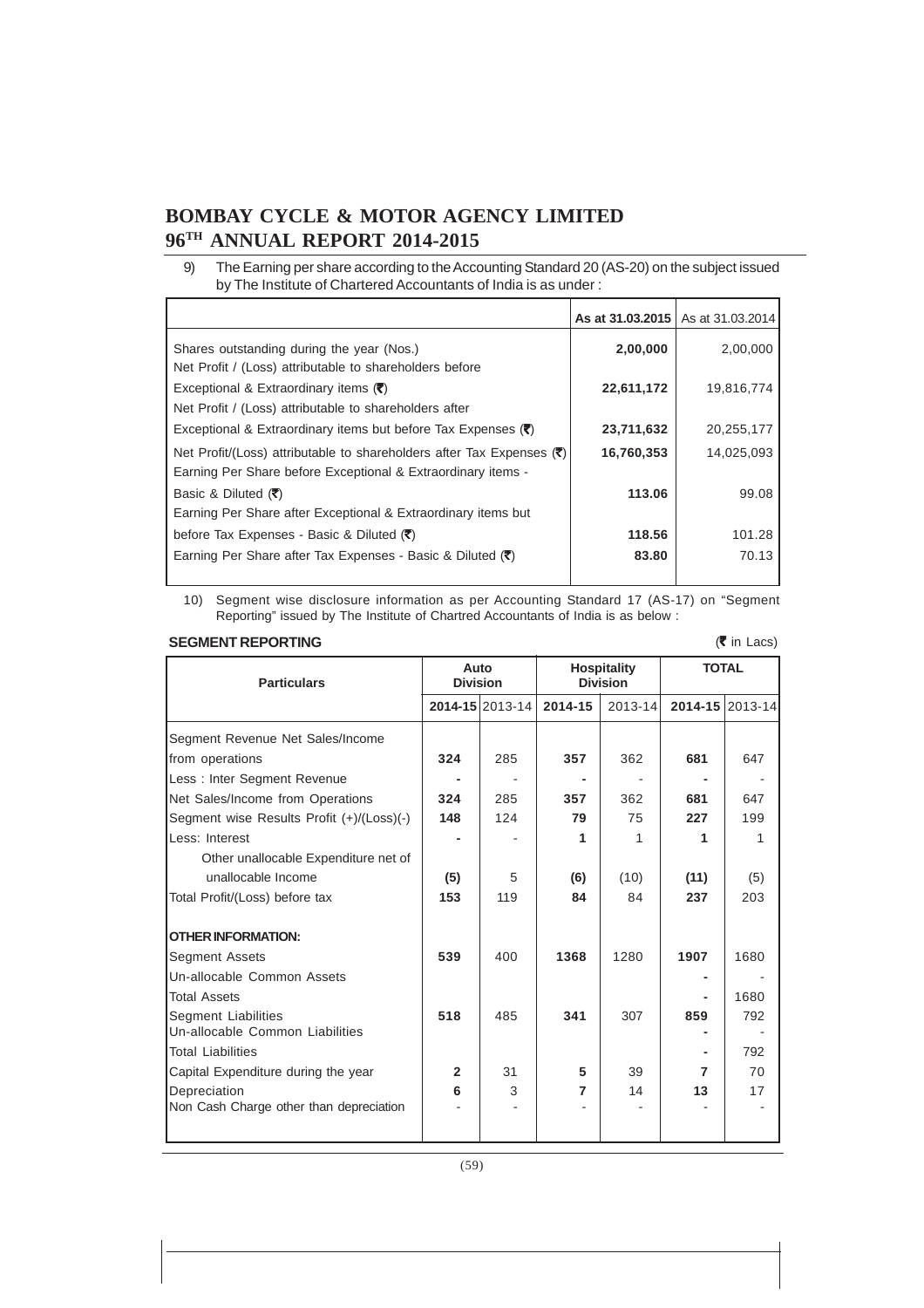9) The Earning per share according to the Accounting Standard 20 (AS-20) on the subject issued by The Institute of Chartered Accountants of India is as under :

| | As at 31.03.2015 | As at 31.03.2014 |
|---|---|---|
| Shares outstanding during the year (Nos.) | **2,00,000** | 2,00,000 |
| Net Profit / (Loss) attributable to shareholders before Exceptional & Extraordinary items (₹) | **22,611,172** | 19,816,774 |
| Net Profit / (Loss) attributable to shareholders after Exceptional & Extraordinary items but before Tax Expenses (₹) | **23,711,632** | 20,255,177 |
| Net Profit/(Loss) attributable to shareholders after Tax Expenses (₹) | **16,760,353** | 14,025,093 |
| Earning Per Share before Exceptional & Extraordinary items - Basic & Diluted (₹) | **113.06** | 99.08 |
| Earning Per Share after Exceptional & Extraordinary items but before Tax Expenses - Basic & Diluted (₹) | **118.56** | 101.28 |
| Earning Per Share after Tax Expenses - Basic & Diluted (₹) | **83.80** | 70.13 |

10) Segment wise disclosure information as per Accounting Standard 17 (AS-17) on "Segment Reporting" issued by The Institute of Chartred Accountants of India is as below :

**SEGMENT REPORTING** (₹ in Lacs)

| Particulars | Auto Division | | Hospitality Division | | TOTAL | |
|---|---|---|---|---|---|---|
| | **2014-15** | 2013-14 | **2014-15** | 2013-14 | **2014-15** | 2013-14 |
| Segment Revenue Net Sales/Income from operations | **324** | 285 | **357** | 362 | **681** | 647 |
| Less : Inter Segment Revenue | **-** | - | **-** | - | **-** | - |
| Net Sales/Income from Operations | **324** | 285 | **357** | 362 | **681** | 647 |
| Segment wise Results Profit (+)/(Loss)(-) | **148** | 124 | **79** | 75 | **227** | 199 |
| Less: Interest | **-** | - | **1** | 1 | **1** | 1 |
| Other unallocable Expenditure net of unallocable Income | **(5)** | 5 | **(6)** | (10) | **(11)** | (5) |
| Total Profit/(Loss) before tax | **153** | 119 | **84** | 84 | **237** | 203 |
| **OTHER INFORMATION:** | | | | | | |
| Segment Assets | **539** | 400 | **1368** | 1280 | **1907** | 1680 |
| Un-allocable Common Assets | | | | | **-** | - |
| Total Assets | | | | | **-** | 1680 |
| Segment Liabilities | **518** | 485 | **341** | 307 | **859** | 792 |
| Un-allocable Common Liabilities | | | | | **-** | - |
| Total Liabilities | | | | | **-** | 792 |
| Capital Expenditure during the year | **2** | 31 | **5** | 39 | **7** | 70 |
| Depreciation | **6** | 3 | **7** | 14 | **13** | 17 |
| Non Cash Charge other than depreciation | - | - | - | - | - | - |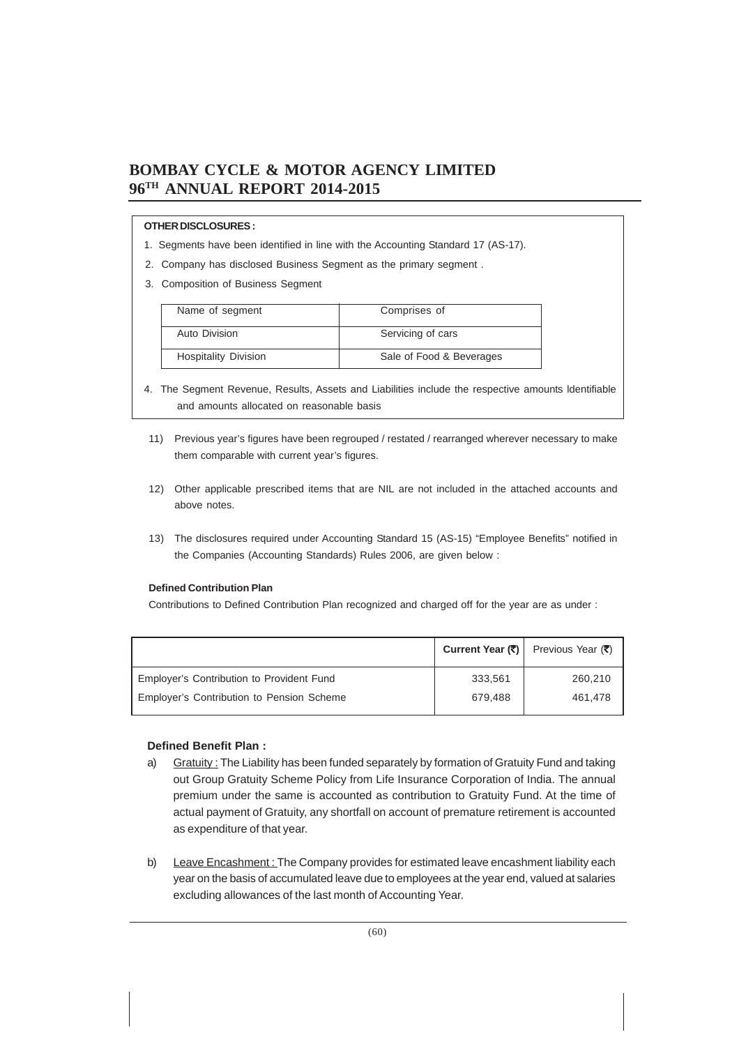**OTHER DISCLOSURES :**

1. Segments have been identified in line with the Accounting Standard 17 (AS-17).
2. Company has disclosed Business Segment as the primary segment .
3. Composition of Business Segment

| Name of segment | Comprises of |
|---|---|
| Auto Division | Servicing of cars |
| Hospitality Division | Sale of Food & Beverages |

4. The Segment Revenue, Results, Assets and Liabilities include the respective amounts ldentifiable and amounts allocated on reasonable basis

11) Previous year's figures have been regrouped / restated / rearranged wherever necessary to make them comparable with current year's figures.

12) Other applicable prescribed items that are NIL are not included in the attached accounts and above notes.

13) The disclosures required under Accounting Standard 15 (AS-15) "Employee Benefits" notified in the Companies (Accounting Standards) Rules 2006, are given below :

**Defined Contribution Plan**

Contributions to Defined Contribution Plan recognized and charged off for the year are as under :

| | **Current Year (₹)** | Previous Year (₹) |
|---|---|---|
| Employer's Contribution to Provident Fund | 333,561 | 260,210 |
| Employer's Contribution to Pension Scheme | 679,488 | 461,478 |

**Defined Benefit Plan :**

a) Gratuity : The Liability has been funded separately by formation of Gratuity Fund and taking out Group Gratuity Scheme Policy from Life Insurance Corporation of India. The annual premium under the same is accounted as contribution to Gratuity Fund. At the time of actual payment of Gratuity, any shortfall on account of premature retirement is accounted as expenditure of that year.

b) Leave Encashment : The Company provides for estimated leave encashment liability each year on the basis of accumulated leave due to employees at the year end, valued at salaries excluding allowances of the last month of Accounting Year.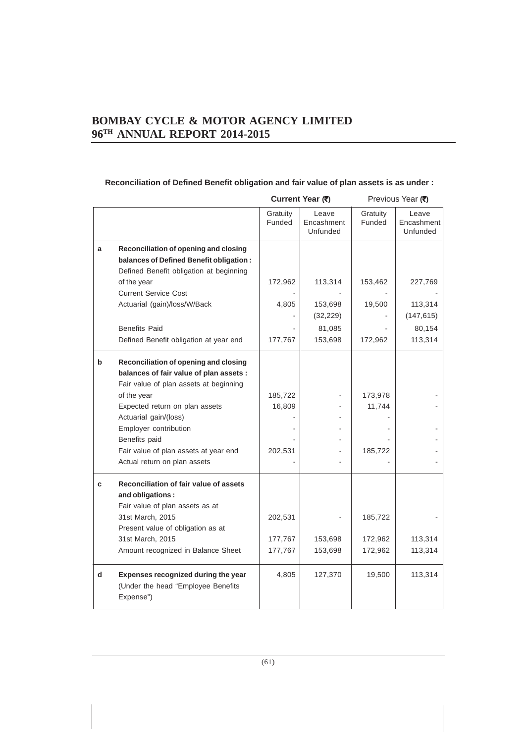**Reconciliation of Defined Benefit obligation and fair value of plan assets is as under :**

| | | Current Year (₹) | | Previous Year (₹) | |
|---|---|---|---|---|---|
| | | Gratuity Funded | Leave Encashment Unfunded | Gratuity Funded | Leave Encashment Unfunded |
| **a** | **Reconciliation of opening and closing balances of Defined Benefit obligation :** | | | | |
| | Defined Benefit obligation at beginning of the year | 172,962 | 113,314 | 153,462 | 227,769 |
| | Current Service Cost | - | - | - | - |
| | Actuarial (gain)/loss/W/Back | 4,805 | 153,698 | 19,500 | 113,314 |
| | | - | (32,229) | - | (147,615) |
| | Benefits Paid | - | 81,085 | - | 80,154 |
| | Defined Benefit obligation at year end | 177,767 | 153,698 | 172,962 | 113,314 |
| **b** | **Reconciliation of opening and closing balances of fair value of plan assets :** | | | | |
| | Fair value of plan assets at beginning of the year | 185,722 | - | 173,978 | - |
| | Expected return on plan assets | 16,809 | - | 11,744 | - |
| | Actuarial gain/(loss) | - | - | - | |
| | Employer contribution | - | - | - | - |
| | Benefits paid | - | - | - | - |
| | Fair value of plan assets at year end | 202,531 | - | 185,722 | - |
| | Actual return on plan assets | - | - | - | - |
| **c** | **Reconciliation of fair value of assets and obligations :** | | | | |
| | Fair value of plan assets as at 31st March, 2015 | 202,531 | - | 185,722 | - |
| | Present value of obligation as at 31st March, 2015 | 177,767 | 153,698 | 172,962 | 113,314 |
| | Amount recognized in Balance Sheet | 177,767 | 153,698 | 172,962 | 113,314 |
| **d** | **Expenses recognized during the year** (Under the head "Employee Benefits Expense") | 4,805 | 127,370 | 19,500 | 113,314 |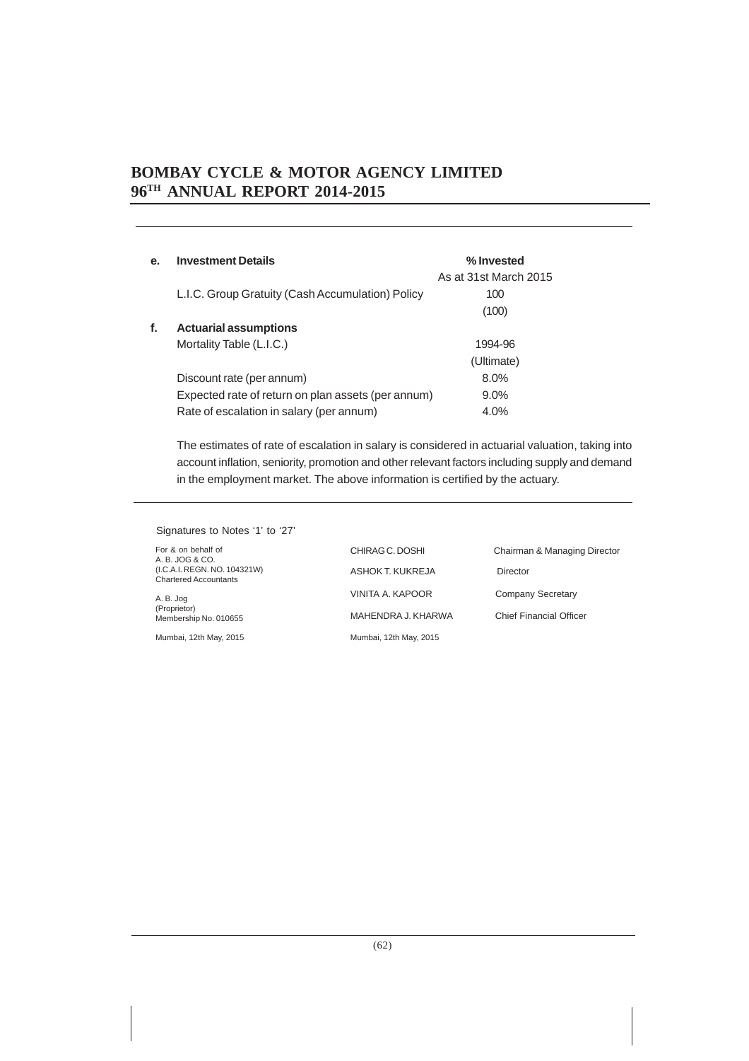| | | |
|---|---|---|
| **e.** | **Investment Details** | **% Invested** |
| | | As at 31st March 2015 |
| | L.I.C. Group Gratuity (Cash Accumulation) Policy | 100 |
| | | (100) |
| **f.** | **Actuarial assumptions** | |
| | Mortality Table (L.I.C.) | 1994-96 |
| | | (Ultimate) |
| | Discount rate (per annum) | 8.0% |
| | Expected rate of return on plan assets (per annum) | 9.0% |
| | Rate of escalation in salary (per annum) | 4.0% |

The estimates of rate of escalation in salary is considered in actuarial valuation, taking into account inflation, seniority, promotion and other relevant factors including supply and demand in the employment market. The above information is certified by the actuary.

Signatures to Notes '1' to '27'

For & on behalf of
A. B. JOG & CO.
(I.C.A.I. REGN. NO. 104321W)
Chartered Accountants

A. B. Jog
(Proprietor)
Membership No. 010655

Mumbai, 12th May, 2015

| | |
|---|---|
| CHIRAG C. DOSHI | Chairman & Managing Director |
| ASHOK T. KUKREJA | Director |
| VINITA A. KAPOOR | Company Secretary |
| MAHENDRA J. KHARWA | Chief Financial Officer |

Mumbai, 12th May, 2015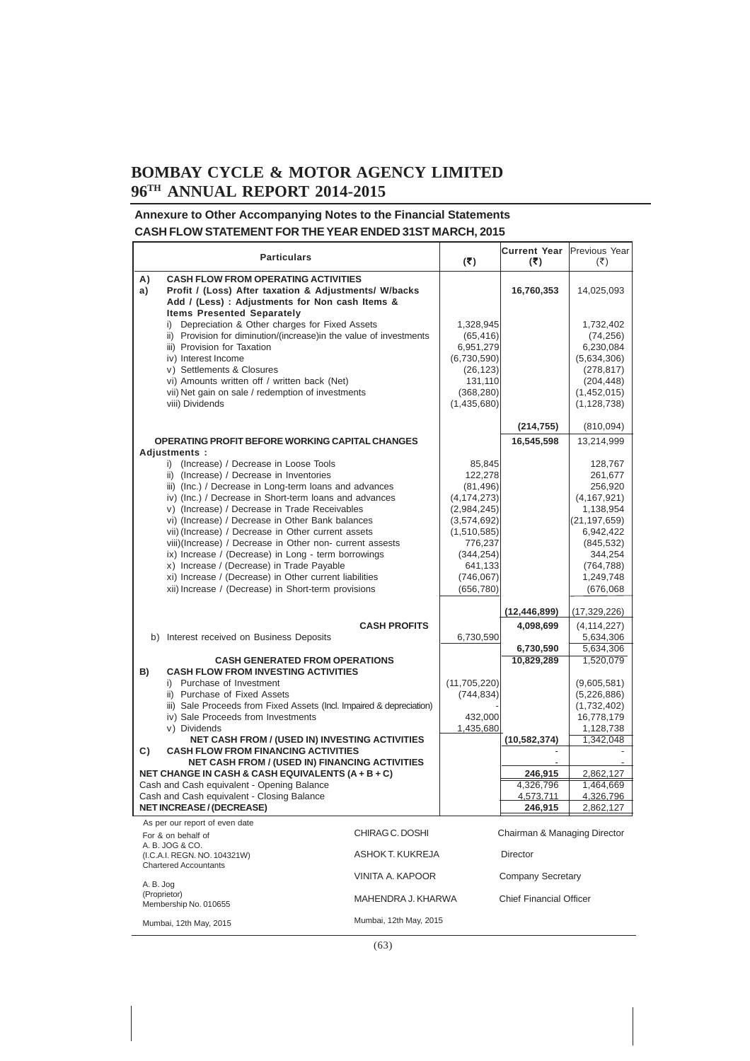# BOMBAY CYCLE & MOTOR AGENCY LIMITED
# 96TH ANNUAL REPORT 2014-2015

## Annexure to Other Accompanying Notes to the Financial Statements
## CASH FLOW STATEMENT FOR THE YEAR ENDED 31ST MARCH, 2015

| Particulars | (₹) | Current Year (₹) | Previous Year (₹) |
|---|---|---|---|
| **A) CASH FLOW FROM OPERATING ACTIVITIES** | | | |
| **a) Profit / (Loss) After taxation & Adjustments/ W/backs Add / (Less) : Adjustments for Non cash Items & Items Presented Separately** | | **16,760,353** | 14,025,093 |
| i) Depreciation & Other charges for Fixed Assets | 1,328,945 | | 1,732,402 |
| ii) Provision for diminution/(increase)in the value of investments | (65,416) | | (74,256) |
| iii) Provision for Taxation | 6,951,279 | | 6,230,084 |
| iv) Interest Income | (6,730,590) | | (5,634,306) |
| v) Settlements & Closures | (26,123) | | (278,817) |
| vi) Amounts written off / written back (Net) | 131,110 | | (204,448) |
| vii) Net gain on sale / redemption of investments | (368,280) | | (1,452,015) |
| viii) Dividends | (1,435,680) | | (1,128,738) |
| | | **(214,755)** | (810,094) |
| **OPERATING PROFIT BEFORE WORKING CAPITAL CHANGES** | | **16,545,598** | 13,214,999 |
| **Adjustments :** | | | |
| i) (Increase) / Decrease in Loose Tools | 85,845 | | 128,767 |
| ii) (Increase) / Decrease in Inventories | 122,278 | | 261,677 |
| iii) (Inc.) / Decrease in Long-term loans and advances | (81,496) | | 256,920 |
| iv) (Inc.) / Decrease in Short-term loans and advances | (4,174,273) | | (4,167,921) |
| v) (Increase) / Decrease in Trade Receivables | (2,984,245) | | 1,138,954 |
| vi) (Increase) / Decrease in Other Bank balances | (3,574,692) | | (21,197,659) |
| vii) (Increase) / Decrease in Other current assets | (1,510,585) | | 6,942,422 |
| viii)(Increase) / Decrease in Other non- current assests | 776,237 | | (845,532) |
| ix) Increase / (Decrease) in Long - term borrowings | (344,254) | | 344,254 |
| x) Increase / (Decrease) in Trade Payable | 641,133 | | (764,788) |
| xi) Increase / (Decrease) in Other current liabilities | (746,067) | | 1,249,748 |
| xii) Increase / (Decrease) in Short-term provisions | (656,780) | | (676,068 |
| | | **(12,446,899)** | (17,329,226) |
| **CASH PROFITS** | | **4,098,699** | (4,114,227) |
| b) Interest received on Business Deposits | 6,730,590 | | 5,634,306 |
| | | **6,730,590** | 5,634,306 |
| **CASH GENERATED FROM OPERATIONS** | | **10,829,289** | 1,520,079 |
| **B) CASH FLOW FROM INVESTING ACTIVITIES** | | | |
| i) Purchase of Investment | (11,705,220) | | (9,605,581) |
| ii) Purchase of Fixed Assets | (744,834) | | (5,226,886) |
| iii) Sale Proceeds from Fixed Assets (Incl. Impaired & depreciation) | - | | (1,732,402) |
| iv) Sale Proceeds from Investments | 432,000 | | 16,778,179 |
| v) Dividends | 1,435,680 | | 1,128,738 |
| **NET CASH FROM / (USED IN) INVESTING ACTIVITIES** | | **(10,582,374)** | 1,342,048 |
| **C) CASH FLOW FROM FINANCING ACTIVITIES** | | - | - |
| **NET CASH FROM / (USED IN) FINANCING ACTIVITIES** | | - | - |
| **NET CHANGE IN CASH & CASH EQUIVALENTS (A + B + C)** | | **246,915** | 2,862,127 |
| Cash and Cash equivalent - Opening Balance | | 4,326,796 | 1,464,669 |
| Cash and Cash equivalent - Closing Balance | | 4,573,711 | 4,326,796 |
| **NET INCREASE / (DECREASE)** | | **246,915** | 2,862,127 |

As per our report of even date
For & on behalf of
A. B. JOG & CO.
(I.C.A.I. REGN. NO. 104321W)
Chartered Accountants

A. B. Jog
(Proprietor)
Membership No. 010655

Mumbai, 12th May, 2015

CHIRAG C. DOSHI — Chairman & Managing Director

ASHOK T. KUKREJA — Director

VINITA A. KAPOOR — Company Secretary

MAHENDRA J. KHARWA — Chief Financial Officer

Mumbai, 12th May, 2015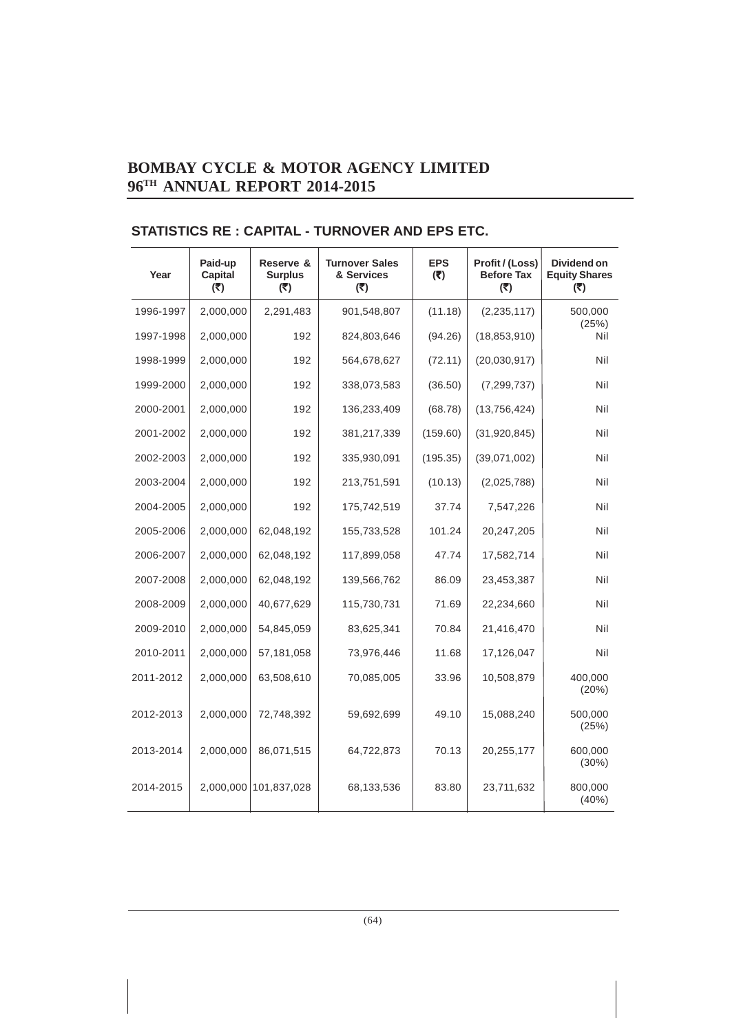## STATISTICS RE : CAPITAL - TURNOVER AND EPS ETC.

| Year | Paid-up Capital (₹) | Reserve & Surplus (₹) | Turnover Sales & Services (₹) | EPS (₹) | Profit / (Loss) Before Tax (₹) | Dividend on Equity Shares (₹) |
|---|---|---|---|---|---|---|
| 1996-1997 | 2,000,000 | 2,291,483 | 901,548,807 | (11.18) | (2,235,117) | 500,000 (25%) |
| 1997-1998 | 2,000,000 | 192 | 824,803,646 | (94.26) | (18,853,910) | Nil |
| 1998-1999 | 2,000,000 | 192 | 564,678,627 | (72.11) | (20,030,917) | Nil |
| 1999-2000 | 2,000,000 | 192 | 338,073,583 | (36.50) | (7,299,737) | Nil |
| 2000-2001 | 2,000,000 | 192 | 136,233,409 | (68.78) | (13,756,424) | Nil |
| 2001-2002 | 2,000,000 | 192 | 381,217,339 | (159.60) | (31,920,845) | Nil |
| 2002-2003 | 2,000,000 | 192 | 335,930,091 | (195.35) | (39,071,002) | Nil |
| 2003-2004 | 2,000,000 | 192 | 213,751,591 | (10.13) | (2,025,788) | Nil |
| 2004-2005 | 2,000,000 | 192 | 175,742,519 | 37.74 | 7,547,226 | Nil |
| 2005-2006 | 2,000,000 | 62,048,192 | 155,733,528 | 101.24 | 20,247,205 | Nil |
| 2006-2007 | 2,000,000 | 62,048,192 | 117,899,058 | 47.74 | 17,582,714 | Nil |
| 2007-2008 | 2,000,000 | 62,048,192 | 139,566,762 | 86.09 | 23,453,387 | Nil |
| 2008-2009 | 2,000,000 | 40,677,629 | 115,730,731 | 71.69 | 22,234,660 | Nil |
| 2009-2010 | 2,000,000 | 54,845,059 | 83,625,341 | 70.84 | 21,416,470 | Nil |
| 2010-2011 | 2,000,000 | 57,181,058 | 73,976,446 | 11.68 | 17,126,047 | Nil |
| 2011-2012 | 2,000,000 | 63,508,610 | 70,085,005 | 33.96 | 10,508,879 | 400,000 (20%) |
| 2012-2013 | 2,000,000 | 72,748,392 | 59,692,699 | 49.10 | 15,088,240 | 500,000 (25%) |
| 2013-2014 | 2,000,000 | 86,071,515 | 64,722,873 | 70.13 | 20,255,177 | 600,000 (30%) |
| 2014-2015 | 2,000,000 | 101,837,028 | 68,133,536 | 83.80 | 23,711,632 | 800,000 (40%) |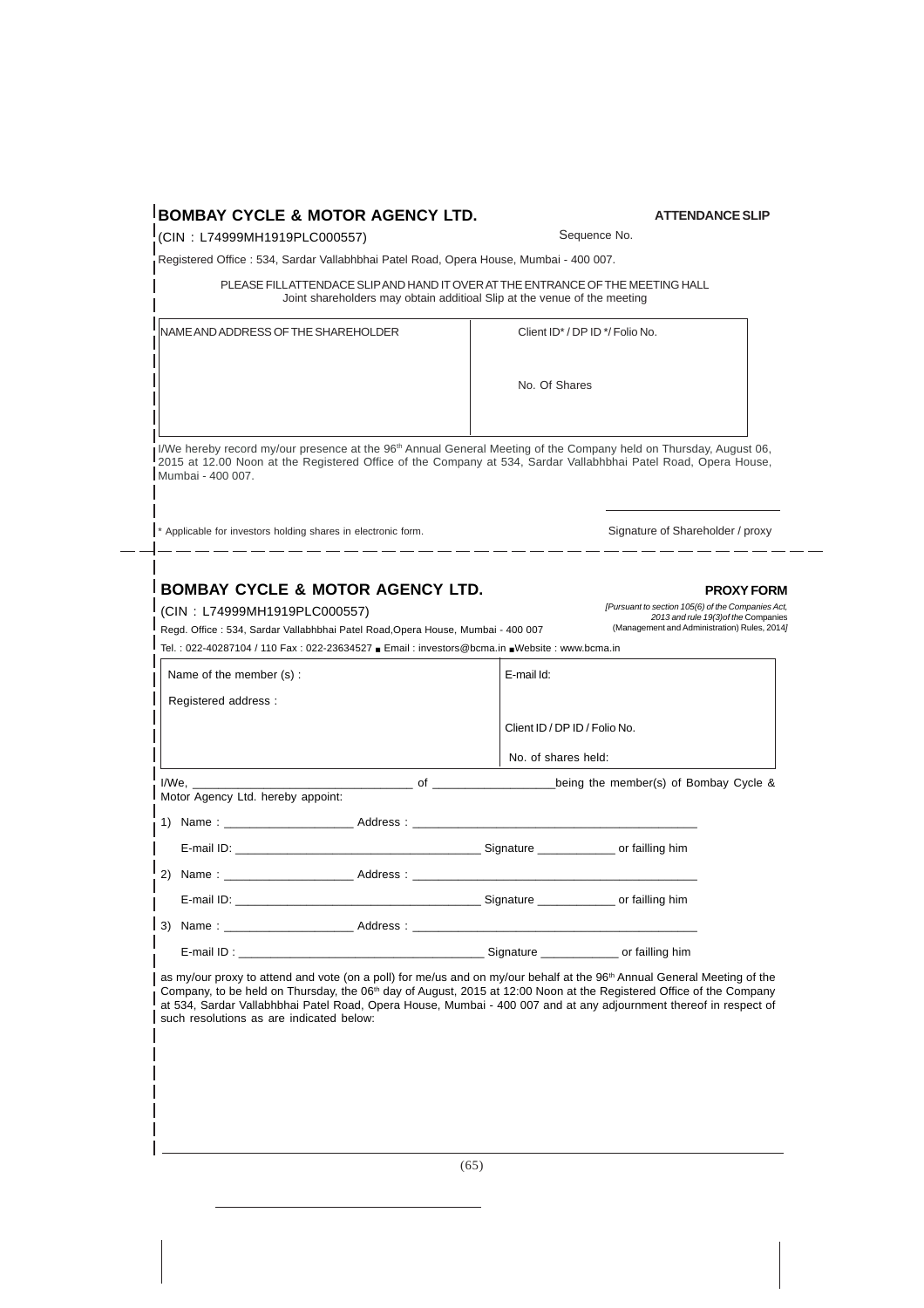## BOMBAY CYCLE & MOTOR AGENCY LTD.

**ATTENDANCE SLIP**

(CIN : L74999MH1919PLC000557)

Sequence No.

Registered Office : 534, Sardar Vallabhbhai Patel Road, Opera House, Mumbai - 400 007.

PLEASE FILL ATTENDACE SLIP AND HAND IT OVER AT THE ENTRANCE OF THE MEETING HALL
Joint shareholders may obtain additioal Slip at the venue of the meeting

| NAME AND ADDRESS OF THE SHAREHOLDER | Client ID* / DP ID */ Folio No. |
|---|---|
| | No. Of Shares |

I/We hereby record my/our presence at the 96th Annual General Meeting of the Company held on Thursday, August 06, 2015 at 12.00 Noon at the Registered Office of the Company at 534, Sardar Vallabhbhai Patel Road, Opera House, Mumbai - 400 007.

\* Applicable for investors holding shares in electronic form.

Signature of Shareholder / proxy

---

## BOMBAY CYCLE & MOTOR AGENCY LTD.

**PROXY FORM**

*[Pursuant to section 105(6) of the Companies Act, 2013 and rule 19(3)of the* Companies (Management and Administration) Rules, 2014*]*

(CIN : L74999MH1919PLC000557)

Regd. Office : 534, Sardar Vallabhbhai Patel Road,Opera House, Mumbai - 400 007

Tel. : 022-40287104 / 110 Fax : 022-23634527 ■ Email : investors@bcma.in ■Website : www.bcma.in

| Name of the member (s) : | E-mail Id: |
|---|---|
| Registered address : | |
| | Client ID / DP ID / Folio No. |
| | No. of shares held: |

I/We, ________________________________ of __________________being the member(s) of Bombay Cycle & Motor Agency Ltd. hereby appoint:

1) Name : ___________________ Address : __________________________________________

   E-mail ID: _____________________________________ Signature ___________ or failling him

2) Name : ___________________ Address : __________________________________________

   E-mail ID: _____________________________________ Signature ___________ or failling him

3) Name : ___________________ Address : __________________________________________

   E-mail ID : _____________________________________ Signature ___________ or failling him

as my/our proxy to attend and vote (on a poll) for me/us and on my/our behalf at the 96th Annual General Meeting of the Company, to be held on Thursday, the 06th day of August, 2015 at 12:00 Noon at the Registered Office of the Company at 534, Sardar Vallabhbhai Patel Road, Opera House, Mumbai - 400 007 and at any adjournment thereof in respect of such resolutions as are indicated below: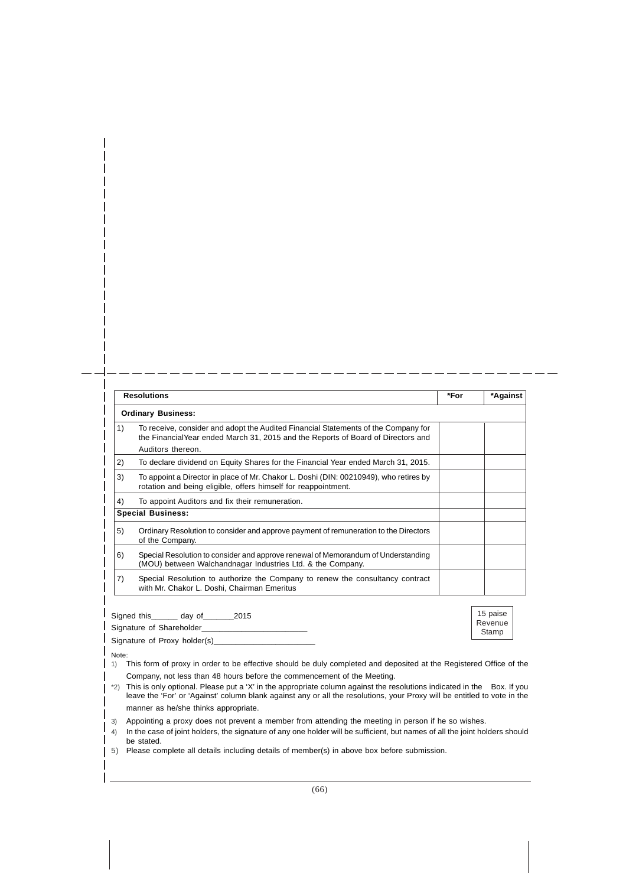| Resolutions | *For | *Against |
|---|---|---|
| **Ordinary Business:** | | |
| 1) To receive, consider and adopt the Audited Financial Statements of the Company for the FinancialYear ended March 31, 2015 and the Reports of Board of Directors and Auditors thereon. | | |
| 2) To declare dividend on Equity Shares for the Financial Year ended March 31, 2015. | | |
| 3) To appoint a Director in place of Mr. Chakor L. Doshi (DIN: 00210949), who retires by rotation and being eligible, offers himself for reappointment. | | |
| 4) To appoint Auditors and fix their remuneration. | | |
| **Special Business:** | | |
| 5) Ordinary Resolution to consider and approve payment of remuneration to the Directors of the Company. | | |
| 6) Special Resolution to consider and approve renewal of Memorandum of Understanding (MOU) between Walchandnagar Industries Ltd. & the Company. | | |
| 7) Special Resolution to authorize the Company to renew the consultancy contract with Mr. Chakor L. Doshi, Chairman Emeritus | | |

Signed this______ day of_______2015

Signature of Shareholder________________________

Signature of Proxy holder(s)______________________

15 paise Revenue Stamp

Note:

1) This form of proxy in order to be effective should be duly completed and deposited at the Registered Office of the Company, not less than 48 hours before the commencement of the Meeting.

*2) This is only optional. Please put a 'X' in the appropriate column against the resolutions indicated in the Box. If you leave the 'For' or 'Against' column blank against any or all the resolutions, your Proxy will be entitled to vote in the manner as he/she thinks appropriate.

3) Appointing a proxy does not prevent a member from attending the meeting in person if he so wishes.

4) In the case of joint holders, the signature of any one holder will be sufficient, but names of all the joint holders should be stated.

5) Please complete all details including details of member(s) in above box before submission.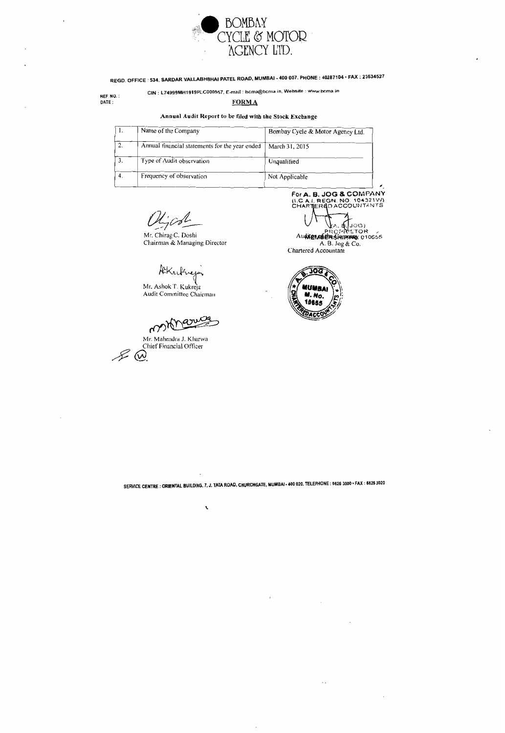# BOMBAY CYCLE & MOTOR AGENCY LTD.

REGD. OFFICE : 534, SARDAR VALLABHBHAI PATEL ROAD, MUMBAI - 400 007. PHONE : 40287104 • FAX : 23634527

CIN : L74999MH1919PLC000557, E-mail : bcma@bcma.in, Website : www.bcma.in

REF NO. :
DATE :

## FORM A

**Annual Audit Report to be filed with the Stock Exchange**

| | | |
|---|---|---|
| 1. | Name of the Company | Bombay Cycle & Motor Agency Ltd. |
| 2. | Annual financial statements for the year ended | March 31, 2015 |
| 3. | Type of Audit observation | Unqualified |
| 4. | Frequency of observation | Not Applicable |

Mr. Chirag C. Doshi
Chairman & Managing Director

Mr. Ashok T. Kukreja
Audit Committee Chairman

Mr. Mahendra J. Kharwa
Chief Financial Officer

For A. B. JOG & COMPANY
(I.C.A.I. REGN. NO. 104321W)
CHARTERED ACCOUNTANTS

(A. B. JOG)
PROPRIETOR
MEMBERSHIP NO. 010655
Auditor
A. B. Jog & Co.
Chartered Accountant

SERVICE CENTRE : ORIENTAL BUILDING, 7, J. TATA ROAD, CHURCHGATE, MUMBAI - 400 020. TELEPHONE : 6626 3000 • FAX : 6626 3020